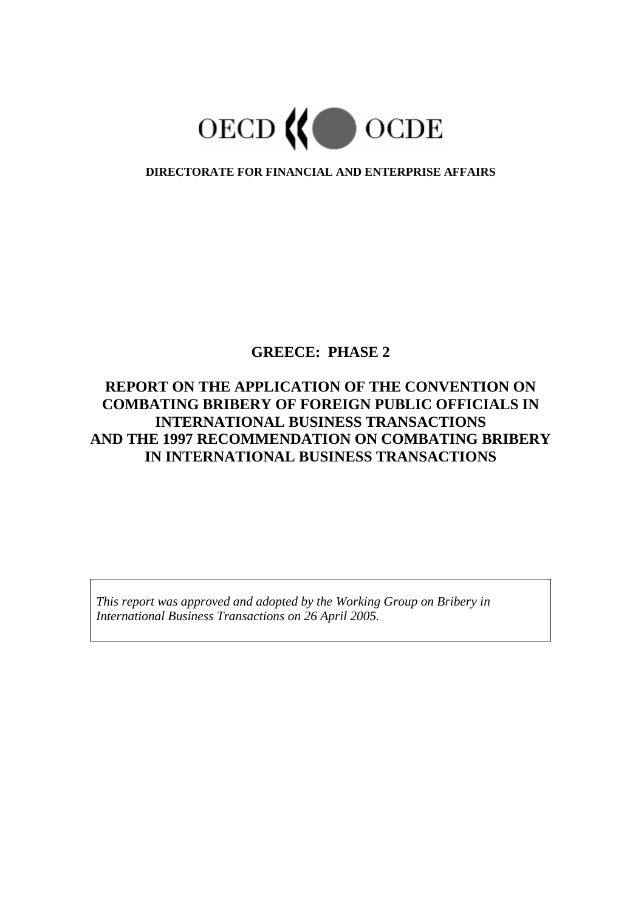OECD OCDE

**DIRECTORATE FOR FINANCIAL AND ENTERPRISE AFFAIRS**

# GREECE: PHASE 2

# REPORT ON THE APPLICATION OF THE CONVENTION ON COMBATING BRIBERY OF FOREIGN PUBLIC OFFICIALS IN INTERNATIONAL BUSINESS TRANSACTIONS AND THE 1997 RECOMMENDATION ON COMBATING BRIBERY IN INTERNATIONAL BUSINESS TRANSACTIONS

*This report was approved and adopted by the Working Group on Bribery in International Business Transactions on 26 April 2005.*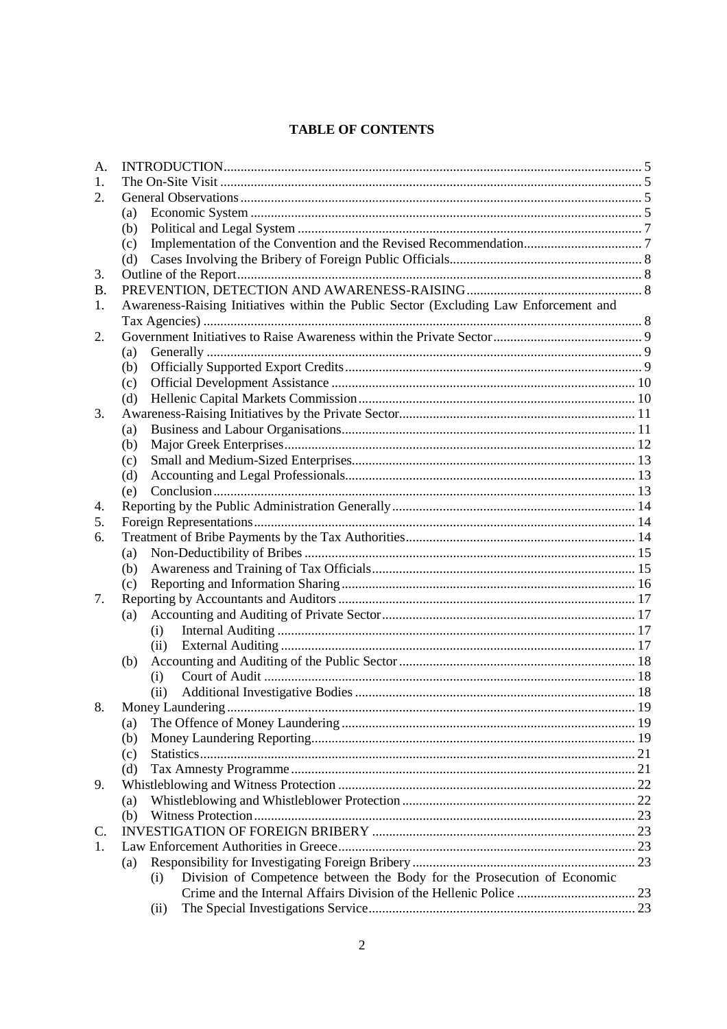**TABLE OF CONTENTS**

A. INTRODUCTION .......... 5
1. The On-Site Visit .......... 5
2. General Observations .......... 5
   (a) Economic System .......... 5
   (b) Political and Legal System .......... 7
   (c) Implementation of the Convention and the Revised Recommendation .......... 7
   (d) Cases Involving the Bribery of Foreign Public Officials .......... 8
3. Outline of the Report .......... 8
B. PREVENTION, DETECTION AND AWARENESS-RAISING .......... 8
1. Awareness-Raising Initiatives within the Public Sector (Excluding Law Enforcement and Tax Agencies) .......... 8
2. Government Initiatives to Raise Awareness within the Private Sector .......... 9
   (a) Generally .......... 9
   (b) Officially Supported Export Credits .......... 9
   (c) Official Development Assistance .......... 10
   (d) Hellenic Capital Markets Commission .......... 10
3. Awareness-Raising Initiatives by the Private Sector .......... 11
   (a) Business and Labour Organisations .......... 11
   (b) Major Greek Enterprises .......... 12
   (c) Small and Medium-Sized Enterprises .......... 13
   (d) Accounting and Legal Professionals .......... 13
   (e) Conclusion .......... 13
4. Reporting by the Public Administration Generally .......... 14
5. Foreign Representations .......... 14
6. Treatment of Bribe Payments by the Tax Authorities .......... 14
   (a) Non-Deductibility of Bribes .......... 15
   (b) Awareness and Training of Tax Officials .......... 15
   (c) Reporting and Information Sharing .......... 16
7. Reporting by Accountants and Auditors .......... 17
   (a) Accounting and Auditing of Private Sector .......... 17
      (i) Internal Auditing .......... 17
      (ii) External Auditing .......... 17
   (b) Accounting and Auditing of the Public Sector .......... 18
      (i) Court of Audit .......... 18
      (ii) Additional Investigative Bodies .......... 18
8. Money Laundering .......... 19
   (a) The Offence of Money Laundering .......... 19
   (b) Money Laundering Reporting .......... 19
   (c) Statistics .......... 21
   (d) Tax Amnesty Programme .......... 21
9. Whistleblowing and Witness Protection .......... 22
   (a) Whistleblowing and Whistleblower Protection .......... 22
   (b) Witness Protection .......... 23
C. INVESTIGATION OF FOREIGN BRIBERY .......... 23
1. Law Enforcement Authorities in Greece .......... 23
   (a) Responsibility for Investigating Foreign Bribery .......... 23
      (i) Division of Competence between the Body for the Prosecution of Economic Crime and the Internal Affairs Division of the Hellenic Police .......... 23
      (ii) The Special Investigations Service .......... 23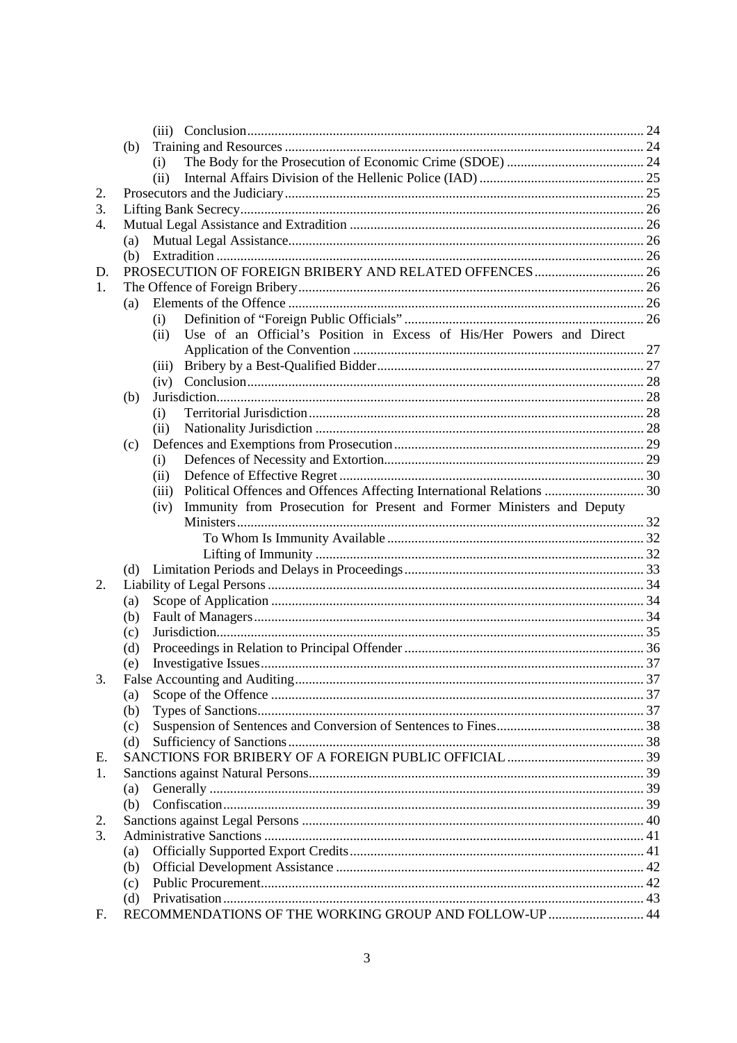(iii) Conclusion .......... 24

(b) Training and Resources .......... 24

(i) The Body for the Prosecution of Economic Crime (SDOE) .......... 24

(ii) Internal Affairs Division of the Hellenic Police (IAD) .......... 25

2. Prosecutors and the Judiciary .......... 25

3. Lifting Bank Secrecy .......... 26

4. Mutual Legal Assistance and Extradition .......... 26

(a) Mutual Legal Assistance .......... 26

(b) Extradition .......... 26

D. PROSECUTION OF FOREIGN BRIBERY AND RELATED OFFENCES .......... 26

1. The Offence of Foreign Bribery .......... 26

(a) Elements of the Offence .......... 26

(i) Definition of "Foreign Public Officials" .......... 26

(ii) Use of an Official's Position in Excess of His/Her Powers and Direct Application of the Convention .......... 27

(iii) Bribery by a Best-Qualified Bidder .......... 27

(iv) Conclusion .......... 28

(b) Jurisdiction .......... 28

(i) Territorial Jurisdiction .......... 28

(ii) Nationality Jurisdiction .......... 28

(c) Defences and Exemptions from Prosecution .......... 29

(i) Defences of Necessity and Extortion .......... 29

(ii) Defence of Effective Regret .......... 30

(iii) Political Offences and Offences Affecting International Relations .......... 30

(iv) Immunity from Prosecution for Present and Former Ministers and Deputy Ministers .......... 32

To Whom Is Immunity Available .......... 32

Lifting of Immunity .......... 32

(d) Limitation Periods and Delays in Proceedings .......... 33

2. Liability of Legal Persons .......... 34

(a) Scope of Application .......... 34

(b) Fault of Managers .......... 34

(c) Jurisdiction .......... 35

(d) Proceedings in Relation to Principal Offender .......... 36

(e) Investigative Issues .......... 37

3. False Accounting and Auditing .......... 37

(a) Scope of the Offence .......... 37

(b) Types of Sanctions .......... 37

(c) Suspension of Sentences and Conversion of Sentences to Fines .......... 38

(d) Sufficiency of Sanctions .......... 38

E. SANCTIONS FOR BRIBERY OF A FOREIGN PUBLIC OFFICIAL .......... 39

1. Sanctions against Natural Persons .......... 39

(a) Generally .......... 39

(b) Confiscation .......... 39

2. Sanctions against Legal Persons .......... 40

3. Administrative Sanctions .......... 41

(a) Officially Supported Export Credits .......... 41

(b) Official Development Assistance .......... 42

(c) Public Procurement .......... 42

(d) Privatisation .......... 43

F. RECOMMENDATIONS OF THE WORKING GROUP AND FOLLOW-UP .......... 44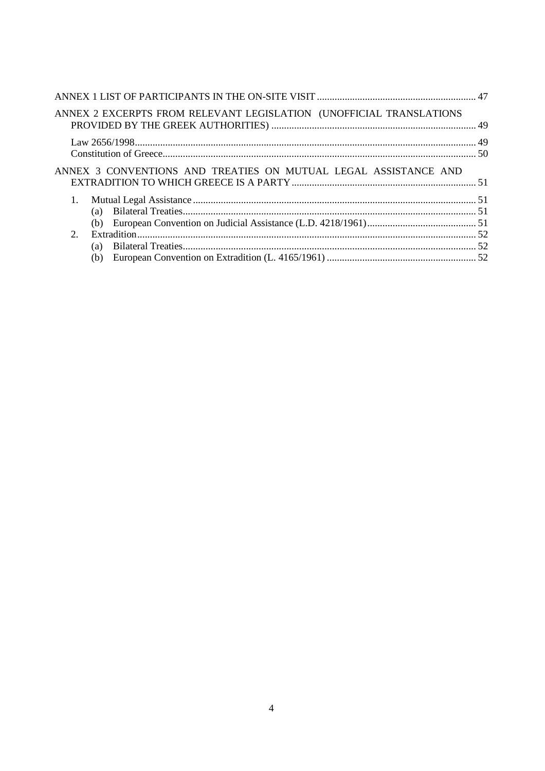- ANNEX 1 LIST OF PARTICIPANTS IN THE ON-SITE VISIT ........ 47
- ANNEX 2 EXCERPTS FROM RELEVANT LEGISLATION (UNOFFICIAL TRANSLATIONS PROVIDED BY THE GREEK AUTHORITIES) ........ 49
  - Law 2656/1998 ........ 49
  - Constitution of Greece ........ 50
- ANNEX 3 CONVENTIONS AND TREATIES ON MUTUAL LEGAL ASSISTANCE AND EXTRADITION TO WHICH GREECE IS A PARTY ........ 51
  1. Mutual Legal Assistance ........ 51
     - (a) Bilateral Treaties ........ 51
     - (b) European Convention on Judicial Assistance (L.D. 4218/1961) ........ 51
  2. Extradition ........ 52
     - (a) Bilateral Treaties ........ 52
     - (b) European Convention on Extradition (L. 4165/1961) ........ 52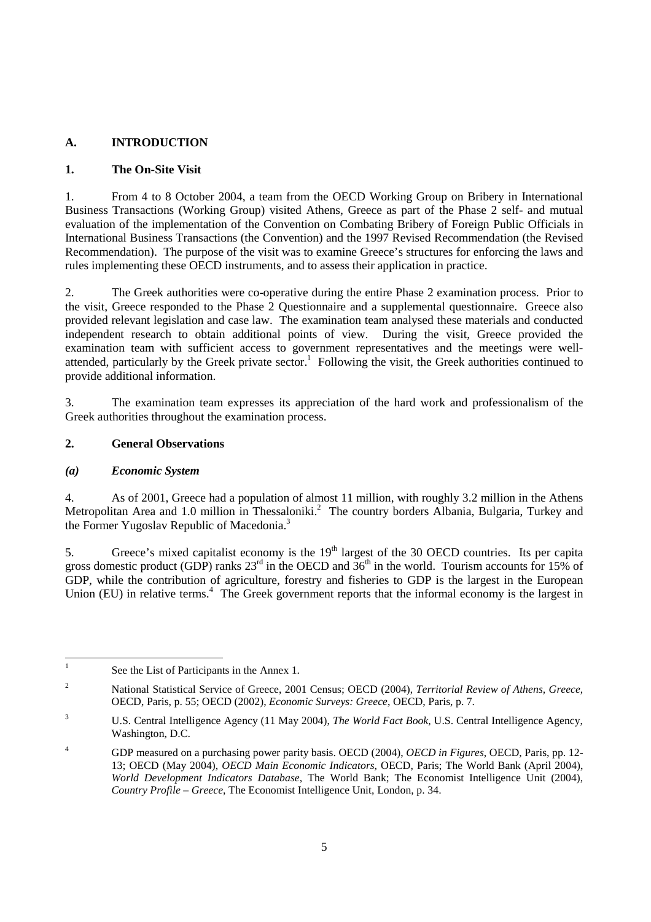## A. INTRODUCTION

### 1. The On-Site Visit

1. From 4 to 8 October 2004, a team from the OECD Working Group on Bribery in International Business Transactions (Working Group) visited Athens, Greece as part of the Phase 2 self- and mutual evaluation of the implementation of the Convention on Combating Bribery of Foreign Public Officials in International Business Transactions (the Convention) and the 1997 Revised Recommendation (the Revised Recommendation). The purpose of the visit was to examine Greece's structures for enforcing the laws and rules implementing these OECD instruments, and to assess their application in practice.

2. The Greek authorities were co-operative during the entire Phase 2 examination process. Prior to the visit, Greece responded to the Phase 2 Questionnaire and a supplemental questionnaire. Greece also provided relevant legislation and case law. The examination team analysed these materials and conducted independent research to obtain additional points of view. During the visit, Greece provided the examination team with sufficient access to government representatives and the meetings were well-attended, particularly by the Greek private sector.[1] Following the visit, the Greek authorities continued to provide additional information.

3. The examination team expresses its appreciation of the hard work and professionalism of the Greek authorities throughout the examination process.

### 2. General Observations

#### *(a) Economic System*

4. As of 2001, Greece had a population of almost 11 million, with roughly 3.2 million in the Athens Metropolitan Area and 1.0 million in Thessaloniki.[2] The country borders Albania, Bulgaria, Turkey and the Former Yugoslav Republic of Macedonia.[3]

5. Greece's mixed capitalist economy is the 19th largest of the 30 OECD countries. Its per capita gross domestic product (GDP) ranks 23rd in the OECD and 36th in the world. Tourism accounts for 15% of GDP, while the contribution of agriculture, forestry and fisheries to GDP is the largest in the European Union (EU) in relative terms.[4] The Greek government reports that the informal economy is the largest in

---

[1] See the List of Participants in the Annex 1.

[2] National Statistical Service of Greece, 2001 Census; OECD (2004), *Territorial Review of Athens, Greece*, OECD, Paris, p. 55; OECD (2002), *Economic Surveys: Greece*, OECD, Paris, p. 7.

[3] U.S. Central Intelligence Agency (11 May 2004), *The World Fact Book*, U.S. Central Intelligence Agency, Washington, D.C.

[4] GDP measured on a purchasing power parity basis. OECD (2004), *OECD in Figures*, OECD, Paris, pp. 12-13; OECD (May 2004), *OECD Main Economic Indicators*, OECD, Paris; The World Bank (April 2004), *World Development Indicators Database*, The World Bank; The Economist Intelligence Unit (2004), *Country Profile – Greece*, The Economist Intelligence Unit, London, p. 34.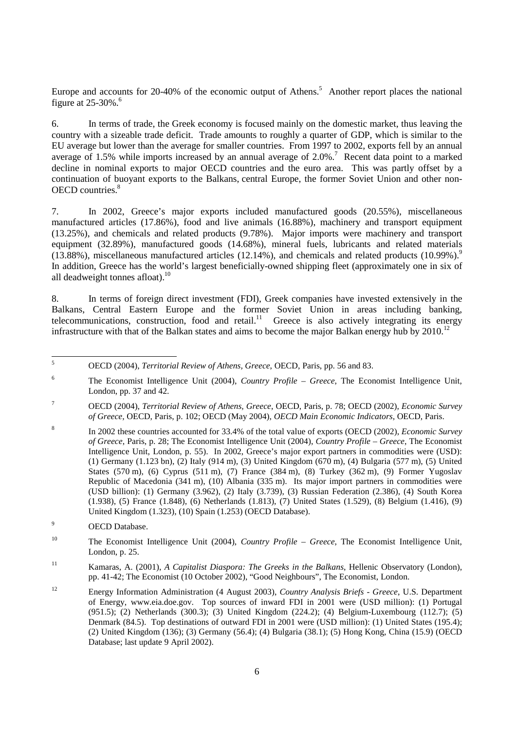Europe and accounts for 20-40% of the economic output of Athens.[5] Another report places the national figure at 25-30%.[6]

6. In terms of trade, the Greek economy is focused mainly on the domestic market, thus leaving the country with a sizeable trade deficit. Trade amounts to roughly a quarter of GDP, which is similar to the EU average but lower than the average for smaller countries. From 1997 to 2002, exports fell by an annual average of 1.5% while imports increased by an annual average of 2.0%.[7] Recent data point to a marked decline in nominal exports to major OECD countries and the euro area. This was partly offset by a continuation of buoyant exports to the Balkans, central Europe, the former Soviet Union and other non-OECD countries.[8]

7. In 2002, Greece's major exports included manufactured goods (20.55%), miscellaneous manufactured articles (17.86%), food and live animals (16.88%), machinery and transport equipment (13.25%), and chemicals and related products (9.78%). Major imports were machinery and transport equipment (32.89%), manufactured goods (14.68%), mineral fuels, lubricants and related materials (13.88%), miscellaneous manufactured articles (12.14%), and chemicals and related products (10.99%).[9] In addition, Greece has the world's largest beneficially-owned shipping fleet (approximately one in six of all deadweight tonnes afloat).[10]

8. In terms of foreign direct investment (FDI), Greek companies have invested extensively in the Balkans, Central Eastern Europe and the former Soviet Union in areas including banking, telecommunications, construction, food and retail.[11] Greece is also actively integrating its energy infrastructure with that of the Balkan states and aims to become the major Balkan energy hub by 2010.[12]

---

[5] OECD (2004), *Territorial Review of Athens, Greece*, OECD, Paris, pp. 56 and 83.

[6] The Economist Intelligence Unit (2004), *Country Profile – Greece*, The Economist Intelligence Unit, London, pp. 37 and 42.

[7] OECD (2004), *Territorial Review of Athens, Greece*, OECD, Paris, p. 78; OECD (2002), *Economic Survey of Greece*, OECD, Paris, p. 102; OECD (May 2004), *OECD Main Economic Indicators*, OECD, Paris.

[8] In 2002 these countries accounted for 33.4% of the total value of exports (OECD (2002), *Economic Survey of Greece*, Paris, p. 28; The Economist Intelligence Unit (2004), *Country Profile – Greece*, The Economist Intelligence Unit, London, p. 55). In 2002, Greece's major export partners in commodities were (USD): (1) Germany (1.123 bn), (2) Italy (914 m), (3) United Kingdom (670 m), (4) Bulgaria (577 m), (5) United States (570 m), (6) Cyprus (511 m), (7) France (384 m), (8) Turkey (362 m), (9) Former Yugoslav Republic of Macedonia (341 m), (10) Albania (335 m). Its major import partners in commodities were (USD billion): (1) Germany (3.962), (2) Italy (3.739), (3) Russian Federation (2.386), (4) South Korea (1.938), (5) France (1.848), (6) Netherlands (1.813), (7) United States (1.529), (8) Belgium (1.416), (9) United Kingdom (1.323), (10) Spain (1.253) (OECD Database).

[9] OECD Database.

[10] The Economist Intelligence Unit (2004), *Country Profile – Greece*, The Economist Intelligence Unit, London, p. 25.

[11] Kamaras, A. (2001), *A Capitalist Diaspora: The Greeks in the Balkans*, Hellenic Observatory (London), pp. 41-42; The Economist (10 October 2002), "Good Neighbours", The Economist, London.

[12] Energy Information Administration (4 August 2003), *Country Analysis Briefs - Greece*, U.S. Department of Energy, www.eia.doe.gov. Top sources of inward FDI in 2001 were (USD million): (1) Portugal (951.5); (2) Netherlands (300.3); (3) United Kingdom (224.2); (4) Belgium-Luxembourg (112.7); (5) Denmark (84.5). Top destinations of outward FDI in 2001 were (USD million): (1) United States (195.4); (2) United Kingdom (136); (3) Germany (56.4); (4) Bulgaria (38.1); (5) Hong Kong, China (15.9) (OECD Database; last update 9 April 2002).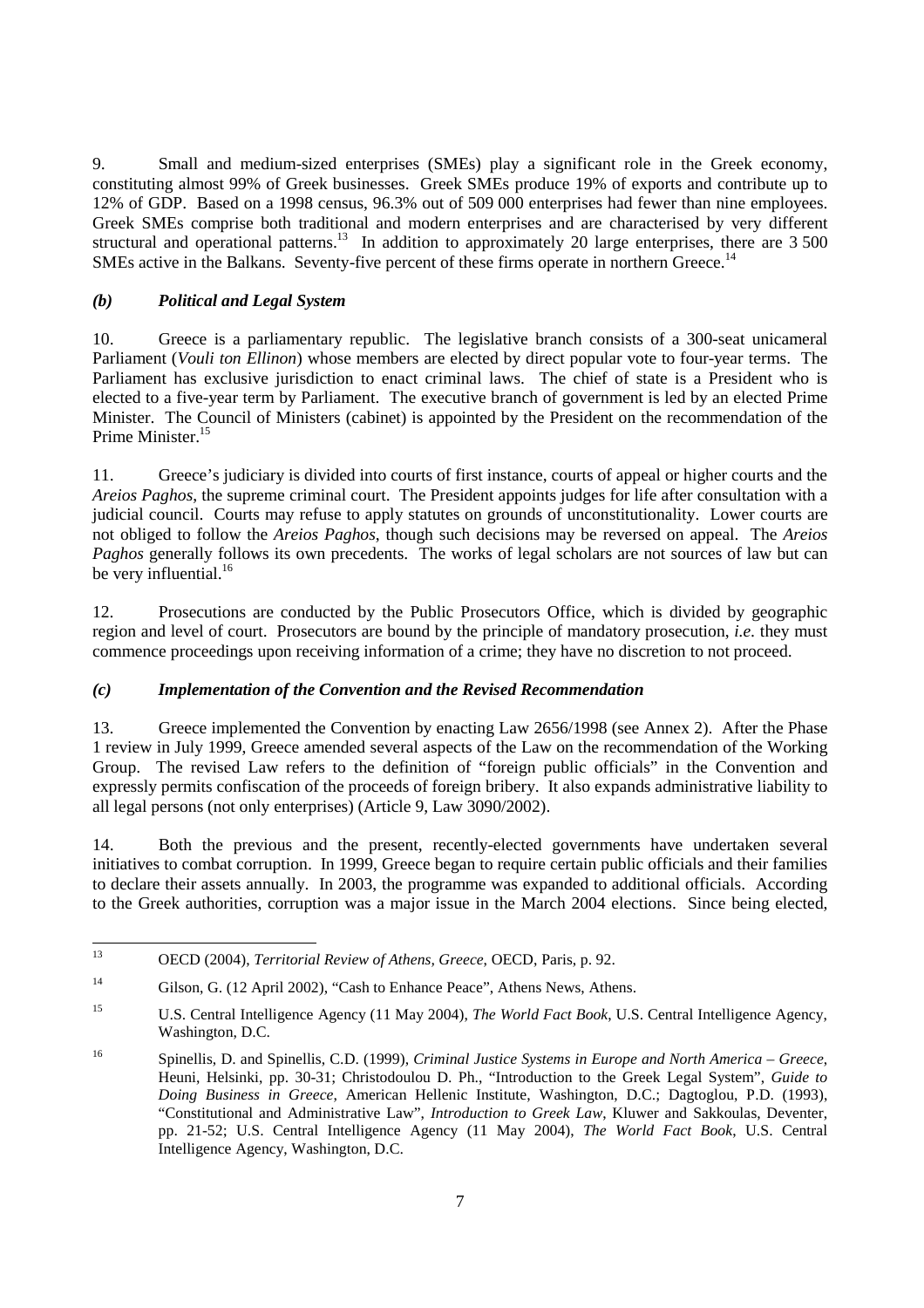9. Small and medium-sized enterprises (SMEs) play a significant role in the Greek economy, constituting almost 99% of Greek businesses. Greek SMEs produce 19% of exports and contribute up to 12% of GDP. Based on a 1998 census, 96.3% out of 509 000 enterprises had fewer than nine employees. Greek SMEs comprise both traditional and modern enterprises and are characterised by very different structural and operational patterns.[13] In addition to approximately 20 large enterprises, there are 3 500 SMEs active in the Balkans. Seventy-five percent of these firms operate in northern Greece.[14]

### *(b) Political and Legal System*

10. Greece is a parliamentary republic. The legislative branch consists of a 300-seat unicameral Parliament (*Vouli ton Ellinon*) whose members are elected by direct popular vote to four-year terms. The Parliament has exclusive jurisdiction to enact criminal laws. The chief of state is a President who is elected to a five-year term by Parliament. The executive branch of government is led by an elected Prime Minister. The Council of Ministers (cabinet) is appointed by the President on the recommendation of the Prime Minister.[15]

11. Greece's judiciary is divided into courts of first instance, courts of appeal or higher courts and the *Areios Paghos*, the supreme criminal court. The President appoints judges for life after consultation with a judicial council. Courts may refuse to apply statutes on grounds of unconstitutionality. Lower courts are not obliged to follow the *Areios Paghos*, though such decisions may be reversed on appeal. The *Areios Paghos* generally follows its own precedents. The works of legal scholars are not sources of law but can be very influential.[16]

12. Prosecutions are conducted by the Public Prosecutors Office, which is divided by geographic region and level of court. Prosecutors are bound by the principle of mandatory prosecution, *i.e.* they must commence proceedings upon receiving information of a crime; they have no discretion to not proceed.

### *(c) Implementation of the Convention and the Revised Recommendation*

13. Greece implemented the Convention by enacting Law 2656/1998 (see Annex 2). After the Phase 1 review in July 1999, Greece amended several aspects of the Law on the recommendation of the Working Group. The revised Law refers to the definition of "foreign public officials" in the Convention and expressly permits confiscation of the proceeds of foreign bribery. It also expands administrative liability to all legal persons (not only enterprises) (Article 9, Law 3090/2002).

14. Both the previous and the present, recently-elected governments have undertaken several initiatives to combat corruption. In 1999, Greece began to require certain public officials and their families to declare their assets annually. In 2003, the programme was expanded to additional officials. According to the Greek authorities, corruption was a major issue in the March 2004 elections. Since being elected,

---

[13] OECD (2004), *Territorial Review of Athens, Greece*, OECD, Paris, p. 92.

[14] Gilson, G. (12 April 2002), "Cash to Enhance Peace", Athens News, Athens.

[15] U.S. Central Intelligence Agency (11 May 2004), *The World Fact Book*, U.S. Central Intelligence Agency, Washington, D.C.

[16] Spinellis, D. and Spinellis, C.D. (1999), *Criminal Justice Systems in Europe and North America – Greece*, Heuni, Helsinki, pp. 30-31; Christodoulou D. Ph., "Introduction to the Greek Legal System", *Guide to Doing Business in Greece*, American Hellenic Institute, Washington, D.C.; Dagtoglou, P.D. (1993), "Constitutional and Administrative Law", *Introduction to Greek Law*, Kluwer and Sakkoulas, Deventer, pp. 21-52; U.S. Central Intelligence Agency (11 May 2004), *The World Fact Book*, U.S. Central Intelligence Agency, Washington, D.C.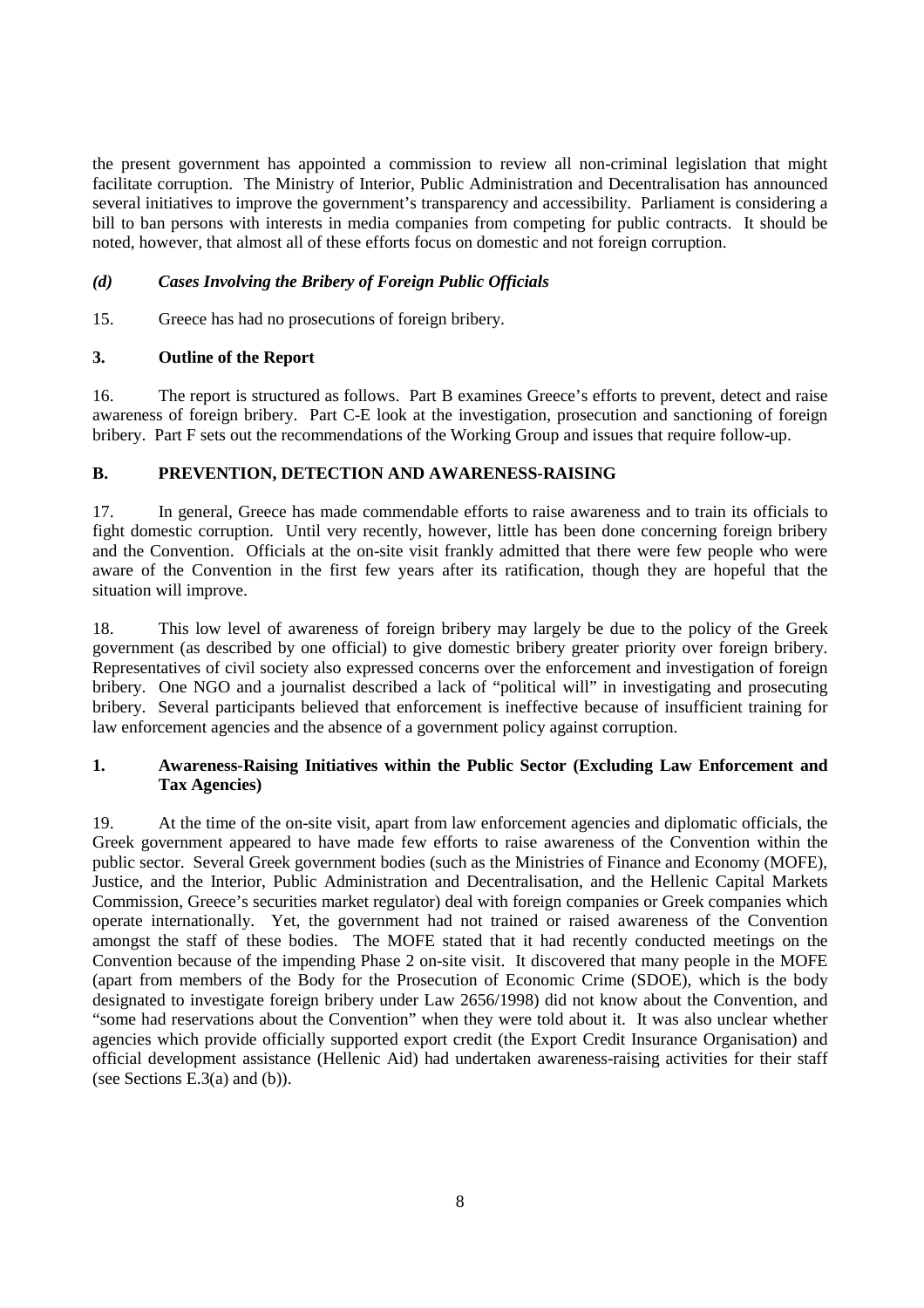the present government has appointed a commission to review all non-criminal legislation that might facilitate corruption. The Ministry of Interior, Public Administration and Decentralisation has announced several initiatives to improve the government's transparency and accessibility. Parliament is considering a bill to ban persons with interests in media companies from competing for public contracts. It should be noted, however, that almost all of these efforts focus on domestic and not foreign corruption.

#### *(d) Cases Involving the Bribery of Foreign Public Officials*

15. Greece has had no prosecutions of foreign bribery.

### 3. Outline of the Report

16. The report is structured as follows. Part B examines Greece's efforts to prevent, detect and raise awareness of foreign bribery. Part C-E look at the investigation, prosecution and sanctioning of foreign bribery. Part F sets out the recommendations of the Working Group and issues that require follow-up.

## B. PREVENTION, DETECTION AND AWARENESS-RAISING

17. In general, Greece has made commendable efforts to raise awareness and to train its officials to fight domestic corruption. Until very recently, however, little has been done concerning foreign bribery and the Convention. Officials at the on-site visit frankly admitted that there were few people who were aware of the Convention in the first few years after its ratification, though they are hopeful that the situation will improve.

18. This low level of awareness of foreign bribery may largely be due to the policy of the Greek government (as described by one official) to give domestic bribery greater priority over foreign bribery. Representatives of civil society also expressed concerns over the enforcement and investigation of foreign bribery. One NGO and a journalist described a lack of "political will" in investigating and prosecuting bribery. Several participants believed that enforcement is ineffective because of insufficient training for law enforcement agencies and the absence of a government policy against corruption.

### 1. Awareness-Raising Initiatives within the Public Sector (Excluding Law Enforcement and Tax Agencies)

19. At the time of the on-site visit, apart from law enforcement agencies and diplomatic officials, the Greek government appeared to have made few efforts to raise awareness of the Convention within the public sector. Several Greek government bodies (such as the Ministries of Finance and Economy (MOFE), Justice, and the Interior, Public Administration and Decentralisation, and the Hellenic Capital Markets Commission, Greece's securities market regulator) deal with foreign companies or Greek companies which operate internationally. Yet, the government had not trained or raised awareness of the Convention amongst the staff of these bodies. The MOFE stated that it had recently conducted meetings on the Convention because of the impending Phase 2 on-site visit. It discovered that many people in the MOFE (apart from members of the Body for the Prosecution of Economic Crime (SDOE), which is the body designated to investigate foreign bribery under Law 2656/1998) did not know about the Convention, and "some had reservations about the Convention" when they were told about it. It was also unclear whether agencies which provide officially supported export credit (the Export Credit Insurance Organisation) and official development assistance (Hellenic Aid) had undertaken awareness-raising activities for their staff (see Sections E.3(a) and (b)).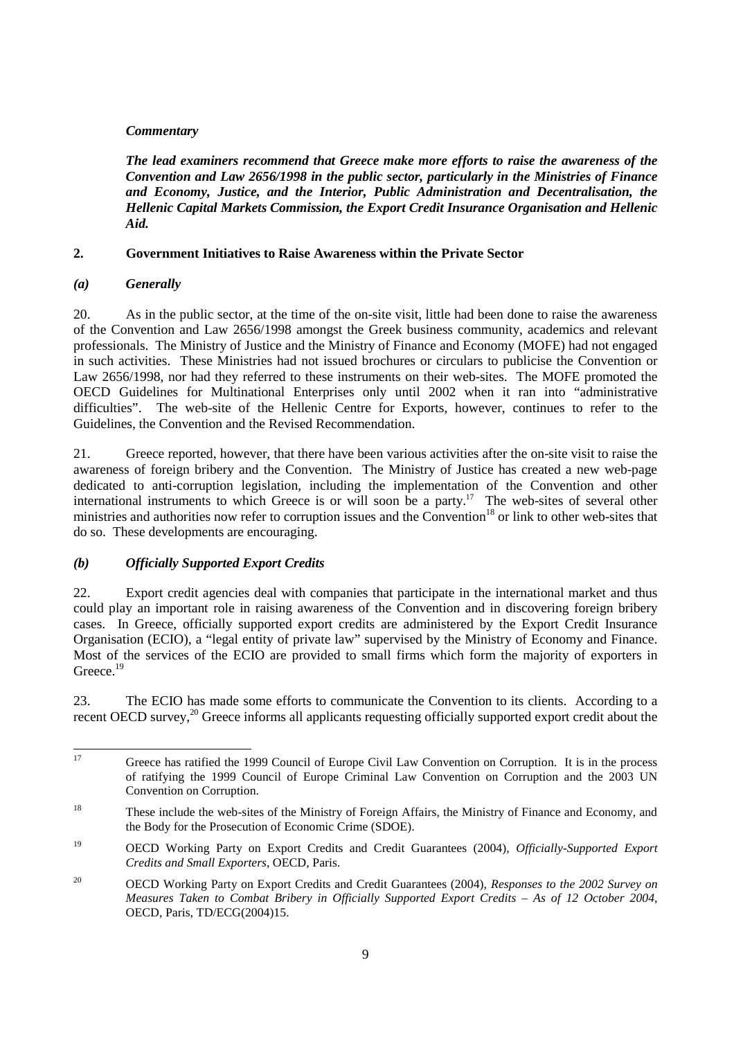***Commentary***

***The lead examiners recommend that Greece make more efforts to raise the awareness of the Convention and Law 2656/1998 in the public sector, particularly in the Ministries of Finance and Economy, Justice, and the Interior, Public Administration and Decentralisation, the Hellenic Capital Markets Commission, the Export Credit Insurance Organisation and Hellenic Aid.***

## 2. Government Initiatives to Raise Awareness within the Private Sector

### *(a) Generally*

20. As in the public sector, at the time of the on-site visit, little had been done to raise the awareness of the Convention and Law 2656/1998 amongst the Greek business community, academics and relevant professionals. The Ministry of Justice and the Ministry of Finance and Economy (MOFE) had not engaged in such activities. These Ministries had not issued brochures or circulars to publicise the Convention or Law 2656/1998, nor had they referred to these instruments on their web-sites. The MOFE promoted the OECD Guidelines for Multinational Enterprises only until 2002 when it ran into "administrative difficulties". The web-site of the Hellenic Centre for Exports, however, continues to refer to the Guidelines, the Convention and the Revised Recommendation.

21. Greece reported, however, that there have been various activities after the on-site visit to raise the awareness of foreign bribery and the Convention. The Ministry of Justice has created a new web-page dedicated to anti-corruption legislation, including the implementation of the Convention and other international instruments to which Greece is or will soon be a party.[17] The web-sites of several other ministries and authorities now refer to corruption issues and the Convention[18] or link to other web-sites that do so. These developments are encouraging.

### *(b) Officially Supported Export Credits*

22. Export credit agencies deal with companies that participate in the international market and thus could play an important role in raising awareness of the Convention and in discovering foreign bribery cases. In Greece, officially supported export credits are administered by the Export Credit Insurance Organisation (ECIO), a "legal entity of private law" supervised by the Ministry of Economy and Finance. Most of the services of the ECIO are provided to small firms which form the majority of exporters in Greece.[19]

23. The ECIO has made some efforts to communicate the Convention to its clients. According to a recent OECD survey,[20] Greece informs all applicants requesting officially supported export credit about the

---

[17] Greece has ratified the 1999 Council of Europe Civil Law Convention on Corruption. It is in the process of ratifying the 1999 Council of Europe Criminal Law Convention on Corruption and the 2003 UN Convention on Corruption.

[18] These include the web-sites of the Ministry of Foreign Affairs, the Ministry of Finance and Economy, and the Body for the Prosecution of Economic Crime (SDOE).

[19] OECD Working Party on Export Credits and Credit Guarantees (2004), *Officially-Supported Export Credits and Small Exporters*, OECD, Paris.

[20] OECD Working Party on Export Credits and Credit Guarantees (2004), *Responses to the 2002 Survey on Measures Taken to Combat Bribery in Officially Supported Export Credits – As of 12 October 2004*, OECD, Paris, TD/ECG(2004)15.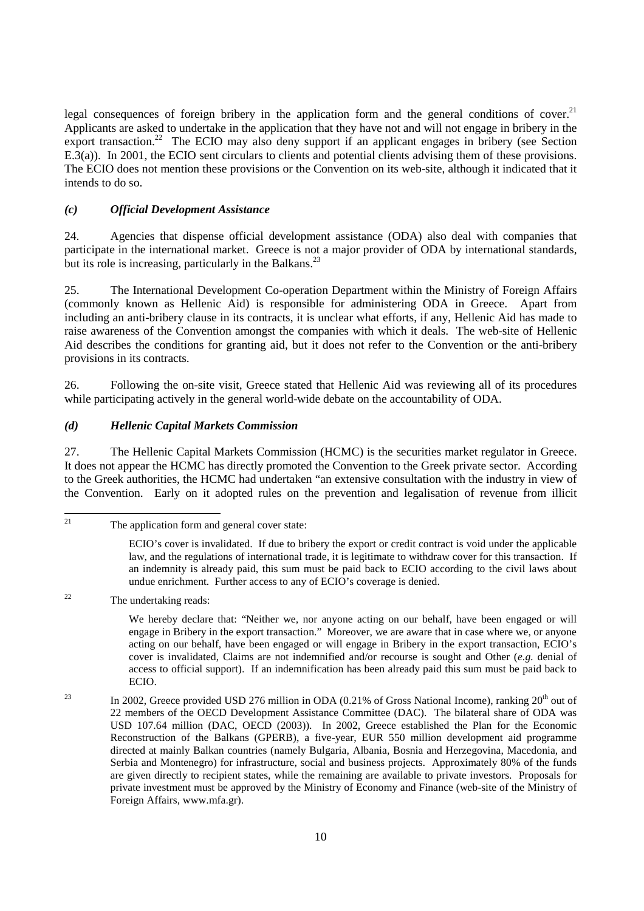legal consequences of foreign bribery in the application form and the general conditions of cover.[21] Applicants are asked to undertake in the application that they have not and will not engage in bribery in the export transaction.[22] The ECIO may also deny support if an applicant engages in bribery (see Section E.3(a)). In 2001, the ECIO sent circulars to clients and potential clients advising them of these provisions. The ECIO does not mention these provisions or the Convention on its web-site, although it indicated that it intends to do so.

### *(c) Official Development Assistance*

24. Agencies that dispense official development assistance (ODA) also deal with companies that participate in the international market. Greece is not a major provider of ODA by international standards, but its role is increasing, particularly in the Balkans.[23]

25. The International Development Co-operation Department within the Ministry of Foreign Affairs (commonly known as Hellenic Aid) is responsible for administering ODA in Greece. Apart from including an anti-bribery clause in its contracts, it is unclear what efforts, if any, Hellenic Aid has made to raise awareness of the Convention amongst the companies with which it deals. The web-site of Hellenic Aid describes the conditions for granting aid, but it does not refer to the Convention or the anti-bribery provisions in its contracts.

26. Following the on-site visit, Greece stated that Hellenic Aid was reviewing all of its procedures while participating actively in the general world-wide debate on the accountability of ODA.

### *(d) Hellenic Capital Markets Commission*

27. The Hellenic Capital Markets Commission (HCMC) is the securities market regulator in Greece. It does not appear the HCMC has directly promoted the Convention to the Greek private sector. According to the Greek authorities, the HCMC had undertaken "an extensive consultation with the industry in view of the Convention. Early on it adopted rules on the prevention and legalisation of revenue from illicit

---

[21] The application form and general cover state:

> ECIO's cover is invalidated. If due to bribery the export or credit contract is void under the applicable law, and the regulations of international trade, it is legitimate to withdraw cover for this transaction. If an indemnity is already paid, this sum must be paid back to ECIO according to the civil laws about undue enrichment. Further access to any of ECIO's coverage is denied.

[22] The undertaking reads:

> We hereby declare that: "Neither we, nor anyone acting on our behalf, have been engaged or will engage in Bribery in the export transaction." Moreover, we are aware that in case where we, or anyone acting on our behalf, have been engaged or will engage in Bribery in the export transaction, ECIO's cover is invalidated, Claims are not indemnified and/or recourse is sought and Other (*e.g.* denial of access to official support). If an indemnification has been already paid this sum must be paid back to ECIO.

[23] In 2002, Greece provided USD 276 million in ODA (0.21% of Gross National Income), ranking 20th out of 22 members of the OECD Development Assistance Committee (DAC). The bilateral share of ODA was USD 107.64 million (DAC, OECD (2003)). In 2002, Greece established the Plan for the Economic Reconstruction of the Balkans (GPERB), a five-year, EUR 550 million development aid programme directed at mainly Balkan countries (namely Bulgaria, Albania, Bosnia and Herzegovina, Macedonia, and Serbia and Montenegro) for infrastructure, social and business projects. Approximately 80% of the funds are given directly to recipient states, while the remaining are available to private investors. Proposals for private investment must be approved by the Ministry of Economy and Finance (web-site of the Ministry of Foreign Affairs, www.mfa.gr).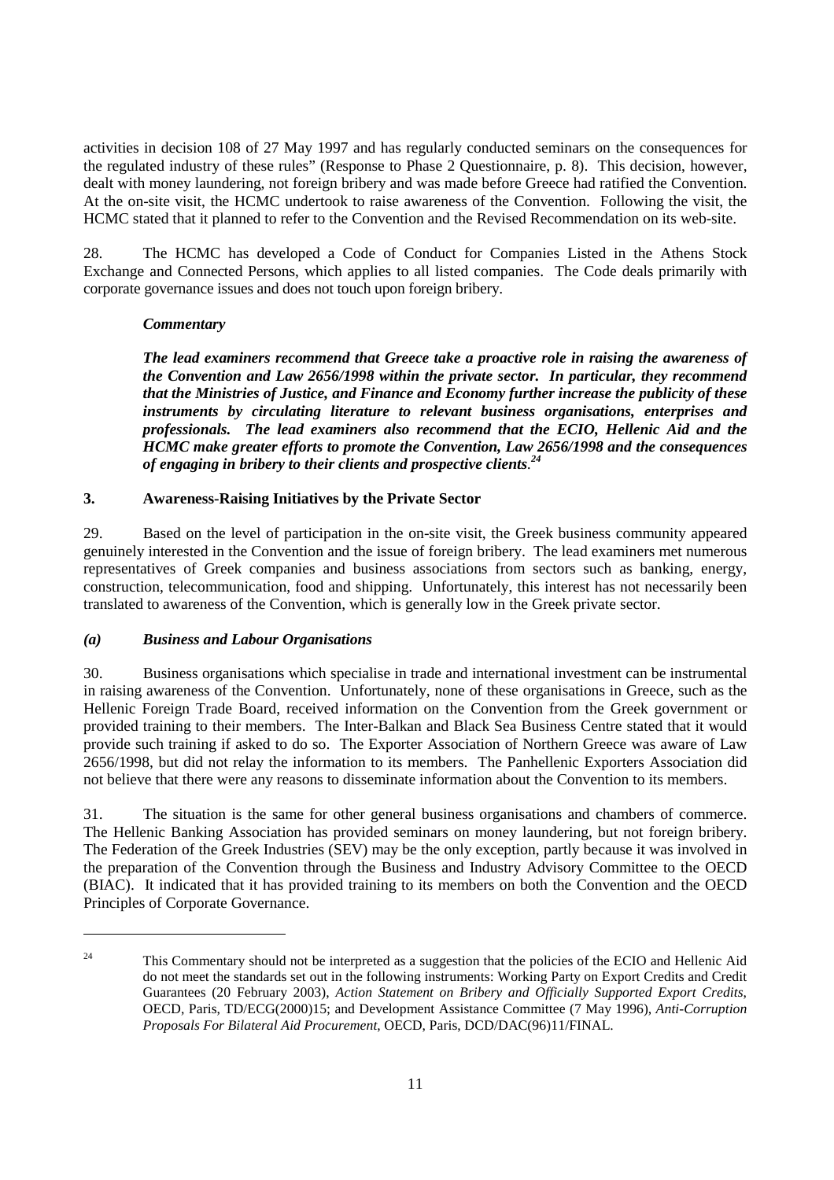activities in decision 108 of 27 May 1997 and has regularly conducted seminars on the consequences for the regulated industry of these rules" (Response to Phase 2 Questionnaire, p. 8). This decision, however, dealt with money laundering, not foreign bribery and was made before Greece had ratified the Convention. At the on-site visit, the HCMC undertook to raise awareness of the Convention. Following the visit, the HCMC stated that it planned to refer to the Convention and the Revised Recommendation on its web-site.

28. The HCMC has developed a Code of Conduct for Companies Listed in the Athens Stock Exchange and Connected Persons, which applies to all listed companies. The Code deals primarily with corporate governance issues and does not touch upon foreign bribery.

> ***Commentary***
>
> ***The lead examiners recommend that Greece take a proactive role in raising the awareness of the Convention and Law 2656/1998 within the private sector. In particular, they recommend that the Ministries of Justice, and Finance and Economy further increase the publicity of these instruments by circulating literature to relevant business organisations, enterprises and professionals. The lead examiners also recommend that the ECIO, Hellenic Aid and the HCMC make greater efforts to promote the Convention, Law 2656/1998 and the consequences of engaging in bribery to their clients and prospective clients.***[24]

### 3. Awareness-Raising Initiatives by the Private Sector

29. Based on the level of participation in the on-site visit, the Greek business community appeared genuinely interested in the Convention and the issue of foreign bribery. The lead examiners met numerous representatives of Greek companies and business associations from sectors such as banking, energy, construction, telecommunication, food and shipping. Unfortunately, this interest has not necessarily been translated to awareness of the Convention, which is generally low in the Greek private sector.

#### *(a) Business and Labour Organisations*

30. Business organisations which specialise in trade and international investment can be instrumental in raising awareness of the Convention. Unfortunately, none of these organisations in Greece, such as the Hellenic Foreign Trade Board, received information on the Convention from the Greek government or provided training to their members. The Inter-Balkan and Black Sea Business Centre stated that it would provide such training if asked to do so. The Exporter Association of Northern Greece was aware of Law 2656/1998, but did not relay the information to its members. The Panhellenic Exporters Association did not believe that there were any reasons to disseminate information about the Convention to its members.

31. The situation is the same for other general business organisations and chambers of commerce. The Hellenic Banking Association has provided seminars on money laundering, but not foreign bribery. The Federation of the Greek Industries (SEV) may be the only exception, partly because it was involved in the preparation of the Convention through the Business and Industry Advisory Committee to the OECD (BIAC). It indicated that it has provided training to its members on both the Convention and the OECD Principles of Corporate Governance.

---

[24] This Commentary should not be interpreted as a suggestion that the policies of the ECIO and Hellenic Aid do not meet the standards set out in the following instruments: Working Party on Export Credits and Credit Guarantees (20 February 2003), *Action Statement on Bribery and Officially Supported Export Credits*, OECD, Paris, TD/ECG(2000)15; and Development Assistance Committee (7 May 1996), *Anti-Corruption Proposals For Bilateral Aid Procurement*, OECD, Paris, DCD/DAC(96)11/FINAL.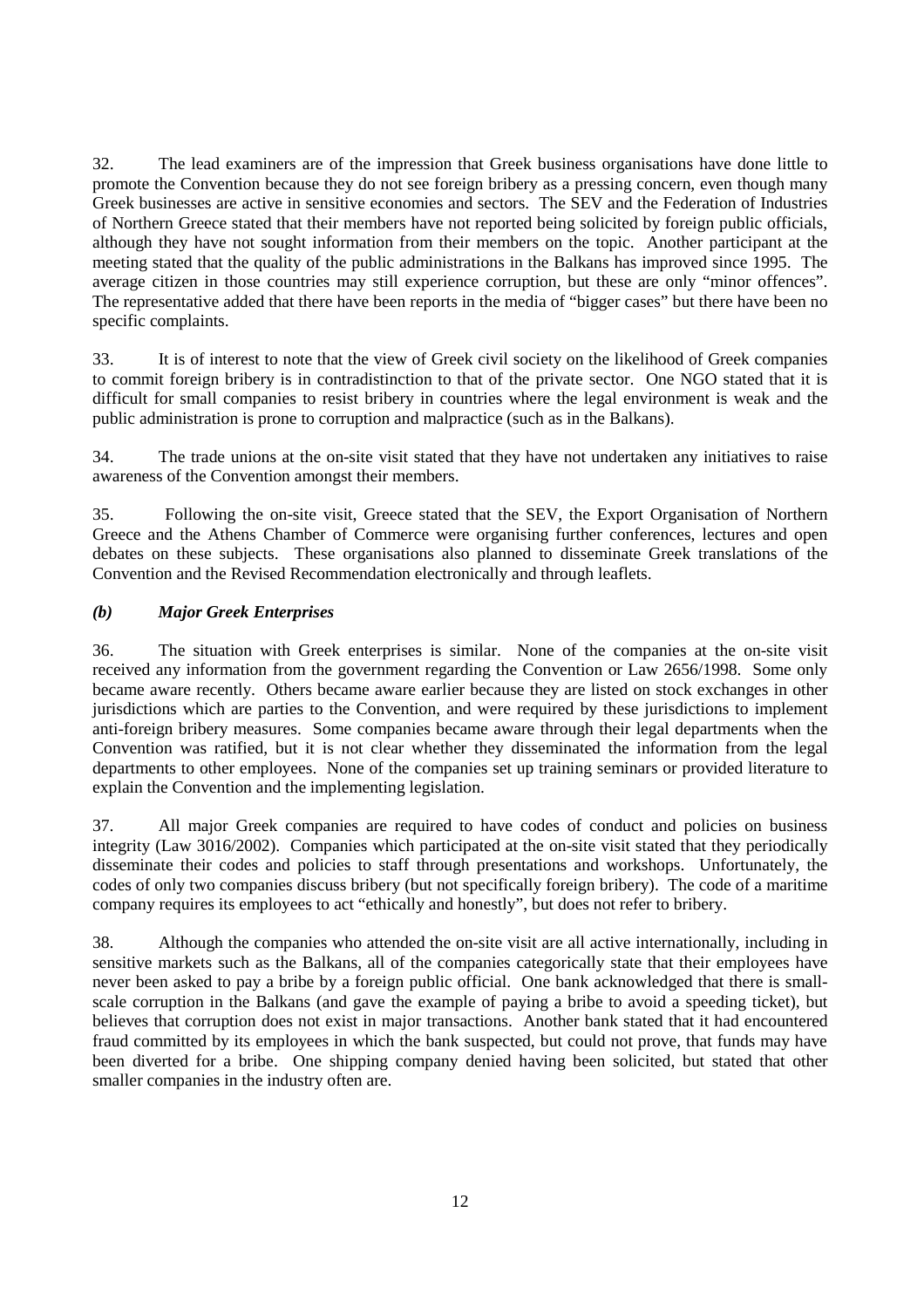32. The lead examiners are of the impression that Greek business organisations have done little to promote the Convention because they do not see foreign bribery as a pressing concern, even though many Greek businesses are active in sensitive economies and sectors. The SEV and the Federation of Industries of Northern Greece stated that their members have not reported being solicited by foreign public officials, although they have not sought information from their members on the topic. Another participant at the meeting stated that the quality of the public administrations in the Balkans has improved since 1995. The average citizen in those countries may still experience corruption, but these are only "minor offences". The representative added that there have been reports in the media of "bigger cases" but there have been no specific complaints.

33. It is of interest to note that the view of Greek civil society on the likelihood of Greek companies to commit foreign bribery is in contradistinction to that of the private sector. One NGO stated that it is difficult for small companies to resist bribery in countries where the legal environment is weak and the public administration is prone to corruption and malpractice (such as in the Balkans).

34. The trade unions at the on-site visit stated that they have not undertaken any initiatives to raise awareness of the Convention amongst their members.

35. Following the on-site visit, Greece stated that the SEV, the Export Organisation of Northern Greece and the Athens Chamber of Commerce were organising further conferences, lectures and open debates on these subjects. These organisations also planned to disseminate Greek translations of the Convention and the Revised Recommendation electronically and through leaflets.

### *(b) Major Greek Enterprises*

36. The situation with Greek enterprises is similar. None of the companies at the on-site visit received any information from the government regarding the Convention or Law 2656/1998. Some only became aware recently. Others became aware earlier because they are listed on stock exchanges in other jurisdictions which are parties to the Convention, and were required by these jurisdictions to implement anti-foreign bribery measures. Some companies became aware through their legal departments when the Convention was ratified, but it is not clear whether they disseminated the information from the legal departments to other employees. None of the companies set up training seminars or provided literature to explain the Convention and the implementing legislation.

37. All major Greek companies are required to have codes of conduct and policies on business integrity (Law 3016/2002). Companies which participated at the on-site visit stated that they periodically disseminate their codes and policies to staff through presentations and workshops. Unfortunately, the codes of only two companies discuss bribery (but not specifically foreign bribery). The code of a maritime company requires its employees to act "ethically and honestly", but does not refer to bribery.

38. Although the companies who attended the on-site visit are all active internationally, including in sensitive markets such as the Balkans, all of the companies categorically state that their employees have never been asked to pay a bribe by a foreign public official. One bank acknowledged that there is small-scale corruption in the Balkans (and gave the example of paying a bribe to avoid a speeding ticket), but believes that corruption does not exist in major transactions. Another bank stated that it had encountered fraud committed by its employees in which the bank suspected, but could not prove, that funds may have been diverted for a bribe. One shipping company denied having been solicited, but stated that other smaller companies in the industry often are.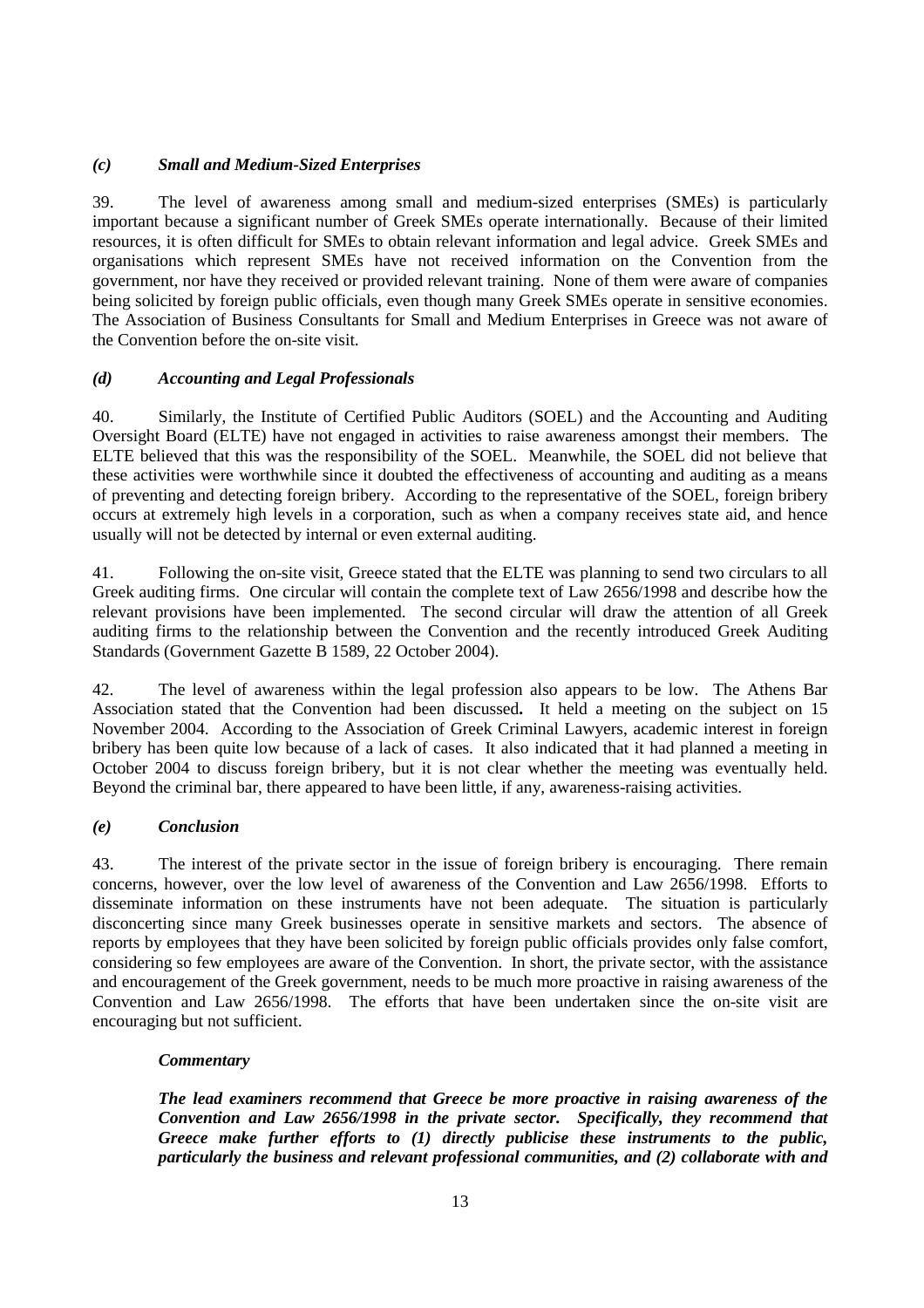### *(c) Small and Medium-Sized Enterprises*

39. The level of awareness among small and medium-sized enterprises (SMEs) is particularly important because a significant number of Greek SMEs operate internationally. Because of their limited resources, it is often difficult for SMEs to obtain relevant information and legal advice. Greek SMEs and organisations which represent SMEs have not received information on the Convention from the government, nor have they received or provided relevant training. None of them were aware of companies being solicited by foreign public officials, even though many Greek SMEs operate in sensitive economies. The Association of Business Consultants for Small and Medium Enterprises in Greece was not aware of the Convention before the on-site visit.

### *(d) Accounting and Legal Professionals*

40. Similarly, the Institute of Certified Public Auditors (SOEL) and the Accounting and Auditing Oversight Board (ELTE) have not engaged in activities to raise awareness amongst their members. The ELTE believed that this was the responsibility of the SOEL. Meanwhile, the SOEL did not believe that these activities were worthwhile since it doubted the effectiveness of accounting and auditing as a means of preventing and detecting foreign bribery. According to the representative of the SOEL, foreign bribery occurs at extremely high levels in a corporation, such as when a company receives state aid, and hence usually will not be detected by internal or even external auditing.

41. Following the on-site visit, Greece stated that the ELTE was planning to send two circulars to all Greek auditing firms. One circular will contain the complete text of Law 2656/1998 and describe how the relevant provisions have been implemented. The second circular will draw the attention of all Greek auditing firms to the relationship between the Convention and the recently introduced Greek Auditing Standards (Government Gazette B 1589, 22 October 2004).

42. The level of awareness within the legal profession also appears to be low. The Athens Bar Association stated that the Convention had been discussed**.** It held a meeting on the subject on 15 November 2004. According to the Association of Greek Criminal Lawyers, academic interest in foreign bribery has been quite low because of a lack of cases. It also indicated that it had planned a meeting in October 2004 to discuss foreign bribery, but it is not clear whether the meeting was eventually held. Beyond the criminal bar, there appeared to have been little, if any, awareness-raising activities.

### *(e) Conclusion*

43. The interest of the private sector in the issue of foreign bribery is encouraging. There remain concerns, however, over the low level of awareness of the Convention and Law 2656/1998. Efforts to disseminate information on these instruments have not been adequate. The situation is particularly disconcerting since many Greek businesses operate in sensitive markets and sectors. The absence of reports by employees that they have been solicited by foreign public officials provides only false comfort, considering so few employees are aware of the Convention. In short, the private sector, with the assistance and encouragement of the Greek government, needs to be much more proactive in raising awareness of the Convention and Law 2656/1998. The efforts that have been undertaken since the on-site visit are encouraging but not sufficient.

***Commentary***

***The lead examiners recommend that Greece be more proactive in raising awareness of the Convention and Law 2656/1998 in the private sector. Specifically, they recommend that Greece make further efforts to (1) directly publicise these instruments to the public, particularly the business and relevant professional communities, and (2) collaborate with and***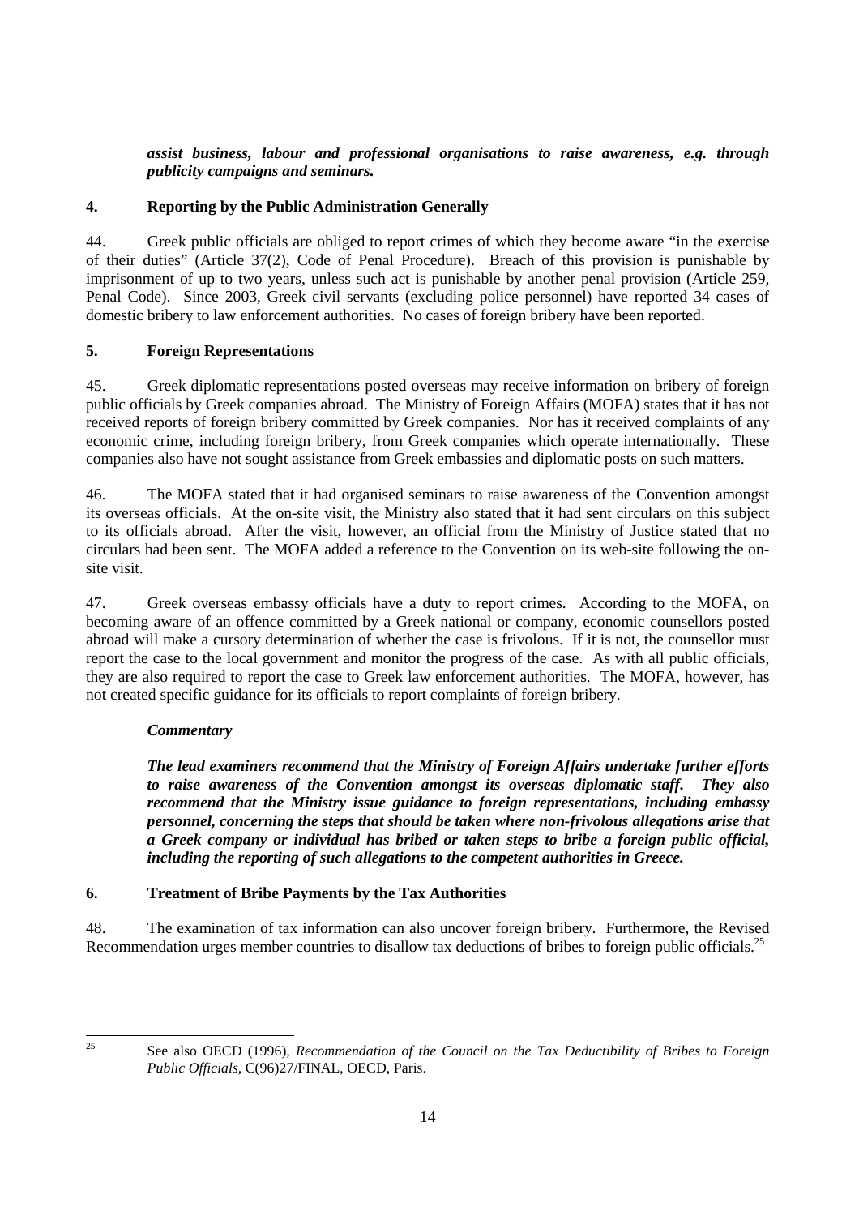***assist business, labour and professional organisations to raise awareness, e.g. through publicity campaigns and seminars.***

## 4. Reporting by the Public Administration Generally

44. Greek public officials are obliged to report crimes of which they become aware "in the exercise of their duties" (Article 37(2), Code of Penal Procedure). Breach of this provision is punishable by imprisonment of up to two years, unless such act is punishable by another penal provision (Article 259, Penal Code). Since 2003, Greek civil servants (excluding police personnel) have reported 34 cases of domestic bribery to law enforcement authorities. No cases of foreign bribery have been reported.

## 5. Foreign Representations

45. Greek diplomatic representations posted overseas may receive information on bribery of foreign public officials by Greek companies abroad. The Ministry of Foreign Affairs (MOFA) states that it has not received reports of foreign bribery committed by Greek companies. Nor has it received complaints of any economic crime, including foreign bribery, from Greek companies which operate internationally. These companies also have not sought assistance from Greek embassies and diplomatic posts on such matters.

46. The MOFA stated that it had organised seminars to raise awareness of the Convention amongst its overseas officials. At the on-site visit, the Ministry also stated that it had sent circulars on this subject to its officials abroad. After the visit, however, an official from the Ministry of Justice stated that no circulars had been sent. The MOFA added a reference to the Convention on its web-site following the on-site visit.

47. Greek overseas embassy officials have a duty to report crimes. According to the MOFA, on becoming aware of an offence committed by a Greek national or company, economic counsellors posted abroad will make a cursory determination of whether the case is frivolous. If it is not, the counsellor must report the case to the local government and monitor the progress of the case. As with all public officials, they are also required to report the case to Greek law enforcement authorities. The MOFA, however, has not created specific guidance for its officials to report complaints of foreign bribery.

***Commentary***

***The lead examiners recommend that the Ministry of Foreign Affairs undertake further efforts to raise awareness of the Convention amongst its overseas diplomatic staff. They also recommend that the Ministry issue guidance to foreign representations, including embassy personnel, concerning the steps that should be taken where non-frivolous allegations arise that a Greek company or individual has bribed or taken steps to bribe a foreign public official, including the reporting of such allegations to the competent authorities in Greece.***

## 6. Treatment of Bribe Payments by the Tax Authorities

48. The examination of tax information can also uncover foreign bribery. Furthermore, the Revised Recommendation urges member countries to disallow tax deductions of bribes to foreign public officials.[25]

[25] See also OECD (1996), *Recommendation of the Council on the Tax Deductibility of Bribes to Foreign Public Officials*, C(96)27/FINAL, OECD, Paris.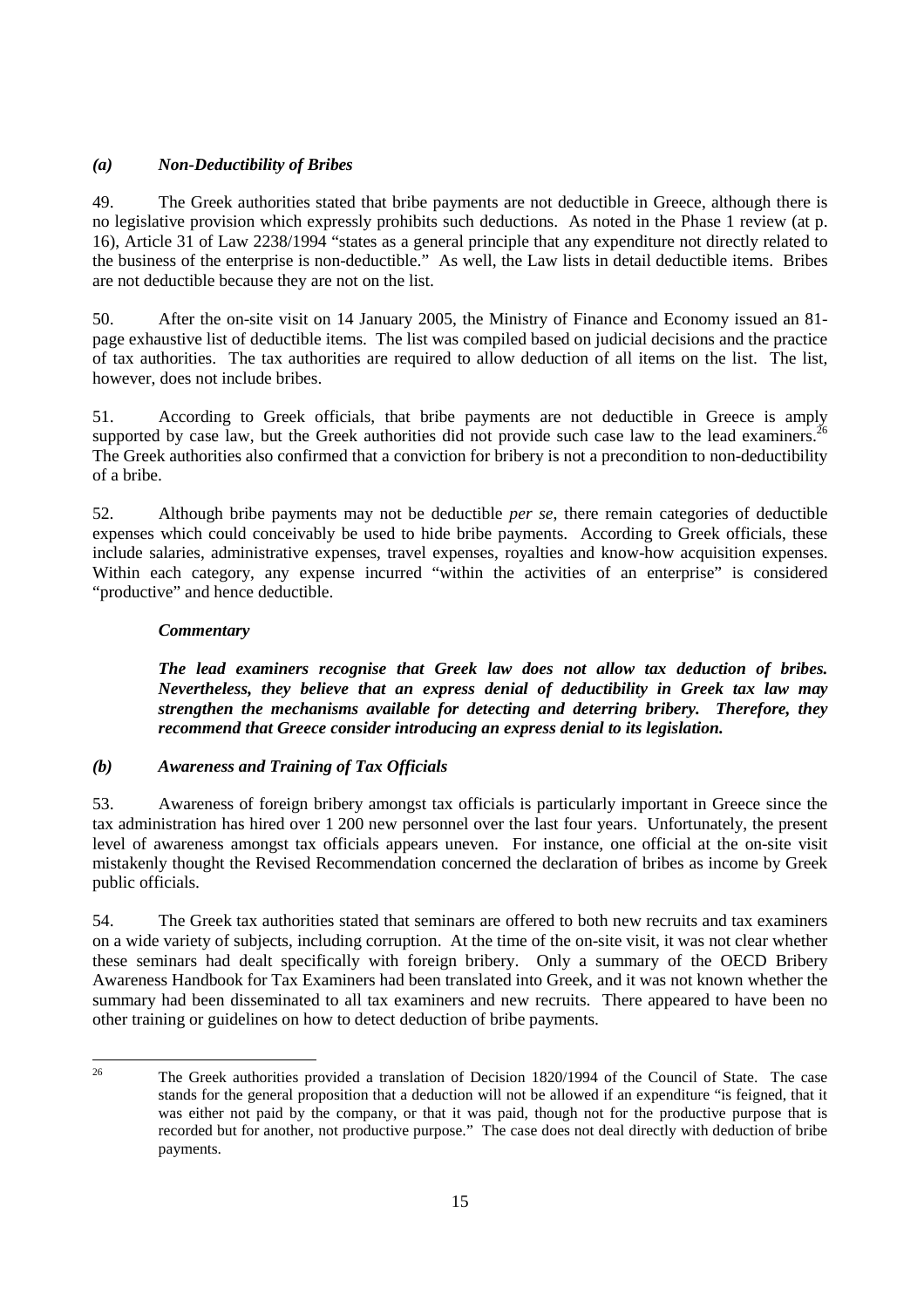### *(a) Non-Deductibility of Bribes*

49. The Greek authorities stated that bribe payments are not deductible in Greece, although there is no legislative provision which expressly prohibits such deductions. As noted in the Phase 1 review (at p. 16), Article 31 of Law 2238/1994 "states as a general principle that any expenditure not directly related to the business of the enterprise is non-deductible." As well, the Law lists in detail deductible items. Bribes are not deductible because they are not on the list.

50. After the on-site visit on 14 January 2005, the Ministry of Finance and Economy issued an 81-page exhaustive list of deductible items. The list was compiled based on judicial decisions and the practice of tax authorities. The tax authorities are required to allow deduction of all items on the list. The list, however, does not include bribes.

51. According to Greek officials, that bribe payments are not deductible in Greece is amply supported by case law, but the Greek authorities did not provide such case law to the lead examiners.[26] The Greek authorities also confirmed that a conviction for bribery is not a precondition to non-deductibility of a bribe.

52. Although bribe payments may not be deductible *per se*, there remain categories of deductible expenses which could conceivably be used to hide bribe payments. According to Greek officials, these include salaries, administrative expenses, travel expenses, royalties and know-how acquisition expenses. Within each category, any expense incurred "within the activities of an enterprise" is considered "productive" and hence deductible.

***Commentary***

***The lead examiners recognise that Greek law does not allow tax deduction of bribes. Nevertheless, they believe that an express denial of deductibility in Greek tax law may strengthen the mechanisms available for detecting and deterring bribery. Therefore, they recommend that Greece consider introducing an express denial to its legislation.***

### *(b) Awareness and Training of Tax Officials*

53. Awareness of foreign bribery amongst tax officials is particularly important in Greece since the tax administration has hired over 1 200 new personnel over the last four years. Unfortunately, the present level of awareness amongst tax officials appears uneven. For instance, one official at the on-site visit mistakenly thought the Revised Recommendation concerned the declaration of bribes as income by Greek public officials.

54. The Greek tax authorities stated that seminars are offered to both new recruits and tax examiners on a wide variety of subjects, including corruption. At the time of the on-site visit, it was not clear whether these seminars had dealt specifically with foreign bribery. Only a summary of the OECD Bribery Awareness Handbook for Tax Examiners had been translated into Greek, and it was not known whether the summary had been disseminated to all tax examiners and new recruits. There appeared to have been no other training or guidelines on how to detect deduction of bribe payments.

---

[26] The Greek authorities provided a translation of Decision 1820/1994 of the Council of State. The case stands for the general proposition that a deduction will not be allowed if an expenditure "is feigned, that it was either not paid by the company, or that it was paid, though not for the productive purpose that is recorded but for another, not productive purpose." The case does not deal directly with deduction of bribe payments.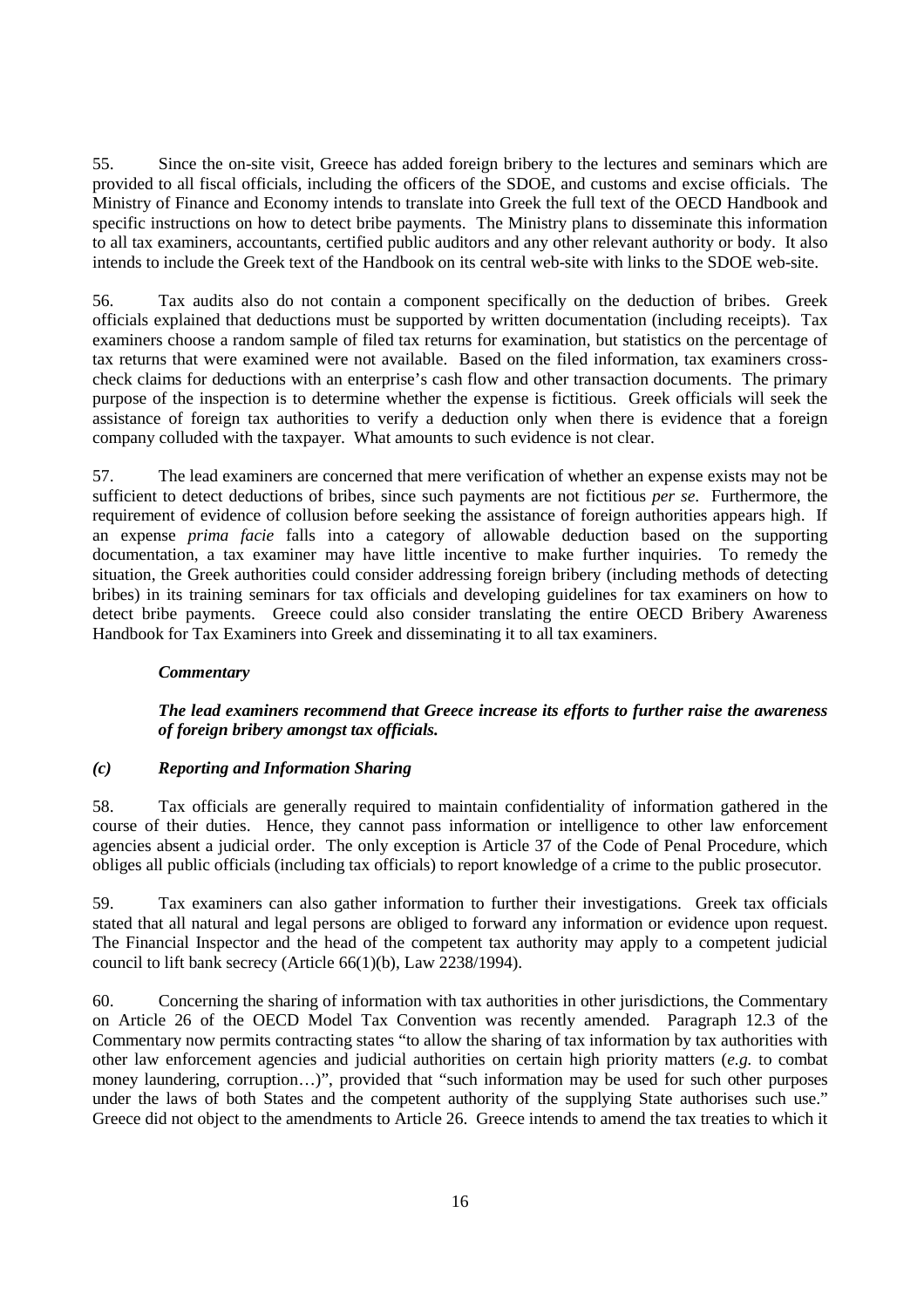55. Since the on-site visit, Greece has added foreign bribery to the lectures and seminars which are provided to all fiscal officials, including the officers of the SDOE, and customs and excise officials. The Ministry of Finance and Economy intends to translate into Greek the full text of the OECD Handbook and specific instructions on how to detect bribe payments. The Ministry plans to disseminate this information to all tax examiners, accountants, certified public auditors and any other relevant authority or body. It also intends to include the Greek text of the Handbook on its central web-site with links to the SDOE web-site.

56. Tax audits also do not contain a component specifically on the deduction of bribes. Greek officials explained that deductions must be supported by written documentation (including receipts). Tax examiners choose a random sample of filed tax returns for examination, but statistics on the percentage of tax returns that were examined were not available. Based on the filed information, tax examiners cross-check claims for deductions with an enterprise's cash flow and other transaction documents. The primary purpose of the inspection is to determine whether the expense is fictitious. Greek officials will seek the assistance of foreign tax authorities to verify a deduction only when there is evidence that a foreign company colluded with the taxpayer. What amounts to such evidence is not clear.

57. The lead examiners are concerned that mere verification of whether an expense exists may not be sufficient to detect deductions of bribes, since such payments are not fictitious *per se*. Furthermore, the requirement of evidence of collusion before seeking the assistance of foreign authorities appears high. If an expense *prima facie* falls into a category of allowable deduction based on the supporting documentation, a tax examiner may have little incentive to make further inquiries. To remedy the situation, the Greek authorities could consider addressing foreign bribery (including methods of detecting bribes) in its training seminars for tax officials and developing guidelines for tax examiners on how to detect bribe payments. Greece could also consider translating the entire OECD Bribery Awareness Handbook for Tax Examiners into Greek and disseminating it to all tax examiners.

***Commentary***

***The lead examiners recommend that Greece increase its efforts to further raise the awareness of foreign bribery amongst tax officials.***

### *(c) Reporting and Information Sharing*

58. Tax officials are generally required to maintain confidentiality of information gathered in the course of their duties. Hence, they cannot pass information or intelligence to other law enforcement agencies absent a judicial order. The only exception is Article 37 of the Code of Penal Procedure, which obliges all public officials (including tax officials) to report knowledge of a crime to the public prosecutor.

59. Tax examiners can also gather information to further their investigations. Greek tax officials stated that all natural and legal persons are obliged to forward any information or evidence upon request. The Financial Inspector and the head of the competent tax authority may apply to a competent judicial council to lift bank secrecy (Article 66(1)(b), Law 2238/1994).

60. Concerning the sharing of information with tax authorities in other jurisdictions, the Commentary on Article 26 of the OECD Model Tax Convention was recently amended. Paragraph 12.3 of the Commentary now permits contracting states "to allow the sharing of tax information by tax authorities with other law enforcement agencies and judicial authorities on certain high priority matters (*e.g.* to combat money laundering, corruption…)", provided that "such information may be used for such other purposes under the laws of both States and the competent authority of the supplying State authorises such use." Greece did not object to the amendments to Article 26. Greece intends to amend the tax treaties to which it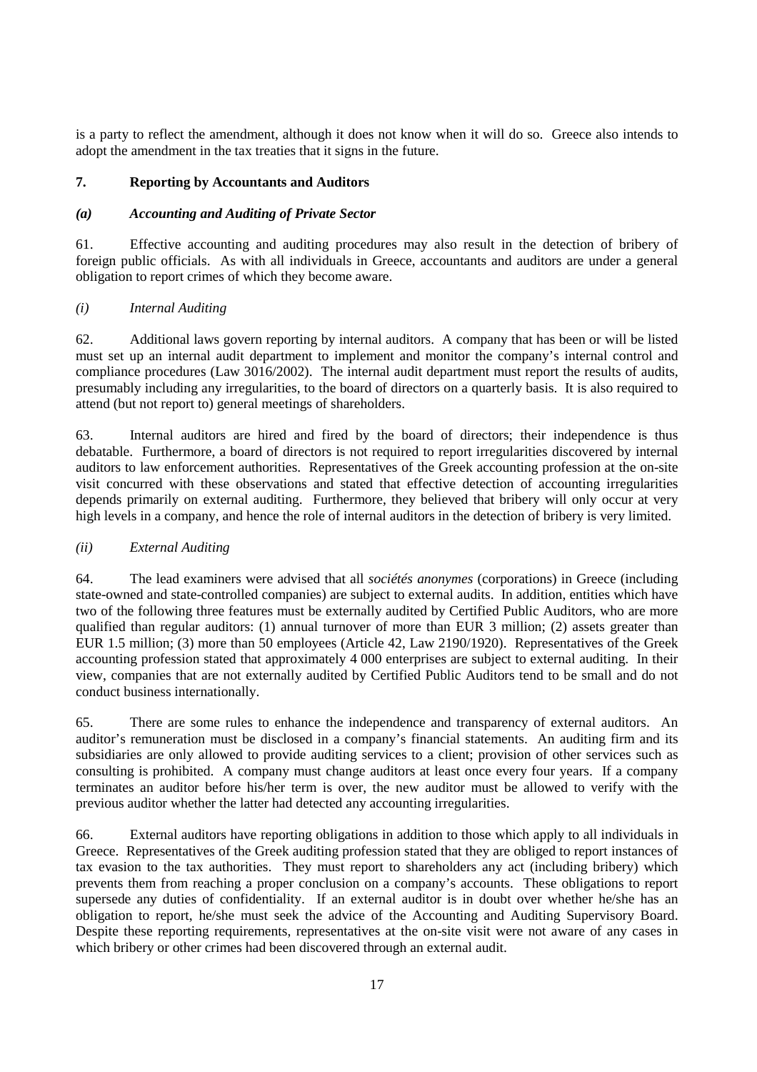is a party to reflect the amendment, although it does not know when it will do so. Greece also intends to adopt the amendment in the tax treaties that it signs in the future.

## 7. Reporting by Accountants and Auditors

### *(a) Accounting and Auditing of Private Sector*

61. Effective accounting and auditing procedures may also result in the detection of bribery of foreign public officials. As with all individuals in Greece, accountants and auditors are under a general obligation to report crimes of which they become aware.

#### *(i) Internal Auditing*

62. Additional laws govern reporting by internal auditors. A company that has been or will be listed must set up an internal audit department to implement and monitor the company's internal control and compliance procedures (Law 3016/2002). The internal audit department must report the results of audits, presumably including any irregularities, to the board of directors on a quarterly basis. It is also required to attend (but not report to) general meetings of shareholders.

63. Internal auditors are hired and fired by the board of directors; their independence is thus debatable. Furthermore, a board of directors is not required to report irregularities discovered by internal auditors to law enforcement authorities. Representatives of the Greek accounting profession at the on-site visit concurred with these observations and stated that effective detection of accounting irregularities depends primarily on external auditing. Furthermore, they believed that bribery will only occur at very high levels in a company, and hence the role of internal auditors in the detection of bribery is very limited.

#### *(ii) External Auditing*

64. The lead examiners were advised that all *sociétés anonymes* (corporations) in Greece (including state-owned and state-controlled companies) are subject to external audits. In addition, entities which have two of the following three features must be externally audited by Certified Public Auditors, who are more qualified than regular auditors: (1) annual turnover of more than EUR 3 million; (2) assets greater than EUR 1.5 million; (3) more than 50 employees (Article 42, Law 2190/1920). Representatives of the Greek accounting profession stated that approximately 4 000 enterprises are subject to external auditing. In their view, companies that are not externally audited by Certified Public Auditors tend to be small and do not conduct business internationally.

65. There are some rules to enhance the independence and transparency of external auditors. An auditor's remuneration must be disclosed in a company's financial statements. An auditing firm and its subsidiaries are only allowed to provide auditing services to a client; provision of other services such as consulting is prohibited. A company must change auditors at least once every four years. If a company terminates an auditor before his/her term is over, the new auditor must be allowed to verify with the previous auditor whether the latter had detected any accounting irregularities.

66. External auditors have reporting obligations in addition to those which apply to all individuals in Greece. Representatives of the Greek auditing profession stated that they are obliged to report instances of tax evasion to the tax authorities. They must report to shareholders any act (including bribery) which prevents them from reaching a proper conclusion on a company's accounts. These obligations to report supersede any duties of confidentiality. If an external auditor is in doubt over whether he/she has an obligation to report, he/she must seek the advice of the Accounting and Auditing Supervisory Board. Despite these reporting requirements, representatives at the on-site visit were not aware of any cases in which bribery or other crimes had been discovered through an external audit.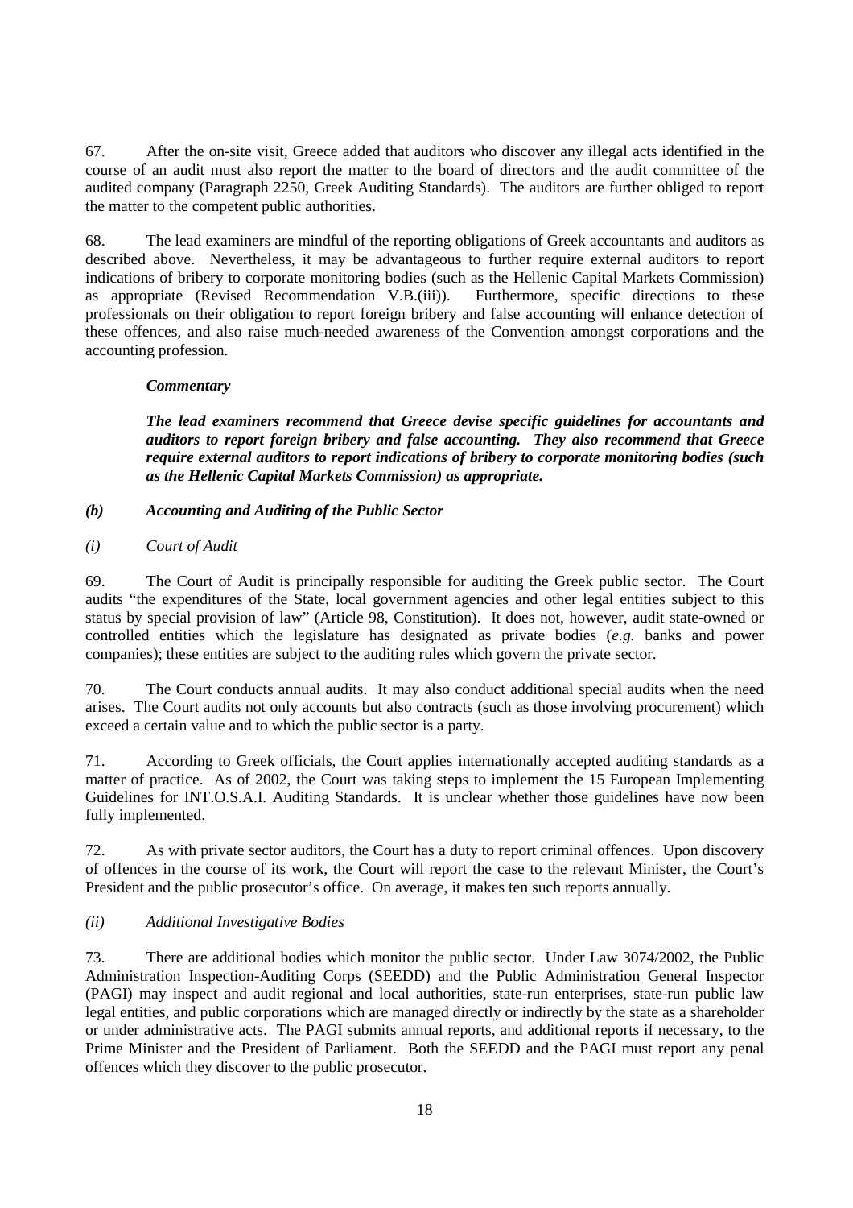67. After the on-site visit, Greece added that auditors who discover any illegal acts identified in the course of an audit must also report the matter to the board of directors and the audit committee of the audited company (Paragraph 2250, Greek Auditing Standards). The auditors are further obliged to report the matter to the competent public authorities.

68. The lead examiners are mindful of the reporting obligations of Greek accountants and auditors as described above. Nevertheless, it may be advantageous to further require external auditors to report indications of bribery to corporate monitoring bodies (such as the Hellenic Capital Markets Commission) as appropriate (Revised Recommendation V.B.(iii)). Furthermore, specific directions to these professionals on their obligation to report foreign bribery and false accounting will enhance detection of these offences, and also raise much-needed awareness of the Convention amongst corporations and the accounting profession.

***Commentary***

***The lead examiners recommend that Greece devise specific guidelines for accountants and auditors to report foreign bribery and false accounting. They also recommend that Greece require external auditors to report indications of bribery to corporate monitoring bodies (such as the Hellenic Capital Markets Commission) as appropriate.***

### *(b) Accounting and Auditing of the Public Sector*

#### *(i) Court of Audit*

69. The Court of Audit is principally responsible for auditing the Greek public sector. The Court audits "the expenditures of the State, local government agencies and other legal entities subject to this status by special provision of law" (Article 98, Constitution). It does not, however, audit state-owned or controlled entities which the legislature has designated as private bodies (*e.g.* banks and power companies); these entities are subject to the auditing rules which govern the private sector.

70. The Court conducts annual audits. It may also conduct additional special audits when the need arises. The Court audits not only accounts but also contracts (such as those involving procurement) which exceed a certain value and to which the public sector is a party.

71. According to Greek officials, the Court applies internationally accepted auditing standards as a matter of practice. As of 2002, the Court was taking steps to implement the 15 European Implementing Guidelines for INT.O.S.A.I. Auditing Standards. It is unclear whether those guidelines have now been fully implemented.

72. As with private sector auditors, the Court has a duty to report criminal offences. Upon discovery of offences in the course of its work, the Court will report the case to the relevant Minister, the Court's President and the public prosecutor's office. On average, it makes ten such reports annually.

#### *(ii) Additional Investigative Bodies*

73. There are additional bodies which monitor the public sector. Under Law 3074/2002, the Public Administration Inspection-Auditing Corps (SEEDD) and the Public Administration General Inspector (PAGI) may inspect and audit regional and local authorities, state-run enterprises, state-run public law legal entities, and public corporations which are managed directly or indirectly by the state as a shareholder or under administrative acts. The PAGI submits annual reports, and additional reports if necessary, to the Prime Minister and the President of Parliament. Both the SEEDD and the PAGI must report any penal offences which they discover to the public prosecutor.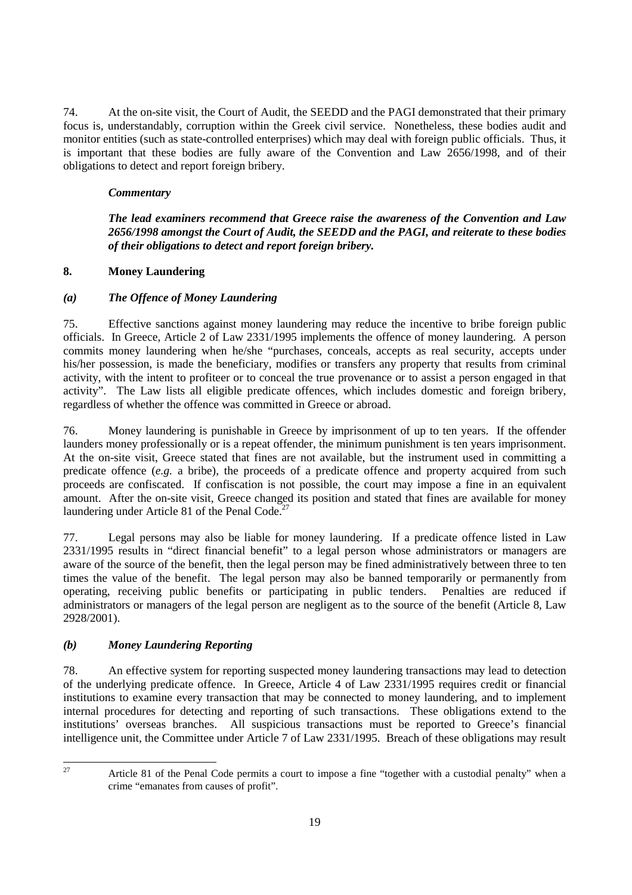74. At the on-site visit, the Court of Audit, the SEEDD and the PAGI demonstrated that their primary focus is, understandably, corruption within the Greek civil service. Nonetheless, these bodies audit and monitor entities (such as state-controlled enterprises) which may deal with foreign public officials. Thus, it is important that these bodies are fully aware of the Convention and Law 2656/1998, and of their obligations to detect and report foreign bribery.

***Commentary***

***The lead examiners recommend that Greece raise the awareness of the Convention and Law 2656/1998 amongst the Court of Audit, the SEEDD and the PAGI, and reiterate to these bodies of their obligations to detect and report foreign bribery.***

## 8. Money Laundering

### *(a) The Offence of Money Laundering*

75. Effective sanctions against money laundering may reduce the incentive to bribe foreign public officials. In Greece, Article 2 of Law 2331/1995 implements the offence of money laundering. A person commits money laundering when he/she "purchases, conceals, accepts as real security, accepts under his/her possession, is made the beneficiary, modifies or transfers any property that results from criminal activity, with the intent to profiteer or to conceal the true provenance or to assist a person engaged in that activity". The Law lists all eligible predicate offences, which includes domestic and foreign bribery, regardless of whether the offence was committed in Greece or abroad.

76. Money laundering is punishable in Greece by imprisonment of up to ten years. If the offender launders money professionally or is a repeat offender, the minimum punishment is ten years imprisonment. At the on-site visit, Greece stated that fines are not available, but the instrument used in committing a predicate offence (*e.g.* a bribe), the proceeds of a predicate offence and property acquired from such proceeds are confiscated. If confiscation is not possible, the court may impose a fine in an equivalent amount. After the on-site visit, Greece changed its position and stated that fines are available for money laundering under Article 81 of the Penal Code.[27]

77. Legal persons may also be liable for money laundering. If a predicate offence listed in Law 2331/1995 results in "direct financial benefit" to a legal person whose administrators or managers are aware of the source of the benefit, then the legal person may be fined administratively between three to ten times the value of the benefit. The legal person may also be banned temporarily or permanently from operating, receiving public benefits or participating in public tenders. Penalties are reduced if administrators or managers of the legal person are negligent as to the source of the benefit (Article 8, Law 2928/2001).

### *(b) Money Laundering Reporting*

78. An effective system for reporting suspected money laundering transactions may lead to detection of the underlying predicate offence. In Greece, Article 4 of Law 2331/1995 requires credit or financial institutions to examine every transaction that may be connected to money laundering, and to implement internal procedures for detecting and reporting of such transactions. These obligations extend to the institutions' overseas branches. All suspicious transactions must be reported to Greece's financial intelligence unit, the Committee under Article 7 of Law 2331/1995. Breach of these obligations may result

---

[27] Article 81 of the Penal Code permits a court to impose a fine "together with a custodial penalty" when a crime "emanates from causes of profit".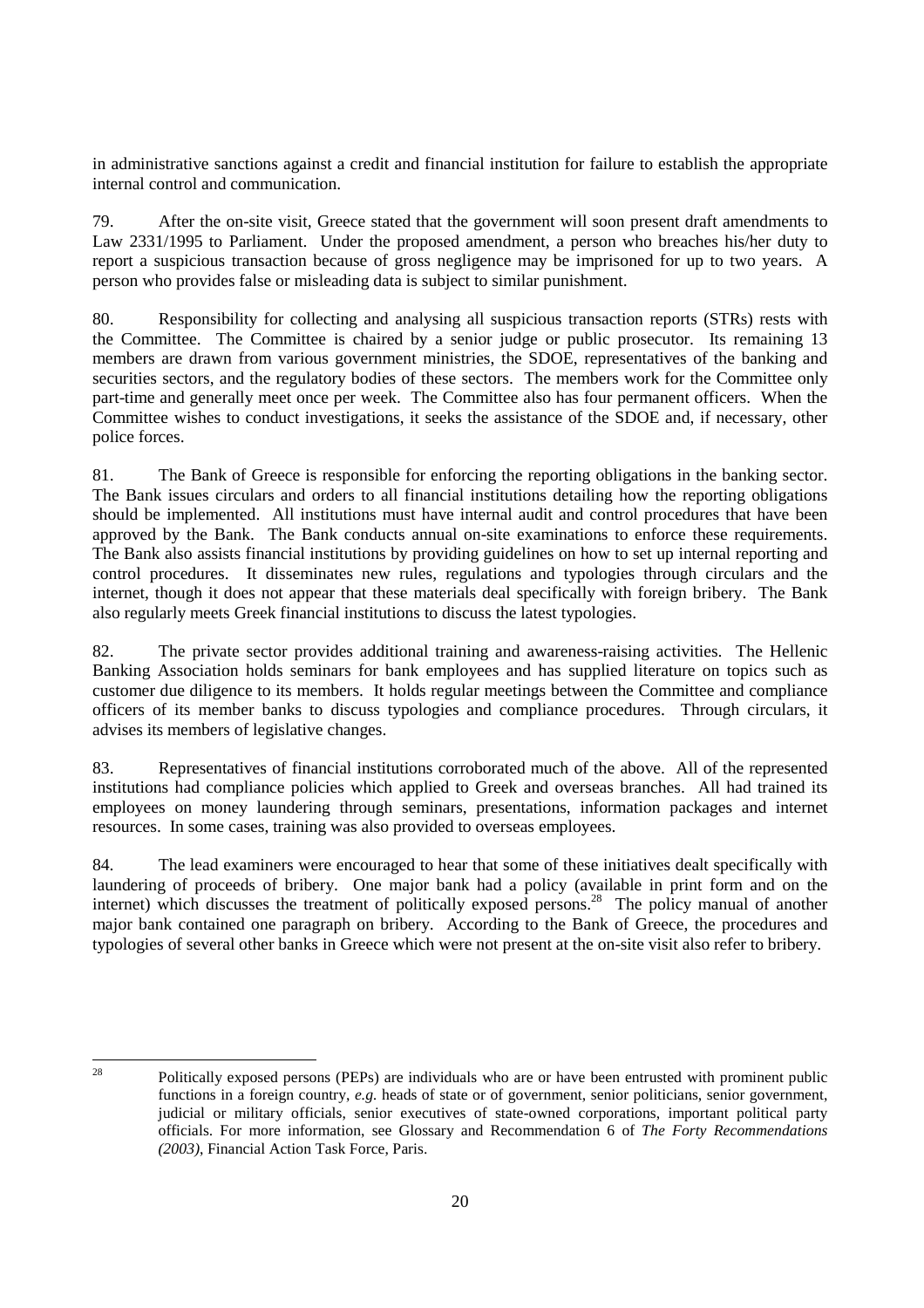in administrative sanctions against a credit and financial institution for failure to establish the appropriate internal control and communication.

79. After the on-site visit, Greece stated that the government will soon present draft amendments to Law 2331/1995 to Parliament. Under the proposed amendment, a person who breaches his/her duty to report a suspicious transaction because of gross negligence may be imprisoned for up to two years. A person who provides false or misleading data is subject to similar punishment.

80. Responsibility for collecting and analysing all suspicious transaction reports (STRs) rests with the Committee. The Committee is chaired by a senior judge or public prosecutor. Its remaining 13 members are drawn from various government ministries, the SDOE, representatives of the banking and securities sectors, and the regulatory bodies of these sectors. The members work for the Committee only part-time and generally meet once per week. The Committee also has four permanent officers. When the Committee wishes to conduct investigations, it seeks the assistance of the SDOE and, if necessary, other police forces.

81. The Bank of Greece is responsible for enforcing the reporting obligations in the banking sector. The Bank issues circulars and orders to all financial institutions detailing how the reporting obligations should be implemented. All institutions must have internal audit and control procedures that have been approved by the Bank. The Bank conducts annual on-site examinations to enforce these requirements. The Bank also assists financial institutions by providing guidelines on how to set up internal reporting and control procedures. It disseminates new rules, regulations and typologies through circulars and the internet, though it does not appear that these materials deal specifically with foreign bribery. The Bank also regularly meets Greek financial institutions to discuss the latest typologies.

82. The private sector provides additional training and awareness-raising activities. The Hellenic Banking Association holds seminars for bank employees and has supplied literature on topics such as customer due diligence to its members. It holds regular meetings between the Committee and compliance officers of its member banks to discuss typologies and compliance procedures. Through circulars, it advises its members of legislative changes.

83. Representatives of financial institutions corroborated much of the above. All of the represented institutions had compliance policies which applied to Greek and overseas branches. All had trained its employees on money laundering through seminars, presentations, information packages and internet resources. In some cases, training was also provided to overseas employees.

84. The lead examiners were encouraged to hear that some of these initiatives dealt specifically with laundering of proceeds of bribery. One major bank had a policy (available in print form and on the internet) which discusses the treatment of politically exposed persons.[28] The policy manual of another major bank contained one paragraph on bribery. According to the Bank of Greece, the procedures and typologies of several other banks in Greece which were not present at the on-site visit also refer to bribery.

---

[28] Politically exposed persons (PEPs) are individuals who are or have been entrusted with prominent public functions in a foreign country, *e.g.* heads of state or of government, senior politicians, senior government, judicial or military officials, senior executives of state-owned corporations, important political party officials. For more information, see Glossary and Recommendation 6 of *The Forty Recommendations (2003)*, Financial Action Task Force, Paris.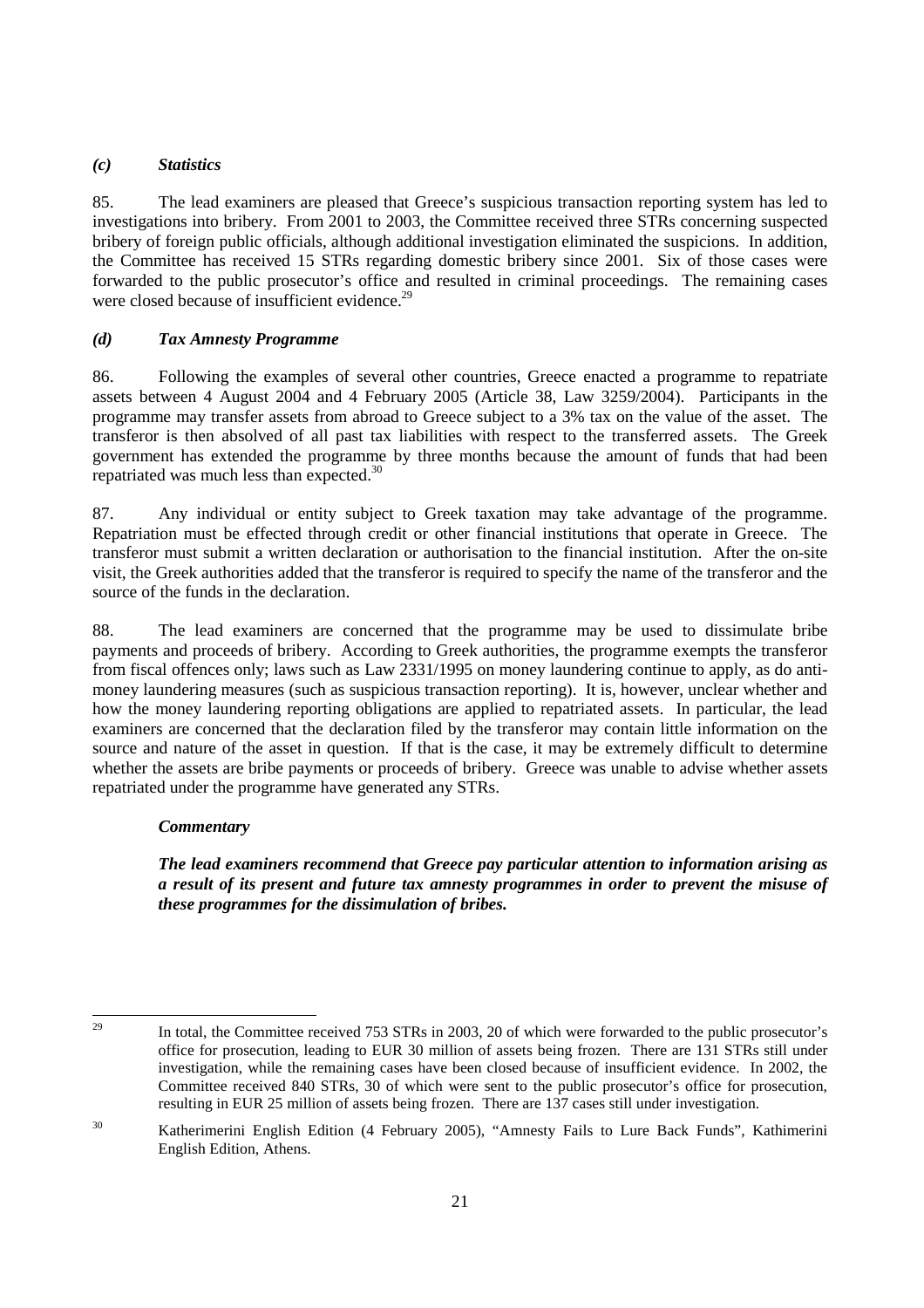### *(c) Statistics*

85. The lead examiners are pleased that Greece's suspicious transaction reporting system has led to investigations into bribery. From 2001 to 2003, the Committee received three STRs concerning suspected bribery of foreign public officials, although additional investigation eliminated the suspicions. In addition, the Committee has received 15 STRs regarding domestic bribery since 2001. Six of those cases were forwarded to the public prosecutor's office and resulted in criminal proceedings. The remaining cases were closed because of insufficient evidence.[29]

### *(d) Tax Amnesty Programme*

86. Following the examples of several other countries, Greece enacted a programme to repatriate assets between 4 August 2004 and 4 February 2005 (Article 38, Law 3259/2004). Participants in the programme may transfer assets from abroad to Greece subject to a 3% tax on the value of the asset. The transferor is then absolved of all past tax liabilities with respect to the transferred assets. The Greek government has extended the programme by three months because the amount of funds that had been repatriated was much less than expected.[30]

87. Any individual or entity subject to Greek taxation may take advantage of the programme. Repatriation must be effected through credit or other financial institutions that operate in Greece. The transferor must submit a written declaration or authorisation to the financial institution. After the on-site visit, the Greek authorities added that the transferor is required to specify the name of the transferor and the source of the funds in the declaration.

88. The lead examiners are concerned that the programme may be used to dissimulate bribe payments and proceeds of bribery. According to Greek authorities, the programme exempts the transferor from fiscal offences only; laws such as Law 2331/1995 on money laundering continue to apply, as do anti-money laundering measures (such as suspicious transaction reporting). It is, however, unclear whether and how the money laundering reporting obligations are applied to repatriated assets. In particular, the lead examiners are concerned that the declaration filed by the transferor may contain little information on the source and nature of the asset in question. If that is the case, it may be extremely difficult to determine whether the assets are bribe payments or proceeds of bribery. Greece was unable to advise whether assets repatriated under the programme have generated any STRs.

***Commentary***

***The lead examiners recommend that Greece pay particular attention to information arising as a result of its present and future tax amnesty programmes in order to prevent the misuse of these programmes for the dissimulation of bribes.***

---

[29] In total, the Committee received 753 STRs in 2003, 20 of which were forwarded to the public prosecutor's office for prosecution, leading to EUR 30 million of assets being frozen. There are 131 STRs still under investigation, while the remaining cases have been closed because of insufficient evidence. In 2002, the Committee received 840 STRs, 30 of which were sent to the public prosecutor's office for prosecution, resulting in EUR 25 million of assets being frozen. There are 137 cases still under investigation.

[30] Katherimerini English Edition (4 February 2005), "Amnesty Fails to Lure Back Funds", Kathimerini English Edition, Athens.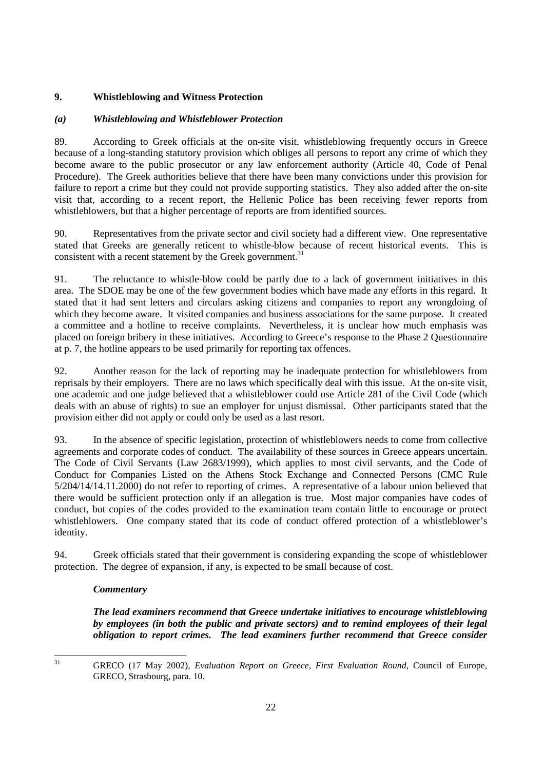## 9. Whistleblowing and Witness Protection

### *(a) Whistleblowing and Whistleblower Protection*

89. According to Greek officials at the on-site visit, whistleblowing frequently occurs in Greece because of a long-standing statutory provision which obliges all persons to report any crime of which they become aware to the public prosecutor or any law enforcement authority (Article 40, Code of Penal Procedure). The Greek authorities believe that there have been many convictions under this provision for failure to report a crime but they could not provide supporting statistics. They also added after the on-site visit that, according to a recent report, the Hellenic Police has been receiving fewer reports from whistleblowers, but that a higher percentage of reports are from identified sources.

90. Representatives from the private sector and civil society had a different view. One representative stated that Greeks are generally reticent to whistle-blow because of recent historical events. This is consistent with a recent statement by the Greek government.[31]

91. The reluctance to whistle-blow could be partly due to a lack of government initiatives in this area. The SDOE may be one of the few government bodies which have made any efforts in this regard. It stated that it had sent letters and circulars asking citizens and companies to report any wrongdoing of which they become aware. It visited companies and business associations for the same purpose. It created a committee and a hotline to receive complaints. Nevertheless, it is unclear how much emphasis was placed on foreign bribery in these initiatives. According to Greece's response to the Phase 2 Questionnaire at p. 7, the hotline appears to be used primarily for reporting tax offences.

92. Another reason for the lack of reporting may be inadequate protection for whistleblowers from reprisals by their employers. There are no laws which specifically deal with this issue. At the on-site visit, one academic and one judge believed that a whistleblower could use Article 281 of the Civil Code (which deals with an abuse of rights) to sue an employer for unjust dismissal. Other participants stated that the provision either did not apply or could only be used as a last resort.

93. In the absence of specific legislation, protection of whistleblowers needs to come from collective agreements and corporate codes of conduct. The availability of these sources in Greece appears uncertain. The Code of Civil Servants (Law 2683/1999), which applies to most civil servants, and the Code of Conduct for Companies Listed on the Athens Stock Exchange and Connected Persons (CMC Rule 5/204/14/14.11.2000) do not refer to reporting of crimes. A representative of a labour union believed that there would be sufficient protection only if an allegation is true. Most major companies have codes of conduct, but copies of the codes provided to the examination team contain little to encourage or protect whistleblowers. One company stated that its code of conduct offered protection of a whistleblower's identity.

94. Greek officials stated that their government is considering expanding the scope of whistleblower protection. The degree of expansion, if any, is expected to be small because of cost.

***Commentary***

***The lead examiners recommend that Greece undertake initiatives to encourage whistleblowing by employees (in both the public and private sectors) and to remind employees of their legal obligation to report crimes. The lead examiners further recommend that Greece consider***

---

[31] GRECO (17 May 2002), *Evaluation Report on Greece, First Evaluation Round*, Council of Europe, GRECO, Strasbourg, para. 10.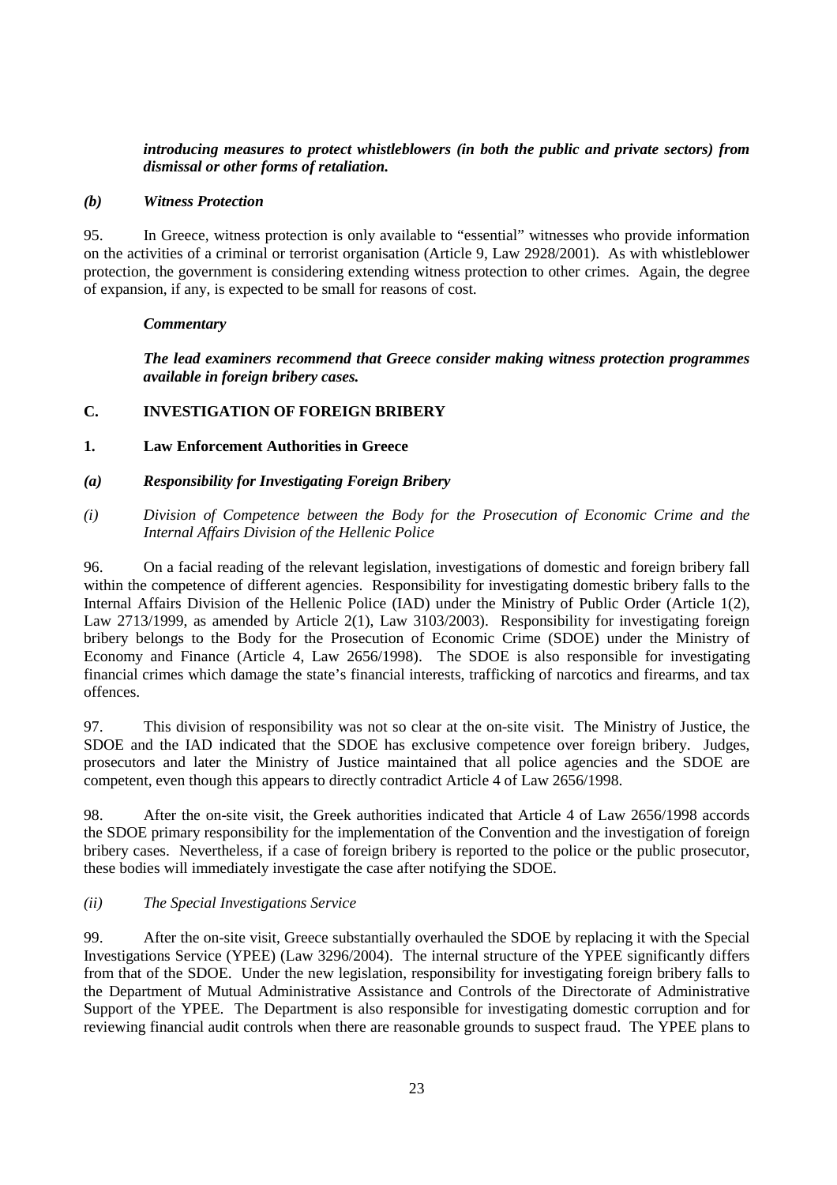***introducing measures to protect whistleblowers (in both the public and private sectors) from dismissal or other forms of retaliation.***

### *(b) Witness Protection*

95. In Greece, witness protection is only available to "essential" witnesses who provide information on the activities of a criminal or terrorist organisation (Article 9, Law 2928/2001). As with whistleblower protection, the government is considering extending witness protection to other crimes. Again, the degree of expansion, if any, is expected to be small for reasons of cost.

***Commentary***

***The lead examiners recommend that Greece consider making witness protection programmes available in foreign bribery cases.***

## C. INVESTIGATION OF FOREIGN BRIBERY

### 1. Law Enforcement Authorities in Greece

### *(a) Responsibility for Investigating Foreign Bribery*

#### *(i) Division of Competence between the Body for the Prosecution of Economic Crime and the Internal Affairs Division of the Hellenic Police*

96. On a facial reading of the relevant legislation, investigations of domestic and foreign bribery fall within the competence of different agencies. Responsibility for investigating domestic bribery falls to the Internal Affairs Division of the Hellenic Police (IAD) under the Ministry of Public Order (Article 1(2), Law 2713/1999, as amended by Article 2(1), Law 3103/2003). Responsibility for investigating foreign bribery belongs to the Body for the Prosecution of Economic Crime (SDOE) under the Ministry of Economy and Finance (Article 4, Law 2656/1998). The SDOE is also responsible for investigating financial crimes which damage the state's financial interests, trafficking of narcotics and firearms, and tax offences.

97. This division of responsibility was not so clear at the on-site visit. The Ministry of Justice, the SDOE and the IAD indicated that the SDOE has exclusive competence over foreign bribery. Judges, prosecutors and later the Ministry of Justice maintained that all police agencies and the SDOE are competent, even though this appears to directly contradict Article 4 of Law 2656/1998.

98. After the on-site visit, the Greek authorities indicated that Article 4 of Law 2656/1998 accords the SDOE primary responsibility for the implementation of the Convention and the investigation of foreign bribery cases. Nevertheless, if a case of foreign bribery is reported to the police or the public prosecutor, these bodies will immediately investigate the case after notifying the SDOE.

#### *(ii) The Special Investigations Service*

99. After the on-site visit, Greece substantially overhauled the SDOE by replacing it with the Special Investigations Service (YPEE) (Law 3296/2004). The internal structure of the YPEE significantly differs from that of the SDOE. Under the new legislation, responsibility for investigating foreign bribery falls to the Department of Mutual Administrative Assistance and Controls of the Directorate of Administrative Support of the YPEE. The Department is also responsible for investigating domestic corruption and for reviewing financial audit controls when there are reasonable grounds to suspect fraud. The YPEE plans to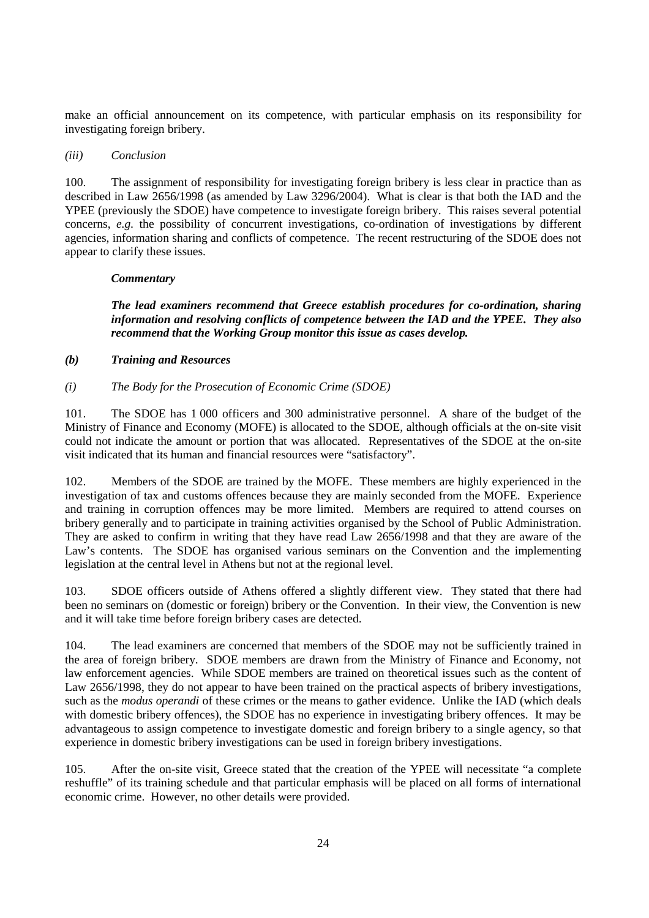make an official announcement on its competence, with particular emphasis on its responsibility for investigating foreign bribery.

*(iii) Conclusion*

100. The assignment of responsibility for investigating foreign bribery is less clear in practice than as described in Law 2656/1998 (as amended by Law 3296/2004). What is clear is that both the IAD and the YPEE (previously the SDOE) have competence to investigate foreign bribery. This raises several potential concerns, *e.g.* the possibility of concurrent investigations, co-ordination of investigations by different agencies, information sharing and conflicts of competence. The recent restructuring of the SDOE does not appear to clarify these issues.

***Commentary***

***The lead examiners recommend that Greece establish procedures for co-ordination, sharing information and resolving conflicts of competence between the IAD and the YPEE. They also recommend that the Working Group monitor this issue as cases develop.***

### *(b) Training and Resources*

*(i) The Body for the Prosecution of Economic Crime (SDOE)*

101. The SDOE has 1 000 officers and 300 administrative personnel. A share of the budget of the Ministry of Finance and Economy (MOFE) is allocated to the SDOE, although officials at the on-site visit could not indicate the amount or portion that was allocated. Representatives of the SDOE at the on-site visit indicated that its human and financial resources were "satisfactory".

102. Members of the SDOE are trained by the MOFE. These members are highly experienced in the investigation of tax and customs offences because they are mainly seconded from the MOFE. Experience and training in corruption offences may be more limited. Members are required to attend courses on bribery generally and to participate in training activities organised by the School of Public Administration. They are asked to confirm in writing that they have read Law 2656/1998 and that they are aware of the Law's contents. The SDOE has organised various seminars on the Convention and the implementing legislation at the central level in Athens but not at the regional level.

103. SDOE officers outside of Athens offered a slightly different view. They stated that there had been no seminars on (domestic or foreign) bribery or the Convention. In their view, the Convention is new and it will take time before foreign bribery cases are detected.

104. The lead examiners are concerned that members of the SDOE may not be sufficiently trained in the area of foreign bribery. SDOE members are drawn from the Ministry of Finance and Economy, not law enforcement agencies. While SDOE members are trained on theoretical issues such as the content of Law 2656/1998, they do not appear to have been trained on the practical aspects of bribery investigations, such as the *modus operandi* of these crimes or the means to gather evidence. Unlike the IAD (which deals with domestic bribery offences), the SDOE has no experience in investigating bribery offences. It may be advantageous to assign competence to investigate domestic and foreign bribery to a single agency, so that experience in domestic bribery investigations can be used in foreign bribery investigations.

105. After the on-site visit, Greece stated that the creation of the YPEE will necessitate "a complete reshuffle" of its training schedule and that particular emphasis will be placed on all forms of international economic crime. However, no other details were provided.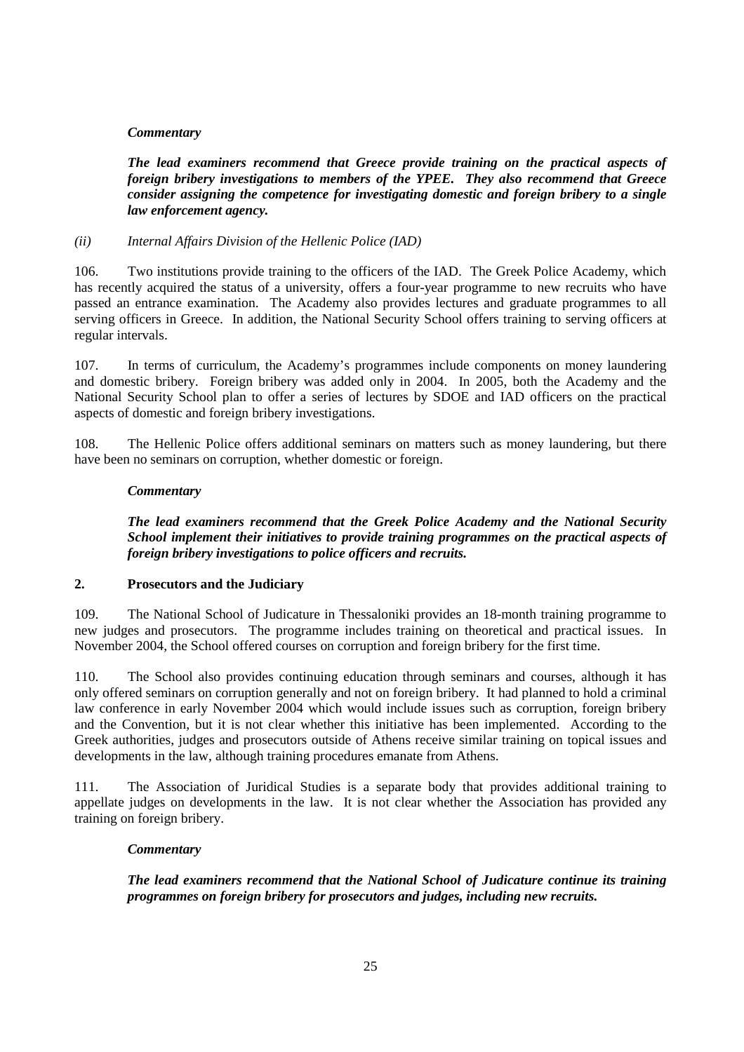***Commentary***

***The lead examiners recommend that Greece provide training on the practical aspects of foreign bribery investigations to members of the YPEE. They also recommend that Greece consider assigning the competence for investigating domestic and foreign bribery to a single law enforcement agency.***

*(ii) Internal Affairs Division of the Hellenic Police (IAD)*

106. Two institutions provide training to the officers of the IAD. The Greek Police Academy, which has recently acquired the status of a university, offers a four-year programme to new recruits who have passed an entrance examination. The Academy also provides lectures and graduate programmes to all serving officers in Greece. In addition, the National Security School offers training to serving officers at regular intervals.

107. In terms of curriculum, the Academy's programmes include components on money laundering and domestic bribery. Foreign bribery was added only in 2004. In 2005, both the Academy and the National Security School plan to offer a series of lectures by SDOE and IAD officers on the practical aspects of domestic and foreign bribery investigations.

108. The Hellenic Police offers additional seminars on matters such as money laundering, but there have been no seminars on corruption, whether domestic or foreign.

***Commentary***

***The lead examiners recommend that the Greek Police Academy and the National Security School implement their initiatives to provide training programmes on the practical aspects of foreign bribery investigations to police officers and recruits.***

## 2. Prosecutors and the Judiciary

109. The National School of Judicature in Thessaloniki provides an 18-month training programme to new judges and prosecutors. The programme includes training on theoretical and practical issues. In November 2004, the School offered courses on corruption and foreign bribery for the first time.

110. The School also provides continuing education through seminars and courses, although it has only offered seminars on corruption generally and not on foreign bribery. It had planned to hold a criminal law conference in early November 2004 which would include issues such as corruption, foreign bribery and the Convention, but it is not clear whether this initiative has been implemented. According to the Greek authorities, judges and prosecutors outside of Athens receive similar training on topical issues and developments in the law, although training procedures emanate from Athens.

111. The Association of Juridical Studies is a separate body that provides additional training to appellate judges on developments in the law. It is not clear whether the Association has provided any training on foreign bribery.

***Commentary***

***The lead examiners recommend that the National School of Judicature continue its training programmes on foreign bribery for prosecutors and judges, including new recruits.***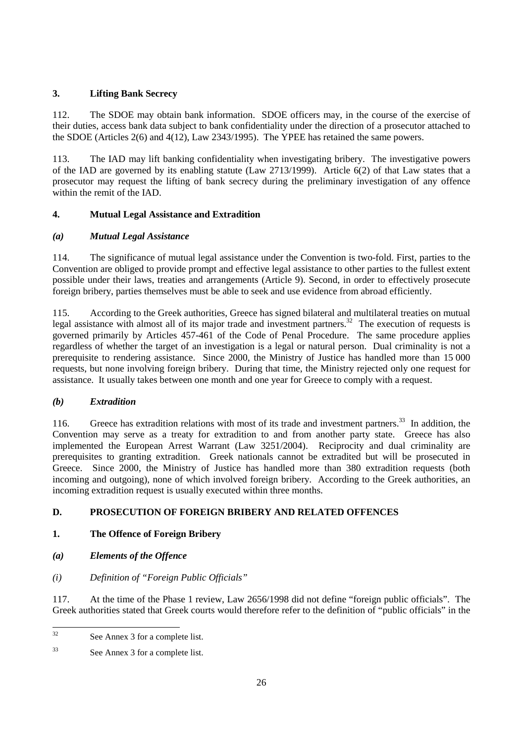## 3. Lifting Bank Secrecy

112. The SDOE may obtain bank information. SDOE officers may, in the course of the exercise of their duties, access bank data subject to bank confidentiality under the direction of a prosecutor attached to the SDOE (Articles 2(6) and 4(12), Law 2343/1995). The YPEE has retained the same powers.

113. The IAD may lift banking confidentiality when investigating bribery. The investigative powers of the IAD are governed by its enabling statute (Law 2713/1999). Article 6(2) of that Law states that a prosecutor may request the lifting of bank secrecy during the preliminary investigation of any offence within the remit of the IAD.

## 4. Mutual Legal Assistance and Extradition

### *(a) Mutual Legal Assistance*

114. The significance of mutual legal assistance under the Convention is two-fold. First, parties to the Convention are obliged to provide prompt and effective legal assistance to other parties to the fullest extent possible under their laws, treaties and arrangements (Article 9). Second, in order to effectively prosecute foreign bribery, parties themselves must be able to seek and use evidence from abroad efficiently.

115. According to the Greek authorities, Greece has signed bilateral and multilateral treaties on mutual legal assistance with almost all of its major trade and investment partners.[32] The execution of requests is governed primarily by Articles 457-461 of the Code of Penal Procedure. The same procedure applies regardless of whether the target of an investigation is a legal or natural person. Dual criminality is not a prerequisite to rendering assistance. Since 2000, the Ministry of Justice has handled more than 15 000 requests, but none involving foreign bribery. During that time, the Ministry rejected only one request for assistance. It usually takes between one month and one year for Greece to comply with a request.

### *(b) Extradition*

116. Greece has extradition relations with most of its trade and investment partners.[33] In addition, the Convention may serve as a treaty for extradition to and from another party state. Greece has also implemented the European Arrest Warrant (Law 3251/2004). Reciprocity and dual criminality are prerequisites to granting extradition. Greek nationals cannot be extradited but will be prosecuted in Greece. Since 2000, the Ministry of Justice has handled more than 380 extradition requests (both incoming and outgoing), none of which involved foreign bribery. According to the Greek authorities, an incoming extradition request is usually executed within three months.

# D. PROSECUTION OF FOREIGN BRIBERY AND RELATED OFFENCES

## 1. The Offence of Foreign Bribery

### *(a) Elements of the Offence*

#### *(i) Definition of "Foreign Public Officials"*

117. At the time of the Phase 1 review, Law 2656/1998 did not define "foreign public officials". The Greek authorities stated that Greek courts would therefore refer to the definition of "public officials" in the

---

[32] See Annex 3 for a complete list.

[33] See Annex 3 for a complete list.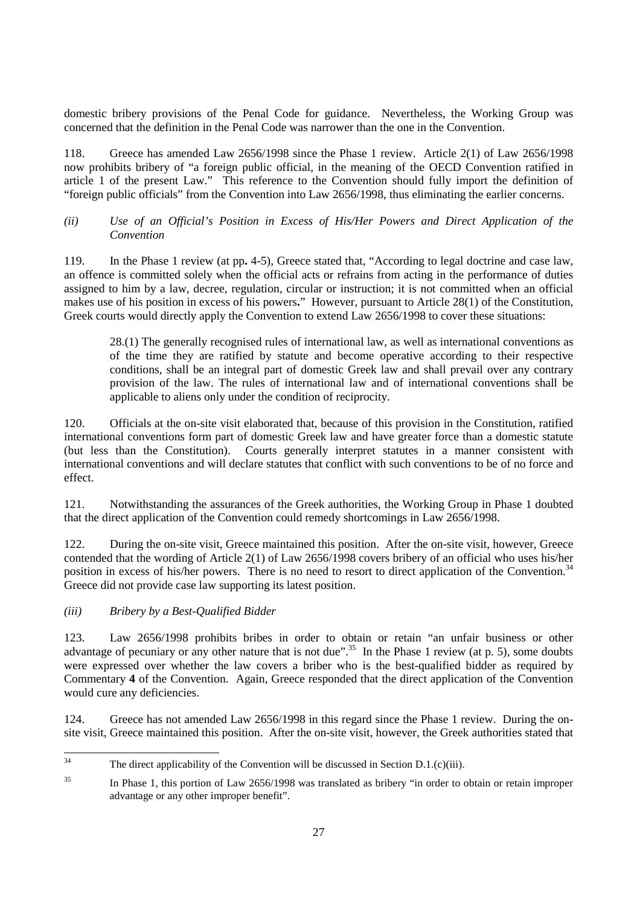domestic bribery provisions of the Penal Code for guidance. Nevertheless, the Working Group was concerned that the definition in the Penal Code was narrower than the one in the Convention.

118. Greece has amended Law 2656/1998 since the Phase 1 review. Article 2(1) of Law 2656/1998 now prohibits bribery of "a foreign public official, in the meaning of the OECD Convention ratified in article 1 of the present Law." This reference to the Convention should fully import the definition of "foreign public officials" from the Convention into Law 2656/1998, thus eliminating the earlier concerns.

*(ii) Use of an Official's Position in Excess of His/Her Powers and Direct Application of the Convention*

119. In the Phase 1 review (at pp**.** 4-5), Greece stated that, "According to legal doctrine and case law, an offence is committed solely when the official acts or refrains from acting in the performance of duties assigned to him by a law, decree, regulation, circular or instruction; it is not committed when an official makes use of his position in excess of his powers**.**" However, pursuant to Article 28(1) of the Constitution, Greek courts would directly apply the Convention to extend Law 2656/1998 to cover these situations:

> 28.(1) The generally recognised rules of international law, as well as international conventions as of the time they are ratified by statute and become operative according to their respective conditions, shall be an integral part of domestic Greek law and shall prevail over any contrary provision of the law. The rules of international law and of international conventions shall be applicable to aliens only under the condition of reciprocity.

120. Officials at the on-site visit elaborated that, because of this provision in the Constitution, ratified international conventions form part of domestic Greek law and have greater force than a domestic statute (but less than the Constitution). Courts generally interpret statutes in a manner consistent with international conventions and will declare statutes that conflict with such conventions to be of no force and effect.

121. Notwithstanding the assurances of the Greek authorities, the Working Group in Phase 1 doubted that the direct application of the Convention could remedy shortcomings in Law 2656/1998.

122. During the on-site visit, Greece maintained this position. After the on-site visit, however, Greece contended that the wording of Article 2(1) of Law 2656/1998 covers bribery of an official who uses his/her position in excess of his/her powers. There is no need to resort to direct application of the Convention.[34] Greece did not provide case law supporting its latest position.

*(iii) Bribery by a Best-Qualified Bidder*

123. Law 2656/1998 prohibits bribes in order to obtain or retain "an unfair business or other advantage of pecuniary or any other nature that is not due".[35] In the Phase 1 review (at p. 5), some doubts were expressed over whether the law covers a briber who is the best-qualified bidder as required by Commentary **4** of the Convention. Again, Greece responded that the direct application of the Convention would cure any deficiencies.

124. Greece has not amended Law 2656/1998 in this regard since the Phase 1 review. During the on-site visit, Greece maintained this position. After the on-site visit, however, the Greek authorities stated that

---

[34] The direct applicability of the Convention will be discussed in Section D.1.(c)(iii).

[35] In Phase 1, this portion of Law 2656/1998 was translated as bribery "in order to obtain or retain improper advantage or any other improper benefit".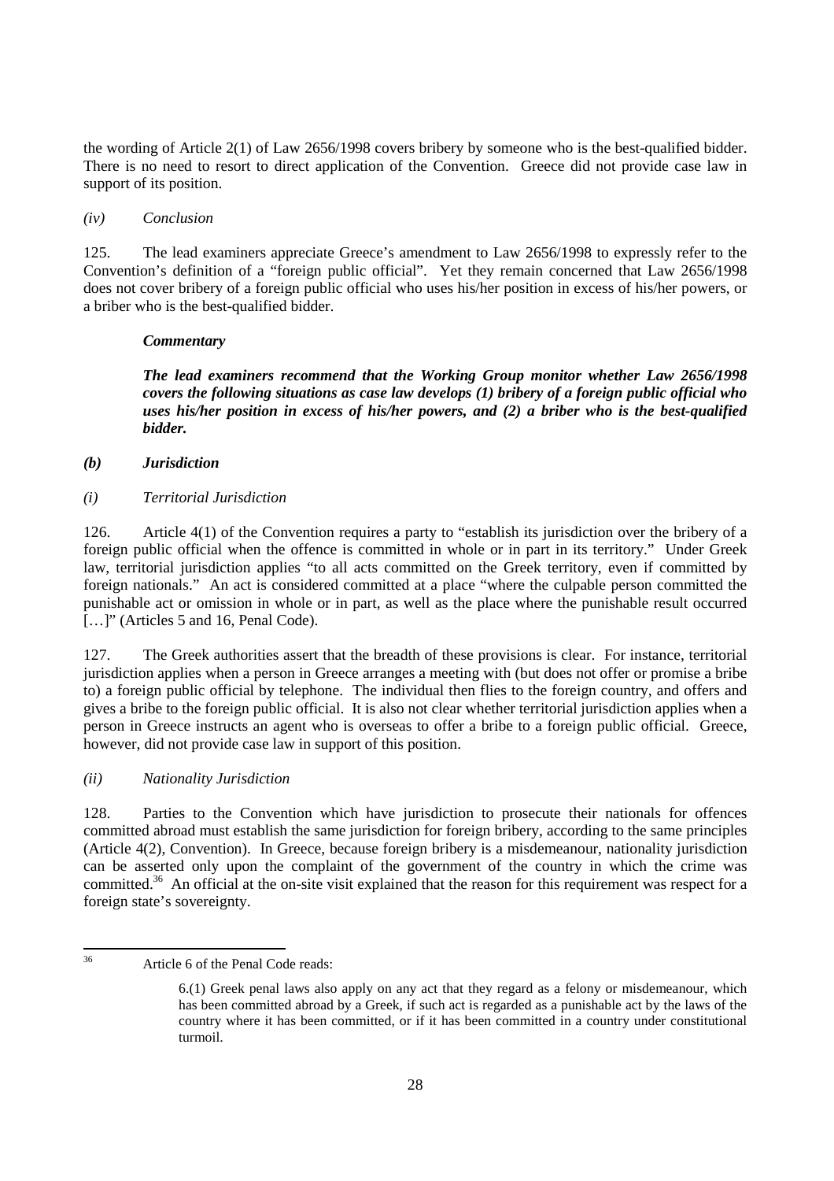the wording of Article 2(1) of Law 2656/1998 covers bribery by someone who is the best-qualified bidder. There is no need to resort to direct application of the Convention. Greece did not provide case law in support of its position.

*(iv) Conclusion*

125. The lead examiners appreciate Greece's amendment to Law 2656/1998 to expressly refer to the Convention's definition of a "foreign public official". Yet they remain concerned that Law 2656/1998 does not cover bribery of a foreign public official who uses his/her position in excess of his/her powers, or a briber who is the best-qualified bidder.

> ***Commentary***
>
> ***The lead examiners recommend that the Working Group monitor whether Law 2656/1998 covers the following situations as case law develops (1) bribery of a foreign public official who uses his/her position in excess of his/her powers, and (2) a briber who is the best-qualified bidder.***

### *(b) Jurisdiction*

*(i) Territorial Jurisdiction*

126. Article 4(1) of the Convention requires a party to "establish its jurisdiction over the bribery of a foreign public official when the offence is committed in whole or in part in its territory." Under Greek law, territorial jurisdiction applies "to all acts committed on the Greek territory, even if committed by foreign nationals." An act is considered committed at a place "where the culpable person committed the punishable act or omission in whole or in part, as well as the place where the punishable result occurred […]" (Articles 5 and 16, Penal Code).

127. The Greek authorities assert that the breadth of these provisions is clear. For instance, territorial jurisdiction applies when a person in Greece arranges a meeting with (but does not offer or promise a bribe to) a foreign public official by telephone. The individual then flies to the foreign country, and offers and gives a bribe to the foreign public official. It is also not clear whether territorial jurisdiction applies when a person in Greece instructs an agent who is overseas to offer a bribe to a foreign public official. Greece, however, did not provide case law in support of this position.

*(ii) Nationality Jurisdiction*

128. Parties to the Convention which have jurisdiction to prosecute their nationals for offences committed abroad must establish the same jurisdiction for foreign bribery, according to the same principles (Article 4(2), Convention). In Greece, because foreign bribery is a misdemeanour, nationality jurisdiction can be asserted only upon the complaint of the government of the country in which the crime was committed.[36] An official at the on-site visit explained that the reason for this requirement was respect for a foreign state's sovereignty.

---

[36] Article 6 of the Penal Code reads:

> 6.(1) Greek penal laws also apply on any act that they regard as a felony or misdemeanour, which has been committed abroad by a Greek, if such act is regarded as a punishable act by the laws of the country where it has been committed, or if it has been committed in a country under constitutional turmoil.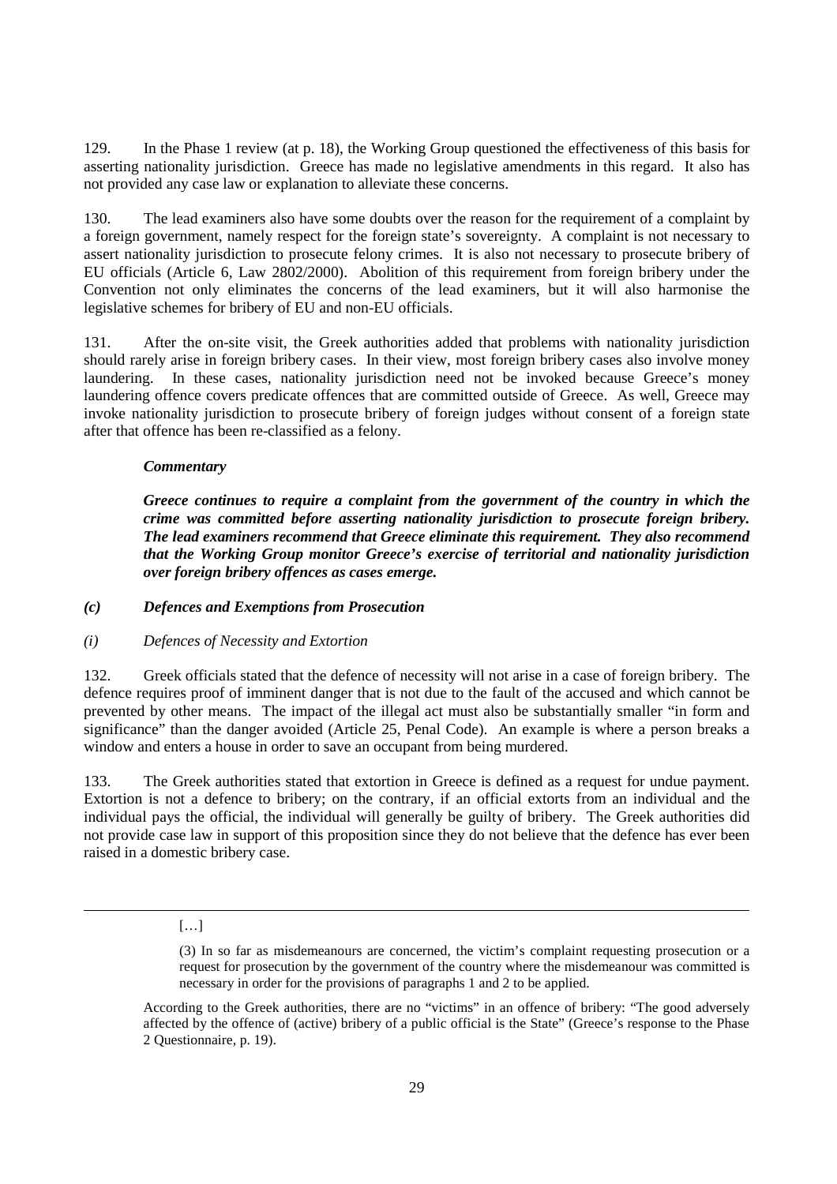129. In the Phase 1 review (at p. 18), the Working Group questioned the effectiveness of this basis for asserting nationality jurisdiction. Greece has made no legislative amendments in this regard. It also has not provided any case law or explanation to alleviate these concerns.

130. The lead examiners also have some doubts over the reason for the requirement of a complaint by a foreign government, namely respect for the foreign state's sovereignty. A complaint is not necessary to assert nationality jurisdiction to prosecute felony crimes. It is also not necessary to prosecute bribery of EU officials (Article 6, Law 2802/2000). Abolition of this requirement from foreign bribery under the Convention not only eliminates the concerns of the lead examiners, but it will also harmonise the legislative schemes for bribery of EU and non-EU officials.

131. After the on-site visit, the Greek authorities added that problems with nationality jurisdiction should rarely arise in foreign bribery cases. In their view, most foreign bribery cases also involve money laundering. In these cases, nationality jurisdiction need not be invoked because Greece's money laundering offence covers predicate offences that are committed outside of Greece. As well, Greece may invoke nationality jurisdiction to prosecute bribery of foreign judges without consent of a foreign state after that offence has been re-classified as a felony.

***Commentary***

***Greece continues to require a complaint from the government of the country in which the crime was committed before asserting nationality jurisdiction to prosecute foreign bribery. The lead examiners recommend that Greece eliminate this requirement. They also recommend that the Working Group monitor Greece's exercise of territorial and nationality jurisdiction over foreign bribery offences as cases emerge.***

### *(c) Defences and Exemptions from Prosecution*

#### *(i) Defences of Necessity and Extortion*

132. Greek officials stated that the defence of necessity will not arise in a case of foreign bribery. The defence requires proof of imminent danger that is not due to the fault of the accused and which cannot be prevented by other means. The impact of the illegal act must also be substantially smaller "in form and significance" than the danger avoided (Article 25, Penal Code). An example is where a person breaks a window and enters a house in order to save an occupant from being murdered.

133. The Greek authorities stated that extortion in Greece is defined as a request for undue payment. Extortion is not a defence to bribery; on the contrary, if an official extorts from an individual and the individual pays the official, the individual will generally be guilty of bribery. The Greek authorities did not provide case law in support of this proposition since they do not believe that the defence has ever been raised in a domestic bribery case.

---

> […]
>
> (3) In so far as misdemeanours are concerned, the victim's complaint requesting prosecution or a request for prosecution by the government of the country where the misdemeanour was committed is necessary in order for the provisions of paragraphs 1 and 2 to be applied.

According to the Greek authorities, there are no "victims" in an offence of bribery: "The good adversely affected by the offence of (active) bribery of a public official is the State" (Greece's response to the Phase 2 Questionnaire, p. 19).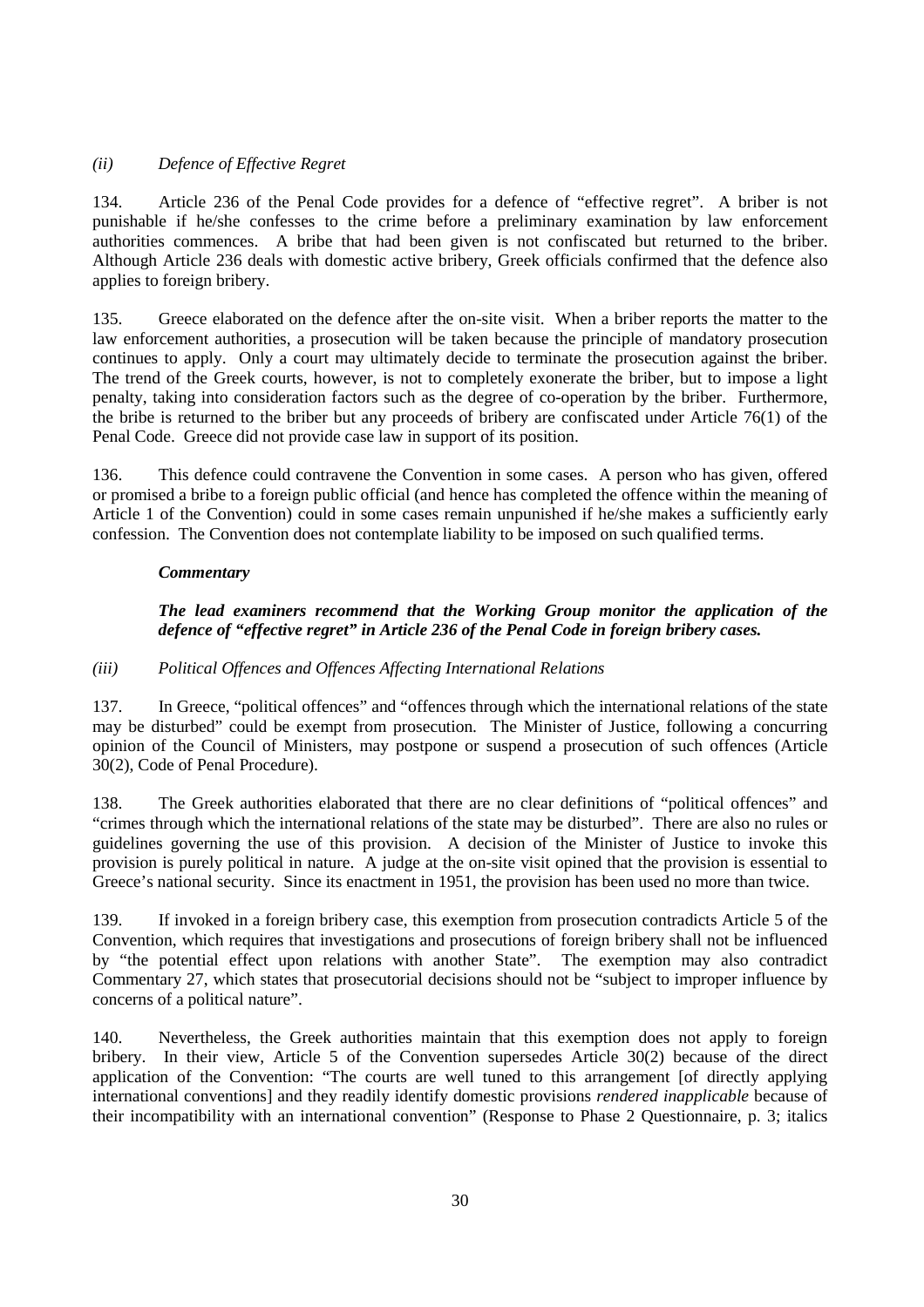*(ii) Defence of Effective Regret*

134. Article 236 of the Penal Code provides for a defence of "effective regret". A briber is not punishable if he/she confesses to the crime before a preliminary examination by law enforcement authorities commences. A bribe that had been given is not confiscated but returned to the briber. Although Article 236 deals with domestic active bribery, Greek officials confirmed that the defence also applies to foreign bribery.

135. Greece elaborated on the defence after the on-site visit. When a briber reports the matter to the law enforcement authorities, a prosecution will be taken because the principle of mandatory prosecution continues to apply. Only a court may ultimately decide to terminate the prosecution against the briber. The trend of the Greek courts, however, is not to completely exonerate the briber, but to impose a light penalty, taking into consideration factors such as the degree of co-operation by the briber. Furthermore, the bribe is returned to the briber but any proceeds of bribery are confiscated under Article 76(1) of the Penal Code. Greece did not provide case law in support of its position.

136. This defence could contravene the Convention in some cases. A person who has given, offered or promised a bribe to a foreign public official (and hence has completed the offence within the meaning of Article 1 of the Convention) could in some cases remain unpunished if he/she makes a sufficiently early confession. The Convention does not contemplate liability to be imposed on such qualified terms.

***Commentary***

***The lead examiners recommend that the Working Group monitor the application of the defence of "effective regret" in Article 236 of the Penal Code in foreign bribery cases.***

*(iii) Political Offences and Offences Affecting International Relations*

137. In Greece, "political offences" and "offences through which the international relations of the state may be disturbed" could be exempt from prosecution. The Minister of Justice, following a concurring opinion of the Council of Ministers, may postpone or suspend a prosecution of such offences (Article 30(2), Code of Penal Procedure).

138. The Greek authorities elaborated that there are no clear definitions of "political offences" and "crimes through which the international relations of the state may be disturbed". There are also no rules or guidelines governing the use of this provision. A decision of the Minister of Justice to invoke this provision is purely political in nature. A judge at the on-site visit opined that the provision is essential to Greece's national security. Since its enactment in 1951, the provision has been used no more than twice.

139. If invoked in a foreign bribery case, this exemption from prosecution contradicts Article 5 of the Convention, which requires that investigations and prosecutions of foreign bribery shall not be influenced by "the potential effect upon relations with another State". The exemption may also contradict Commentary 27, which states that prosecutorial decisions should not be "subject to improper influence by concerns of a political nature".

140. Nevertheless, the Greek authorities maintain that this exemption does not apply to foreign bribery. In their view, Article 5 of the Convention supersedes Article 30(2) because of the direct application of the Convention: "The courts are well tuned to this arrangement [of directly applying international conventions] and they readily identify domestic provisions *rendered inapplicable* because of their incompatibility with an international convention" (Response to Phase 2 Questionnaire, p. 3; italics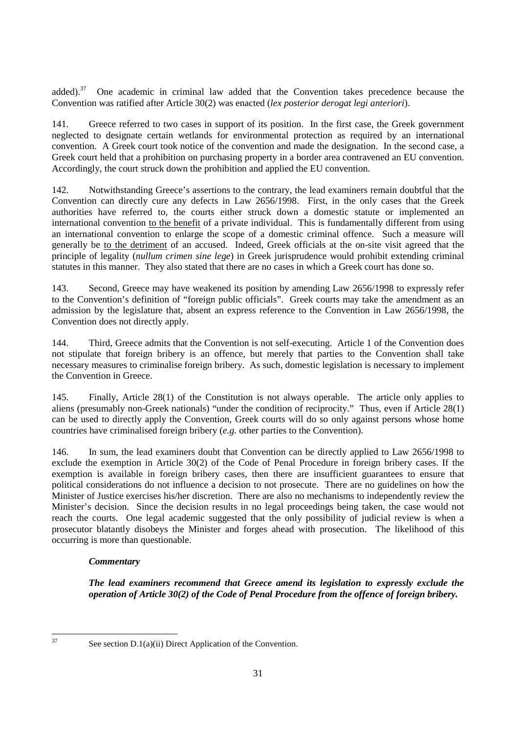added).[37] One academic in criminal law added that the Convention takes precedence because the Convention was ratified after Article 30(2) was enacted (*lex posterior derogat legi anteriori*).

141. Greece referred to two cases in support of its position. In the first case, the Greek government neglected to designate certain wetlands for environmental protection as required by an international convention. A Greek court took notice of the convention and made the designation. In the second case, a Greek court held that a prohibition on purchasing property in a border area contravened an EU convention. Accordingly, the court struck down the prohibition and applied the EU convention.

142. Notwithstanding Greece's assertions to the contrary, the lead examiners remain doubtful that the Convention can directly cure any defects in Law 2656/1998. First, in the only cases that the Greek authorities have referred to, the courts either struck down a domestic statute or implemented an international convention to the benefit of a private individual. This is fundamentally different from using an international convention to enlarge the scope of a domestic criminal offence. Such a measure will generally be to the detriment of an accused. Indeed, Greek officials at the on-site visit agreed that the principle of legality (*nullum crimen sine lege*) in Greek jurisprudence would prohibit extending criminal statutes in this manner. They also stated that there are no cases in which a Greek court has done so.

143. Second, Greece may have weakened its position by amending Law 2656/1998 to expressly refer to the Convention's definition of "foreign public officials". Greek courts may take the amendment as an admission by the legislature that, absent an express reference to the Convention in Law 2656/1998, the Convention does not directly apply.

144. Third, Greece admits that the Convention is not self-executing. Article 1 of the Convention does not stipulate that foreign bribery is an offence, but merely that parties to the Convention shall take necessary measures to criminalise foreign bribery. As such, domestic legislation is necessary to implement the Convention in Greece.

145. Finally, Article 28(1) of the Constitution is not always operable. The article only applies to aliens (presumably non-Greek nationals) "under the condition of reciprocity." Thus, even if Article 28(1) can be used to directly apply the Convention, Greek courts will do so only against persons whose home countries have criminalised foreign bribery (*e.g.* other parties to the Convention).

146. In sum, the lead examiners doubt that Convention can be directly applied to Law 2656/1998 to exclude the exemption in Article 30(2) of the Code of Penal Procedure in foreign bribery cases. If the exemption is available in foreign bribery cases, then there are insufficient guarantees to ensure that political considerations do not influence a decision to not prosecute. There are no guidelines on how the Minister of Justice exercises his/her discretion. There are also no mechanisms to independently review the Minister's decision. Since the decision results in no legal proceedings being taken, the case would not reach the courts. One legal academic suggested that the only possibility of judicial review is when a prosecutor blatantly disobeys the Minister and forges ahead with prosecution. The likelihood of this occurring is more than questionable.

***Commentary***

***The lead examiners recommend that Greece amend its legislation to expressly exclude the operation of Article 30(2) of the Code of Penal Procedure from the offence of foreign bribery.***

---

[37] See section D.1(a)(ii) Direct Application of the Convention.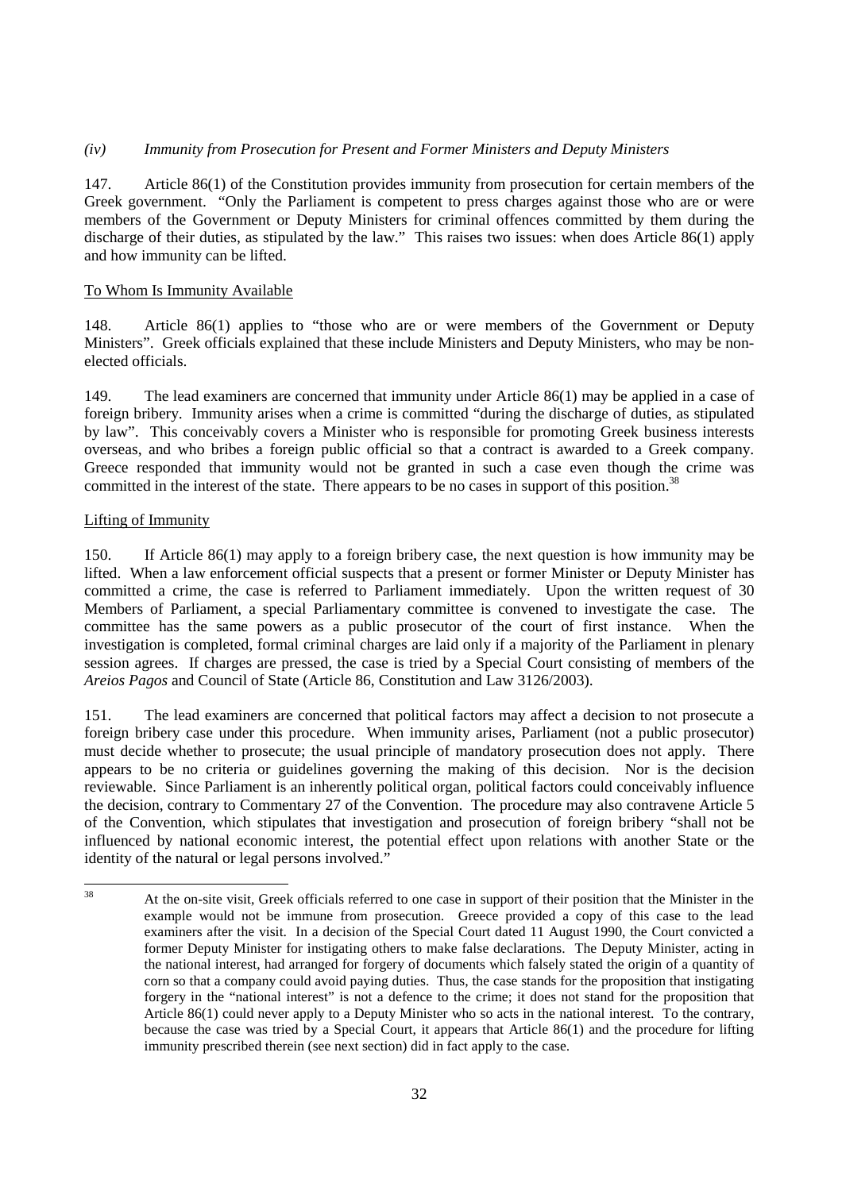### *(iv) Immunity from Prosecution for Present and Former Ministers and Deputy Ministers*

147. Article 86(1) of the Constitution provides immunity from prosecution for certain members of the Greek government. "Only the Parliament is competent to press charges against those who are or were members of the Government or Deputy Ministers for criminal offences committed by them during the discharge of their duties, as stipulated by the law." This raises two issues: when does Article 86(1) apply and how immunity can be lifted.

#### To Whom Is Immunity Available

148. Article 86(1) applies to "those who are or were members of the Government or Deputy Ministers". Greek officials explained that these include Ministers and Deputy Ministers, who may be non-elected officials.

149. The lead examiners are concerned that immunity under Article 86(1) may be applied in a case of foreign bribery. Immunity arises when a crime is committed "during the discharge of duties, as stipulated by law". This conceivably covers a Minister who is responsible for promoting Greek business interests overseas, and who bribes a foreign public official so that a contract is awarded to a Greek company. Greece responded that immunity would not be granted in such a case even though the crime was committed in the interest of the state. There appears to be no cases in support of this position.[38]

#### Lifting of Immunity

150. If Article 86(1) may apply to a foreign bribery case, the next question is how immunity may be lifted. When a law enforcement official suspects that a present or former Minister or Deputy Minister has committed a crime, the case is referred to Parliament immediately. Upon the written request of 30 Members of Parliament, a special Parliamentary committee is convened to investigate the case. The committee has the same powers as a public prosecutor of the court of first instance. When the investigation is completed, formal criminal charges are laid only if a majority of the Parliament in plenary session agrees. If charges are pressed, the case is tried by a Special Court consisting of members of the *Areios Pagos* and Council of State (Article 86, Constitution and Law 3126/2003).

151. The lead examiners are concerned that political factors may affect a decision to not prosecute a foreign bribery case under this procedure. When immunity arises, Parliament (not a public prosecutor) must decide whether to prosecute; the usual principle of mandatory prosecution does not apply. There appears to be no criteria or guidelines governing the making of this decision. Nor is the decision reviewable. Since Parliament is an inherently political organ, political factors could conceivably influence the decision, contrary to Commentary 27 of the Convention. The procedure may also contravene Article 5 of the Convention, which stipulates that investigation and prosecution of foreign bribery "shall not be influenced by national economic interest, the potential effect upon relations with another State or the identity of the natural or legal persons involved."

---

[38] At the on-site visit, Greek officials referred to one case in support of their position that the Minister in the example would not be immune from prosecution. Greece provided a copy of this case to the lead examiners after the visit. In a decision of the Special Court dated 11 August 1990, the Court convicted a former Deputy Minister for instigating others to make false declarations. The Deputy Minister, acting in the national interest, had arranged for forgery of documents which falsely stated the origin of a quantity of corn so that a company could avoid paying duties. Thus, the case stands for the proposition that instigating forgery in the "national interest" is not a defence to the crime; it does not stand for the proposition that Article 86(1) could never apply to a Deputy Minister who so acts in the national interest. To the contrary, because the case was tried by a Special Court, it appears that Article 86(1) and the procedure for lifting immunity prescribed therein (see next section) did in fact apply to the case.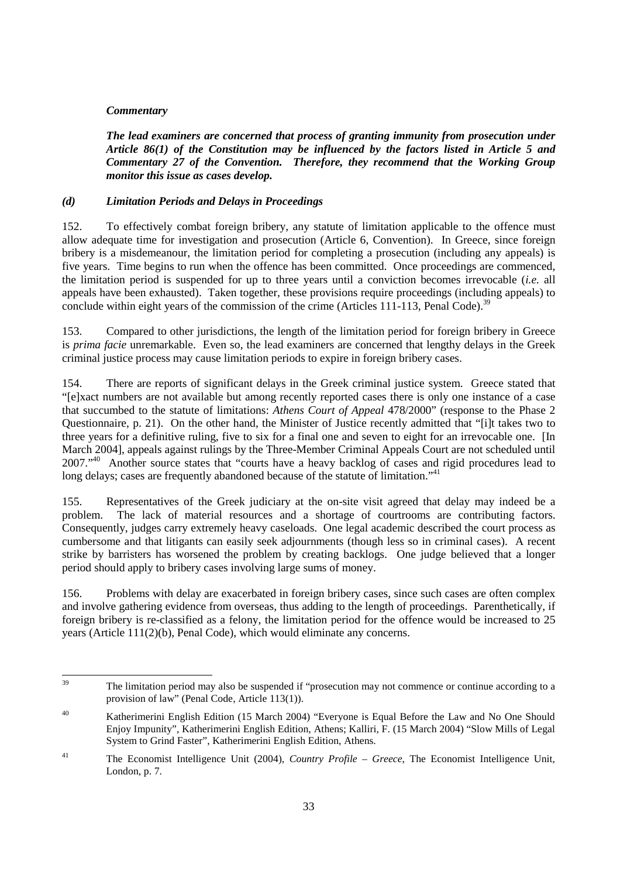*Commentary*

***The lead examiners are concerned that process of granting immunity from prosecution under Article 86(1) of the Constitution may be influenced by the factors listed in Article 5 and Commentary 27 of the Convention. Therefore, they recommend that the Working Group monitor this issue as cases develop.***

### *(d) Limitation Periods and Delays in Proceedings*

152. To effectively combat foreign bribery, any statute of limitation applicable to the offence must allow adequate time for investigation and prosecution (Article 6, Convention). In Greece, since foreign bribery is a misdemeanour, the limitation period for completing a prosecution (including any appeals) is five years. Time begins to run when the offence has been committed. Once proceedings are commenced, the limitation period is suspended for up to three years until a conviction becomes irrevocable (*i.e.* all appeals have been exhausted). Taken together, these provisions require proceedings (including appeals) to conclude within eight years of the commission of the crime (Articles 111-113, Penal Code).[39]

153. Compared to other jurisdictions, the length of the limitation period for foreign bribery in Greece is *prima facie* unremarkable. Even so, the lead examiners are concerned that lengthy delays in the Greek criminal justice process may cause limitation periods to expire in foreign bribery cases.

154. There are reports of significant delays in the Greek criminal justice system. Greece stated that "[e]xact numbers are not available but among recently reported cases there is only one instance of a case that succumbed to the statute of limitations: *Athens Court of Appeal* 478/2000" (response to the Phase 2 Questionnaire, p. 21). On the other hand, the Minister of Justice recently admitted that "[i]t takes two to three years for a definitive ruling, five to six for a final one and seven to eight for an irrevocable one. [In March 2004], appeals against rulings by the Three-Member Criminal Appeals Court are not scheduled until 2007."[40] Another source states that "courts have a heavy backlog of cases and rigid procedures lead to long delays; cases are frequently abandoned because of the statute of limitation."[41]

155. Representatives of the Greek judiciary at the on-site visit agreed that delay may indeed be a problem. The lack of material resources and a shortage of courtrooms are contributing factors. Consequently, judges carry extremely heavy caseloads. One legal academic described the court process as cumbersome and that litigants can easily seek adjournments (though less so in criminal cases). A recent strike by barristers has worsened the problem by creating backlogs. One judge believed that a longer period should apply to bribery cases involving large sums of money.

156. Problems with delay are exacerbated in foreign bribery cases, since such cases are often complex and involve gathering evidence from overseas, thus adding to the length of proceedings. Parenthetically, if foreign bribery is re-classified as a felony, the limitation period for the offence would be increased to 25 years (Article 111(2)(b), Penal Code), which would eliminate any concerns.

---

[39] The limitation period may also be suspended if "prosecution may not commence or continue according to a provision of law" (Penal Code, Article 113(1)).

[40] Katherimerini English Edition (15 March 2004) "Everyone is Equal Before the Law and No One Should Enjoy Impunity", Katherimerini English Edition, Athens; Kalliri, F. (15 March 2004) "Slow Mills of Legal System to Grind Faster", Katherimerini English Edition, Athens.

[41] The Economist Intelligence Unit (2004), *Country Profile – Greece*, The Economist Intelligence Unit, London, p. 7.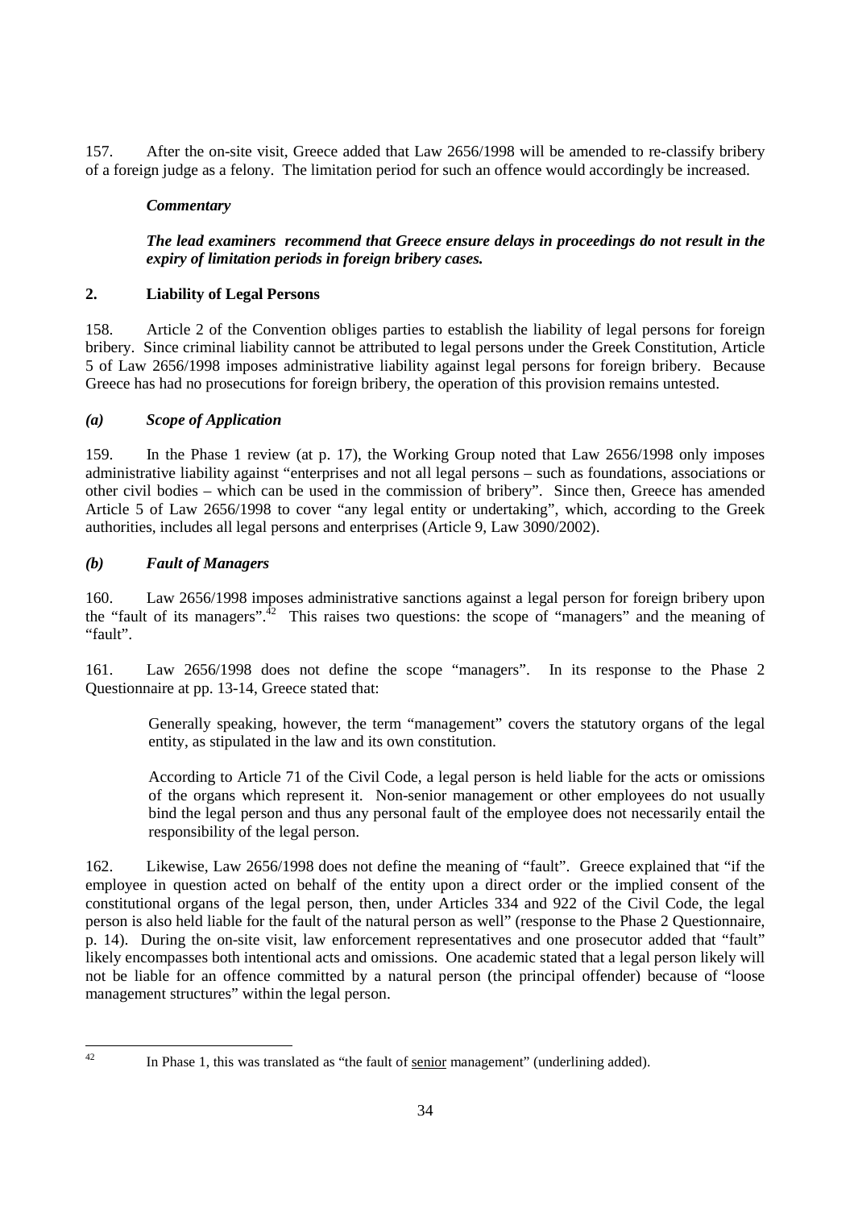157. After the on-site visit, Greece added that Law 2656/1998 will be amended to re-classify bribery of a foreign judge as a felony. The limitation period for such an offence would accordingly be increased.

*Commentary*

***The lead examiners recommend that Greece ensure delays in proceedings do not result in the expiry of limitation periods in foreign bribery cases.***

## 2. Liability of Legal Persons

158. Article 2 of the Convention obliges parties to establish the liability of legal persons for foreign bribery. Since criminal liability cannot be attributed to legal persons under the Greek Constitution, Article 5 of Law 2656/1998 imposes administrative liability against legal persons for foreign bribery. Because Greece has had no prosecutions for foreign bribery, the operation of this provision remains untested.

### *(a) Scope of Application*

159. In the Phase 1 review (at p. 17), the Working Group noted that Law 2656/1998 only imposes administrative liability against "enterprises and not all legal persons – such as foundations, associations or other civil bodies – which can be used in the commission of bribery". Since then, Greece has amended Article 5 of Law 2656/1998 to cover "any legal entity or undertaking", which, according to the Greek authorities, includes all legal persons and enterprises (Article 9, Law 3090/2002).

### *(b) Fault of Managers*

160. Law 2656/1998 imposes administrative sanctions against a legal person for foreign bribery upon the "fault of its managers".[42] This raises two questions: the scope of "managers" and the meaning of "fault".

161. Law 2656/1998 does not define the scope "managers". In its response to the Phase 2 Questionnaire at pp. 13-14, Greece stated that:

> Generally speaking, however, the term "management" covers the statutory organs of the legal entity, as stipulated in the law and its own constitution.
>
> According to Article 71 of the Civil Code, a legal person is held liable for the acts or omissions of the organs which represent it. Non-senior management or other employees do not usually bind the legal person and thus any personal fault of the employee does not necessarily entail the responsibility of the legal person.

162. Likewise, Law 2656/1998 does not define the meaning of "fault". Greece explained that "if the employee in question acted on behalf of the entity upon a direct order or the implied consent of the constitutional organs of the legal person, then, under Articles 334 and 922 of the Civil Code, the legal person is also held liable for the fault of the natural person as well" (response to the Phase 2 Questionnaire, p. 14). During the on-site visit, law enforcement representatives and one prosecutor added that "fault" likely encompasses both intentional acts and omissions. One academic stated that a legal person likely will not be liable for an offence committed by a natural person (the principal offender) because of "loose management structures" within the legal person.

---

[42] In Phase 1, this was translated as "the fault of senior management" (underlining added).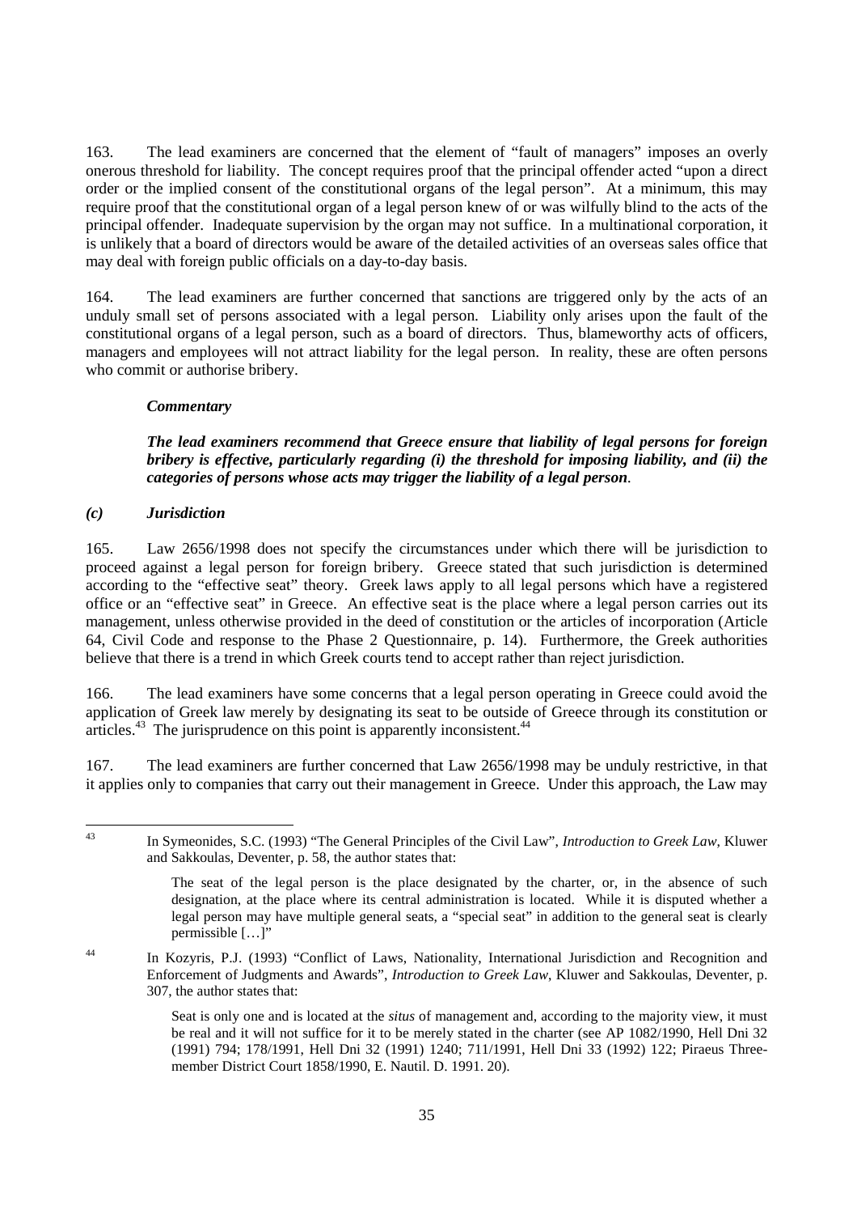163. The lead examiners are concerned that the element of "fault of managers" imposes an overly onerous threshold for liability. The concept requires proof that the principal offender acted "upon a direct order or the implied consent of the constitutional organs of the legal person". At a minimum, this may require proof that the constitutional organ of a legal person knew of or was wilfully blind to the acts of the principal offender. Inadequate supervision by the organ may not suffice. In a multinational corporation, it is unlikely that a board of directors would be aware of the detailed activities of an overseas sales office that may deal with foreign public officials on a day-to-day basis.

164. The lead examiners are further concerned that sanctions are triggered only by the acts of an unduly small set of persons associated with a legal person. Liability only arises upon the fault of the constitutional organs of a legal person, such as a board of directors. Thus, blameworthy acts of officers, managers and employees will not attract liability for the legal person. In reality, these are often persons who commit or authorise bribery.

***Commentary***

***The lead examiners recommend that Greece ensure that liability of legal persons for foreign bribery is effective, particularly regarding (i) the threshold for imposing liability, and (ii) the categories of persons whose acts may trigger the liability of a legal person.***

### *(c) Jurisdiction*

165. Law 2656/1998 does not specify the circumstances under which there will be jurisdiction to proceed against a legal person for foreign bribery. Greece stated that such jurisdiction is determined according to the "effective seat" theory. Greek laws apply to all legal persons which have a registered office or an "effective seat" in Greece. An effective seat is the place where a legal person carries out its management, unless otherwise provided in the deed of constitution or the articles of incorporation (Article 64, Civil Code and response to the Phase 2 Questionnaire, p. 14). Furthermore, the Greek authorities believe that there is a trend in which Greek courts tend to accept rather than reject jurisdiction.

166. The lead examiners have some concerns that a legal person operating in Greece could avoid the application of Greek law merely by designating its seat to be outside of Greece through its constitution or articles.[43] The jurisprudence on this point is apparently inconsistent.[44]

167. The lead examiners are further concerned that Law 2656/1998 may be unduly restrictive, in that it applies only to companies that carry out their management in Greece. Under this approach, the Law may

---

[43] In Symeonides, S.C. (1993) "The General Principles of the Civil Law", *Introduction to Greek Law*, Kluwer and Sakkoulas, Deventer, p. 58, the author states that:

> The seat of the legal person is the place designated by the charter, or, in the absence of such designation, at the place where its central administration is located. While it is disputed whether a legal person may have multiple general seats, a "special seat" in addition to the general seat is clearly permissible […]"

[44] In Kozyris, P.J. (1993) "Conflict of Laws, Nationality, International Jurisdiction and Recognition and Enforcement of Judgments and Awards", *Introduction to Greek Law*, Kluwer and Sakkoulas, Deventer, p. 307, the author states that:

> Seat is only one and is located at the *situs* of management and, according to the majority view, it must be real and it will not suffice for it to be merely stated in the charter (see AP 1082/1990, Hell Dni 32 (1991) 794; 178/1991, Hell Dni 32 (1991) 1240; 711/1991, Hell Dni 33 (1992) 122; Piraeus Three-member District Court 1858/1990, E. Nautil. D. 1991. 20).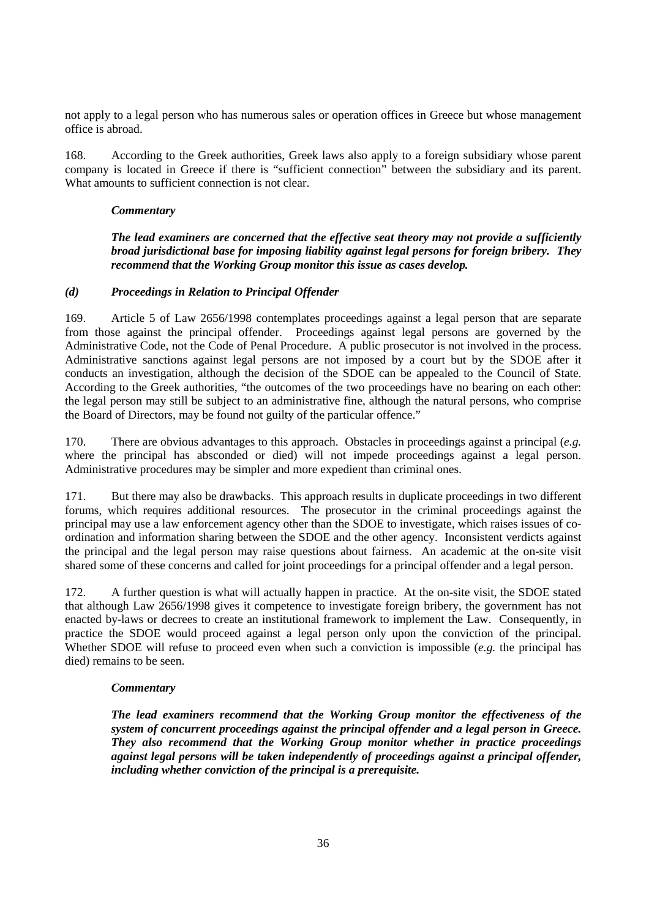not apply to a legal person who has numerous sales or operation offices in Greece but whose management office is abroad.

168. According to the Greek authorities, Greek laws also apply to a foreign subsidiary whose parent company is located in Greece if there is "sufficient connection" between the subsidiary and its parent. What amounts to sufficient connection is not clear.

***Commentary***

***The lead examiners are concerned that the effective seat theory may not provide a sufficiently broad jurisdictional base for imposing liability against legal persons for foreign bribery. They recommend that the Working Group monitor this issue as cases develop.***

### *(d) Proceedings in Relation to Principal Offender*

169. Article 5 of Law 2656/1998 contemplates proceedings against a legal person that are separate from those against the principal offender. Proceedings against legal persons are governed by the Administrative Code, not the Code of Penal Procedure. A public prosecutor is not involved in the process. Administrative sanctions against legal persons are not imposed by a court but by the SDOE after it conducts an investigation, although the decision of the SDOE can be appealed to the Council of State. According to the Greek authorities, "the outcomes of the two proceedings have no bearing on each other: the legal person may still be subject to an administrative fine, although the natural persons, who comprise the Board of Directors, may be found not guilty of the particular offence."

170. There are obvious advantages to this approach. Obstacles in proceedings against a principal (*e.g.* where the principal has absconded or died) will not impede proceedings against a legal person. Administrative procedures may be simpler and more expedient than criminal ones.

171. But there may also be drawbacks. This approach results in duplicate proceedings in two different forums, which requires additional resources. The prosecutor in the criminal proceedings against the principal may use a law enforcement agency other than the SDOE to investigate, which raises issues of co-ordination and information sharing between the SDOE and the other agency. Inconsistent verdicts against the principal and the legal person may raise questions about fairness. An academic at the on-site visit shared some of these concerns and called for joint proceedings for a principal offender and a legal person.

172. A further question is what will actually happen in practice. At the on-site visit, the SDOE stated that although Law 2656/1998 gives it competence to investigate foreign bribery, the government has not enacted by-laws or decrees to create an institutional framework to implement the Law. Consequently, in practice the SDOE would proceed against a legal person only upon the conviction of the principal. Whether SDOE will refuse to proceed even when such a conviction is impossible (*e.g.* the principal has died) remains to be seen.

***Commentary***

***The lead examiners recommend that the Working Group monitor the effectiveness of the system of concurrent proceedings against the principal offender and a legal person in Greece. They also recommend that the Working Group monitor whether in practice proceedings against legal persons will be taken independently of proceedings against a principal offender, including whether conviction of the principal is a prerequisite.***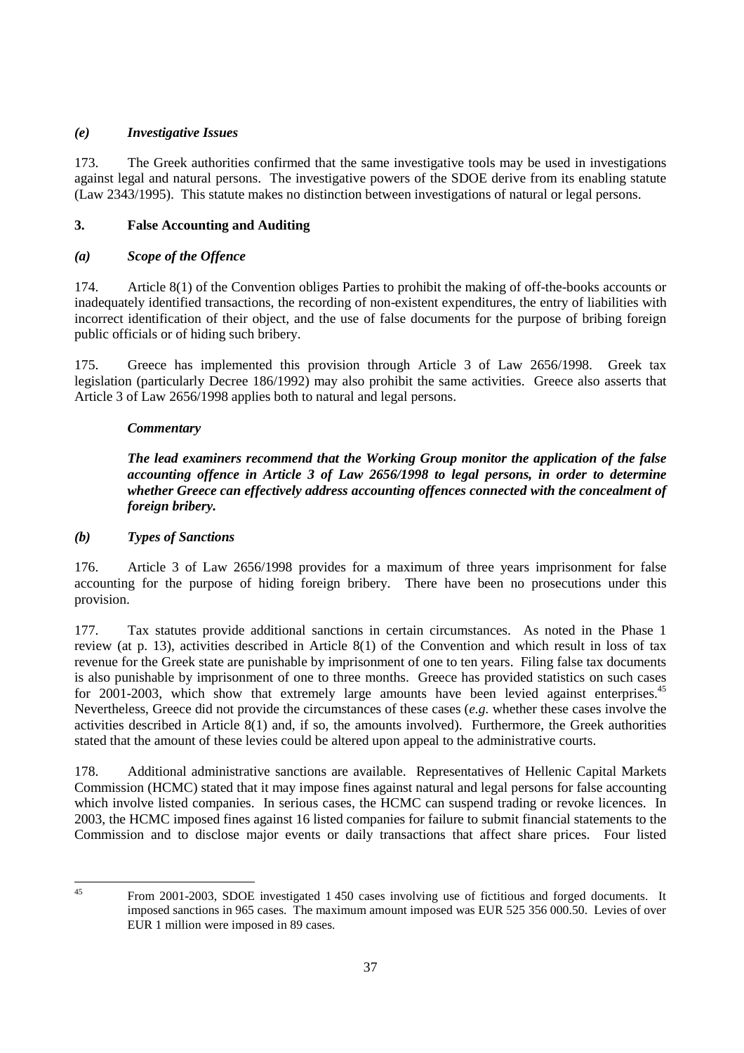### *(e) Investigative Issues*

173. The Greek authorities confirmed that the same investigative tools may be used in investigations against legal and natural persons. The investigative powers of the SDOE derive from its enabling statute (Law 2343/1995). This statute makes no distinction between investigations of natural or legal persons.

## 3. False Accounting and Auditing

### *(a) Scope of the Offence*

174. Article 8(1) of the Convention obliges Parties to prohibit the making of off-the-books accounts or inadequately identified transactions, the recording of non-existent expenditures, the entry of liabilities with incorrect identification of their object, and the use of false documents for the purpose of bribing foreign public officials or of hiding such bribery.

175. Greece has implemented this provision through Article 3 of Law 2656/1998. Greek tax legislation (particularly Decree 186/1992) may also prohibit the same activities. Greece also asserts that Article 3 of Law 2656/1998 applies both to natural and legal persons.

***Commentary***

***The lead examiners recommend that the Working Group monitor the application of the false accounting offence in Article 3 of Law 2656/1998 to legal persons, in order to determine whether Greece can effectively address accounting offences connected with the concealment of foreign bribery.***

### *(b) Types of Sanctions*

176. Article 3 of Law 2656/1998 provides for a maximum of three years imprisonment for false accounting for the purpose of hiding foreign bribery. There have been no prosecutions under this provision.

177. Tax statutes provide additional sanctions in certain circumstances. As noted in the Phase 1 review (at p. 13), activities described in Article 8(1) of the Convention and which result in loss of tax revenue for the Greek state are punishable by imprisonment of one to ten years. Filing false tax documents is also punishable by imprisonment of one to three months. Greece has provided statistics on such cases for 2001-2003, which show that extremely large amounts have been levied against enterprises.[45] Nevertheless, Greece did not provide the circumstances of these cases (*e.g.* whether these cases involve the activities described in Article 8(1) and, if so, the amounts involved). Furthermore, the Greek authorities stated that the amount of these levies could be altered upon appeal to the administrative courts.

178. Additional administrative sanctions are available. Representatives of Hellenic Capital Markets Commission (HCMC) stated that it may impose fines against natural and legal persons for false accounting which involve listed companies. In serious cases, the HCMC can suspend trading or revoke licences. In 2003, the HCMC imposed fines against 16 listed companies for failure to submit financial statements to the Commission and to disclose major events or daily transactions that affect share prices. Four listed

---

[45] From 2001-2003, SDOE investigated 1 450 cases involving use of fictitious and forged documents. It imposed sanctions in 965 cases. The maximum amount imposed was EUR 525 356 000.50. Levies of over EUR 1 million were imposed in 89 cases.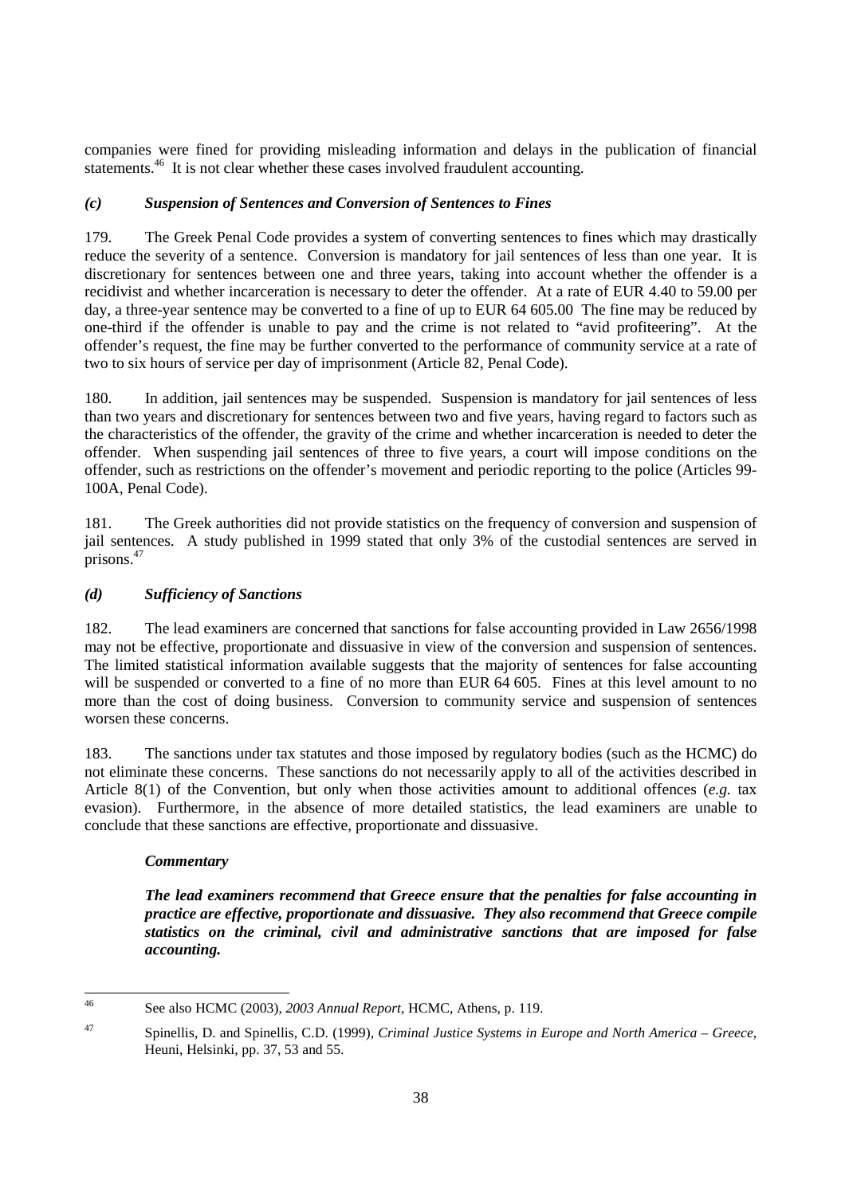companies were fined for providing misleading information and delays in the publication of financial statements.[46] It is not clear whether these cases involved fraudulent accounting.

### *(c) Suspension of Sentences and Conversion of Sentences to Fines*

179. The Greek Penal Code provides a system of converting sentences to fines which may drastically reduce the severity of a sentence. Conversion is mandatory for jail sentences of less than one year. It is discretionary for sentences between one and three years, taking into account whether the offender is a recidivist and whether incarceration is necessary to deter the offender. At a rate of EUR 4.40 to 59.00 per day, a three-year sentence may be converted to a fine of up to EUR 64 605.00 The fine may be reduced by one-third if the offender is unable to pay and the crime is not related to "avid profiteering". At the offender's request, the fine may be further converted to the performance of community service at a rate of two to six hours of service per day of imprisonment (Article 82, Penal Code).

180. In addition, jail sentences may be suspended. Suspension is mandatory for jail sentences of less than two years and discretionary for sentences between two and five years, having regard to factors such as the characteristics of the offender, the gravity of the crime and whether incarceration is needed to deter the offender. When suspending jail sentences of three to five years, a court will impose conditions on the offender, such as restrictions on the offender's movement and periodic reporting to the police (Articles 99-100A, Penal Code).

181. The Greek authorities did not provide statistics on the frequency of conversion and suspension of jail sentences. A study published in 1999 stated that only 3% of the custodial sentences are served in prisons.[47]

### *(d) Sufficiency of Sanctions*

182. The lead examiners are concerned that sanctions for false accounting provided in Law 2656/1998 may not be effective, proportionate and dissuasive in view of the conversion and suspension of sentences. The limited statistical information available suggests that the majority of sentences for false accounting will be suspended or converted to a fine of no more than EUR 64 605. Fines at this level amount to no more than the cost of doing business. Conversion to community service and suspension of sentences worsen these concerns.

183. The sanctions under tax statutes and those imposed by regulatory bodies (such as the HCMC) do not eliminate these concerns. These sanctions do not necessarily apply to all of the activities described in Article 8(1) of the Convention, but only when those activities amount to additional offences (*e.g.* tax evasion). Furthermore, in the absence of more detailed statistics, the lead examiners are unable to conclude that these sanctions are effective, proportionate and dissuasive.

***Commentary***

***The lead examiners recommend that Greece ensure that the penalties for false accounting in practice are effective, proportionate and dissuasive. They also recommend that Greece compile statistics on the criminal, civil and administrative sanctions that are imposed for false accounting.***

---

[46] See also HCMC (2003), *2003 Annual Report*, HCMC, Athens, p. 119.

[47] Spinellis, D. and Spinellis, C.D. (1999), *Criminal Justice Systems in Europe and North America – Greece*, Heuni, Helsinki, pp. 37, 53 and 55.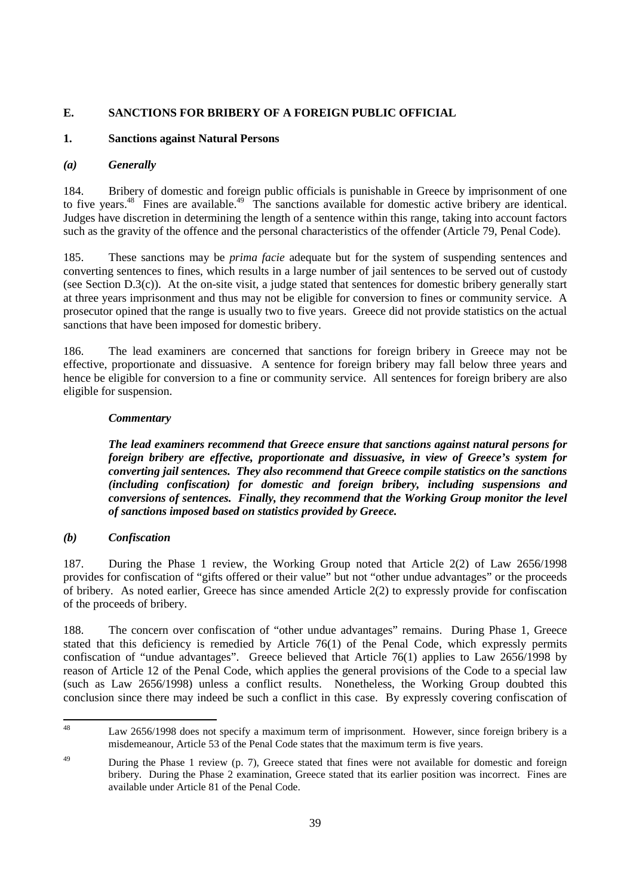## E. SANCTIONS FOR BRIBERY OF A FOREIGN PUBLIC OFFICIAL

### 1. Sanctions against Natural Persons

#### *(a) Generally*

184. Bribery of domestic and foreign public officials is punishable in Greece by imprisonment of one to five years.[48] Fines are available.[49] The sanctions available for domestic active bribery are identical. Judges have discretion in determining the length of a sentence within this range, taking into account factors such as the gravity of the offence and the personal characteristics of the offender (Article 79, Penal Code).

185. These sanctions may be *prima facie* adequate but for the system of suspending sentences and converting sentences to fines, which results in a large number of jail sentences to be served out of custody (see Section D.3(c)). At the on-site visit, a judge stated that sentences for domestic bribery generally start at three years imprisonment and thus may not be eligible for conversion to fines or community service. A prosecutor opined that the range is usually two to five years. Greece did not provide statistics on the actual sanctions that have been imposed for domestic bribery.

186. The lead examiners are concerned that sanctions for foreign bribery in Greece may not be effective, proportionate and dissuasive. A sentence for foreign bribery may fall below three years and hence be eligible for conversion to a fine or community service. All sentences for foreign bribery are also eligible for suspension.

> ***Commentary***
>
> ***The lead examiners recommend that Greece ensure that sanctions against natural persons for foreign bribery are effective, proportionate and dissuasive, in view of Greece's system for converting jail sentences. They also recommend that Greece compile statistics on the sanctions (including confiscation) for domestic and foreign bribery, including suspensions and conversions of sentences. Finally, they recommend that the Working Group monitor the level of sanctions imposed based on statistics provided by Greece.***

#### *(b) Confiscation*

187. During the Phase 1 review, the Working Group noted that Article 2(2) of Law 2656/1998 provides for confiscation of "gifts offered or their value" but not "other undue advantages" or the proceeds of bribery. As noted earlier, Greece has since amended Article 2(2) to expressly provide for confiscation of the proceeds of bribery.

188. The concern over confiscation of "other undue advantages" remains. During Phase 1, Greece stated that this deficiency is remedied by Article 76(1) of the Penal Code, which expressly permits confiscation of "undue advantages". Greece believed that Article 76(1) applies to Law 2656/1998 by reason of Article 12 of the Penal Code, which applies the general provisions of the Code to a special law (such as Law 2656/1998) unless a conflict results. Nonetheless, the Working Group doubted this conclusion since there may indeed be such a conflict in this case. By expressly covering confiscation of

---

[48] Law 2656/1998 does not specify a maximum term of imprisonment. However, since foreign bribery is a misdemeanour, Article 53 of the Penal Code states that the maximum term is five years.

[49] During the Phase 1 review (p. 7), Greece stated that fines were not available for domestic and foreign bribery. During the Phase 2 examination, Greece stated that its earlier position was incorrect. Fines are available under Article 81 of the Penal Code.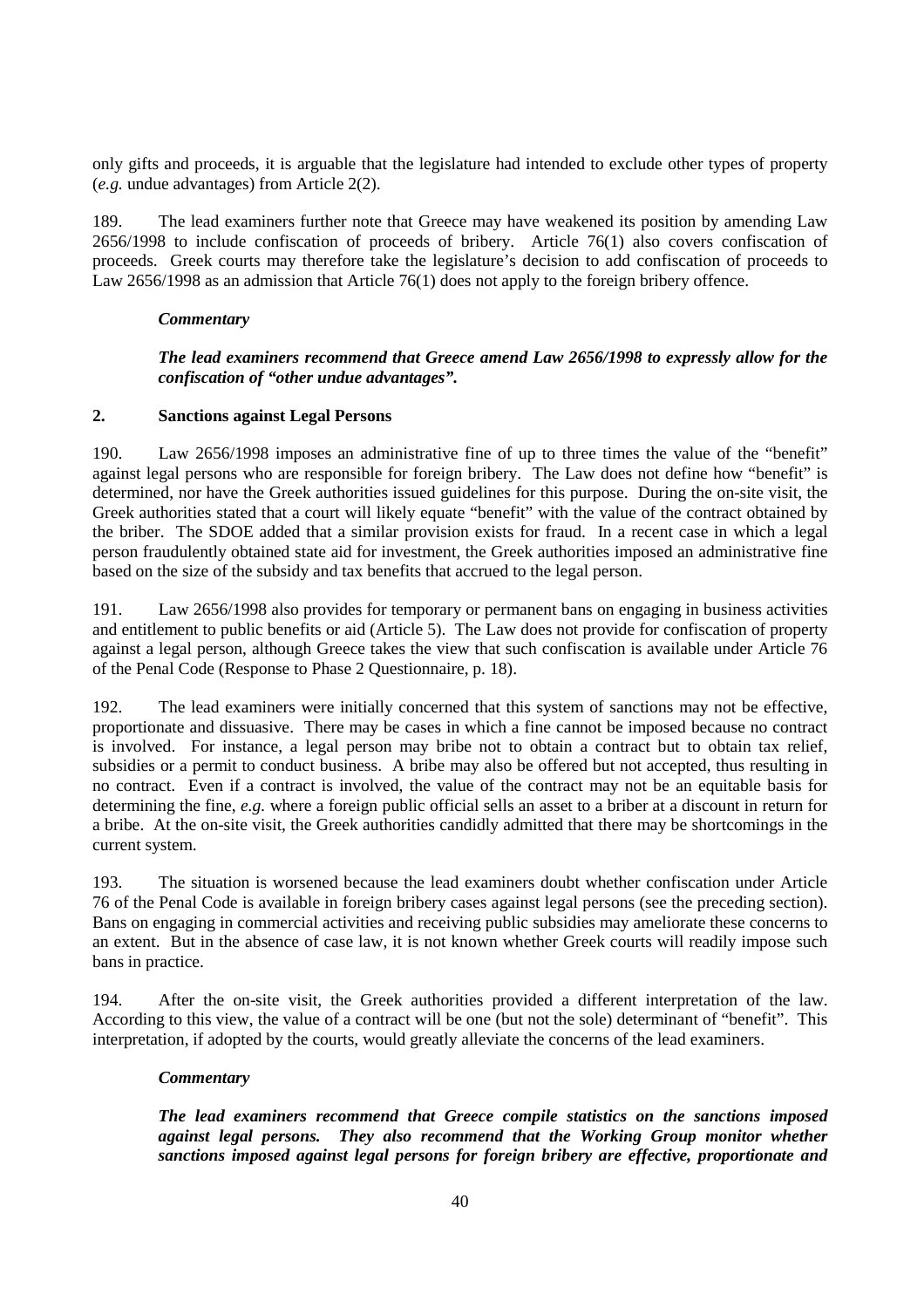only gifts and proceeds, it is arguable that the legislature had intended to exclude other types of property (*e.g.* undue advantages) from Article 2(2).

189. The lead examiners further note that Greece may have weakened its position by amending Law 2656/1998 to include confiscation of proceeds of bribery. Article 76(1) also covers confiscation of proceeds. Greek courts may therefore take the legislature's decision to add confiscation of proceeds to Law 2656/1998 as an admission that Article 76(1) does not apply to the foreign bribery offence.

***Commentary***

***The lead examiners recommend that Greece amend Law 2656/1998 to expressly allow for the confiscation of "other undue advantages".***

## 2. Sanctions against Legal Persons

190. Law 2656/1998 imposes an administrative fine of up to three times the value of the "benefit" against legal persons who are responsible for foreign bribery. The Law does not define how "benefit" is determined, nor have the Greek authorities issued guidelines for this purpose. During the on-site visit, the Greek authorities stated that a court will likely equate "benefit" with the value of the contract obtained by the briber. The SDOE added that a similar provision exists for fraud. In a recent case in which a legal person fraudulently obtained state aid for investment, the Greek authorities imposed an administrative fine based on the size of the subsidy and tax benefits that accrued to the legal person.

191. Law 2656/1998 also provides for temporary or permanent bans on engaging in business activities and entitlement to public benefits or aid (Article 5). The Law does not provide for confiscation of property against a legal person, although Greece takes the view that such confiscation is available under Article 76 of the Penal Code (Response to Phase 2 Questionnaire, p. 18).

192. The lead examiners were initially concerned that this system of sanctions may not be effective, proportionate and dissuasive. There may be cases in which a fine cannot be imposed because no contract is involved. For instance, a legal person may bribe not to obtain a contract but to obtain tax relief, subsidies or a permit to conduct business. A bribe may also be offered but not accepted, thus resulting in no contract. Even if a contract is involved, the value of the contract may not be an equitable basis for determining the fine, *e.g.* where a foreign public official sells an asset to a briber at a discount in return for a bribe. At the on-site visit, the Greek authorities candidly admitted that there may be shortcomings in the current system.

193. The situation is worsened because the lead examiners doubt whether confiscation under Article 76 of the Penal Code is available in foreign bribery cases against legal persons (see the preceding section). Bans on engaging in commercial activities and receiving public subsidies may ameliorate these concerns to an extent. But in the absence of case law, it is not known whether Greek courts will readily impose such bans in practice.

194. After the on-site visit, the Greek authorities provided a different interpretation of the law. According to this view, the value of a contract will be one (but not the sole) determinant of "benefit". This interpretation, if adopted by the courts, would greatly alleviate the concerns of the lead examiners.

***Commentary***

***The lead examiners recommend that Greece compile statistics on the sanctions imposed against legal persons. They also recommend that the Working Group monitor whether sanctions imposed against legal persons for foreign bribery are effective, proportionate and***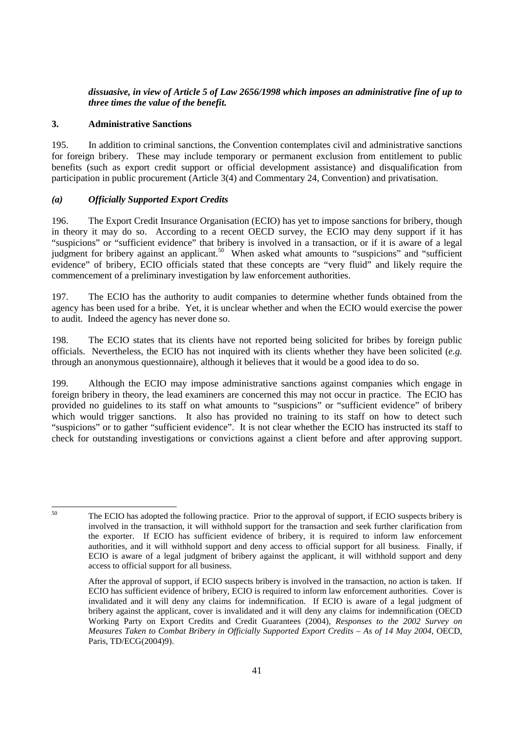***dissuasive, in view of Article 5 of Law 2656/1998 which imposes an administrative fine of up to three times the value of the benefit.***

### 3. Administrative Sanctions

195. In addition to criminal sanctions, the Convention contemplates civil and administrative sanctions for foreign bribery. These may include temporary or permanent exclusion from entitlement to public benefits (such as export credit support or official development assistance) and disqualification from participation in public procurement (Article 3(4) and Commentary 24, Convention) and privatisation.

#### *(a) Officially Supported Export Credits*

196. The Export Credit Insurance Organisation (ECIO) has yet to impose sanctions for bribery, though in theory it may do so. According to a recent OECD survey, the ECIO may deny support if it has "suspicions" or "sufficient evidence" that bribery is involved in a transaction, or if it is aware of a legal judgment for bribery against an applicant.[50] When asked what amounts to "suspicions" and "sufficient evidence" of bribery, ECIO officials stated that these concepts are "very fluid" and likely require the commencement of a preliminary investigation by law enforcement authorities.

197. The ECIO has the authority to audit companies to determine whether funds obtained from the agency has been used for a bribe. Yet, it is unclear whether and when the ECIO would exercise the power to audit. Indeed the agency has never done so.

198. The ECIO states that its clients have not reported being solicited for bribes by foreign public officials. Nevertheless, the ECIO has not inquired with its clients whether they have been solicited (*e.g.* through an anonymous questionnaire), although it believes that it would be a good idea to do so.

199. Although the ECIO may impose administrative sanctions against companies which engage in foreign bribery in theory, the lead examiners are concerned this may not occur in practice. The ECIO has provided no guidelines to its staff on what amounts to "suspicions" or "sufficient evidence" of bribery which would trigger sanctions. It also has provided no training to its staff on how to detect such "suspicions" or to gather "sufficient evidence". It is not clear whether the ECIO has instructed its staff to check for outstanding investigations or convictions against a client before and after approving support.

---

[50] The ECIO has adopted the following practice. Prior to the approval of support, if ECIO suspects bribery is involved in the transaction, it will withhold support for the transaction and seek further clarification from the exporter. If ECIO has sufficient evidence of bribery, it is required to inform law enforcement authorities, and it will withhold support and deny access to official support for all business. Finally, if ECIO is aware of a legal judgment of bribery against the applicant, it will withhold support and deny access to official support for all business.

After the approval of support, if ECIO suspects bribery is involved in the transaction, no action is taken. If ECIO has sufficient evidence of bribery, ECIO is required to inform law enforcement authorities. Cover is invalidated and it will deny any claims for indemnification. If ECIO is aware of a legal judgment of bribery against the applicant, cover is invalidated and it will deny any claims for indemnification (OECD Working Party on Export Credits and Credit Guarantees (2004), *Responses to the 2002 Survey on Measures Taken to Combat Bribery in Officially Supported Export Credits – As of 14 May 2004*, OECD, Paris, TD/ECG(2004)9).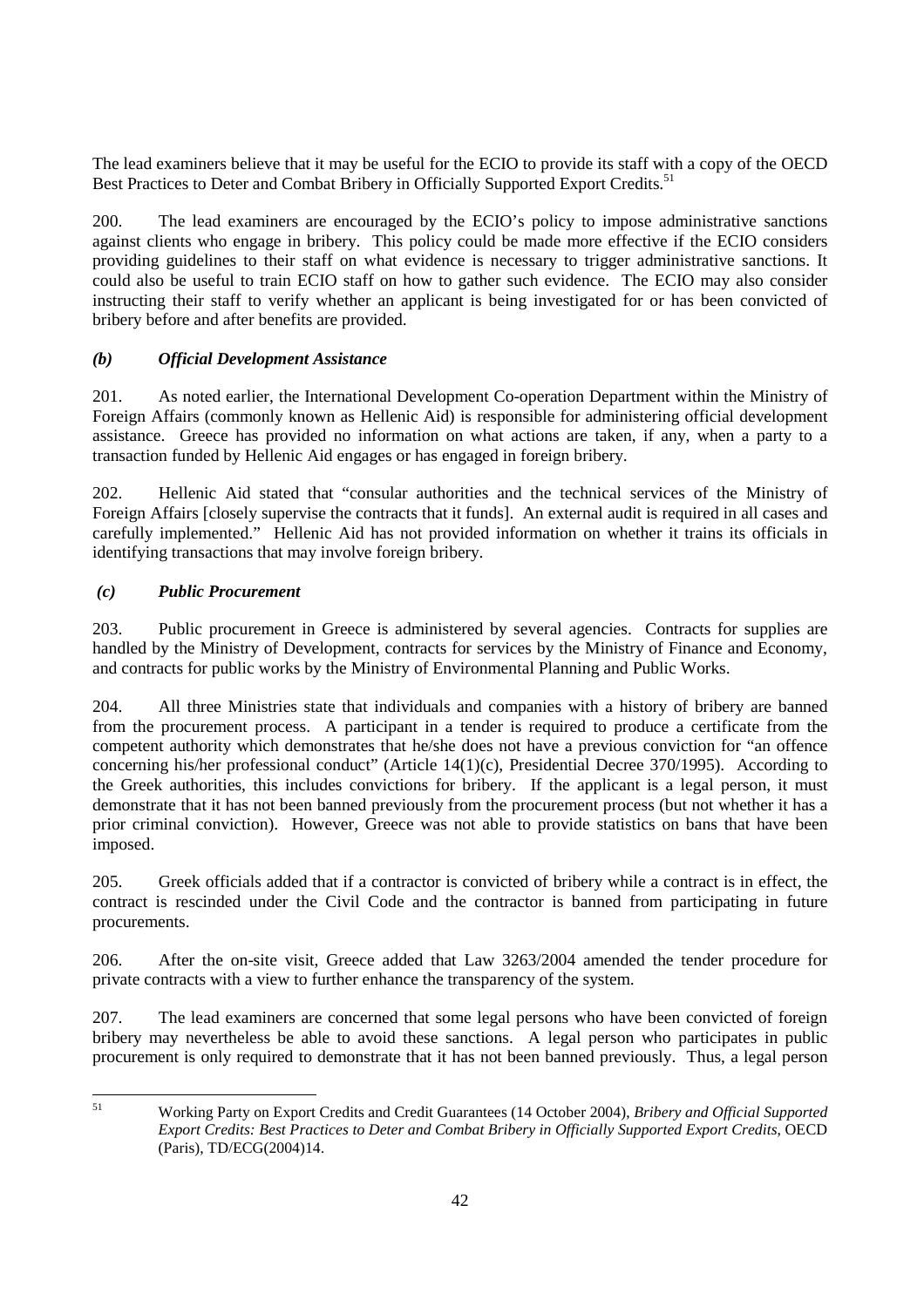The lead examiners believe that it may be useful for the ECIO to provide its staff with a copy of the OECD Best Practices to Deter and Combat Bribery in Officially Supported Export Credits.[51]

200. The lead examiners are encouraged by the ECIO's policy to impose administrative sanctions against clients who engage in bribery. This policy could be made more effective if the ECIO considers providing guidelines to their staff on what evidence is necessary to trigger administrative sanctions. It could also be useful to train ECIO staff on how to gather such evidence. The ECIO may also consider instructing their staff to verify whether an applicant is being investigated for or has been convicted of bribery before and after benefits are provided.

### *(b) Official Development Assistance*

201. As noted earlier, the International Development Co-operation Department within the Ministry of Foreign Affairs (commonly known as Hellenic Aid) is responsible for administering official development assistance. Greece has provided no information on what actions are taken, if any, when a party to a transaction funded by Hellenic Aid engages or has engaged in foreign bribery.

202. Hellenic Aid stated that "consular authorities and the technical services of the Ministry of Foreign Affairs [closely supervise the contracts that it funds]. An external audit is required in all cases and carefully implemented." Hellenic Aid has not provided information on whether it trains its officials in identifying transactions that may involve foreign bribery.

### *(c) Public Procurement*

203. Public procurement in Greece is administered by several agencies. Contracts for supplies are handled by the Ministry of Development, contracts for services by the Ministry of Finance and Economy, and contracts for public works by the Ministry of Environmental Planning and Public Works.

204. All three Ministries state that individuals and companies with a history of bribery are banned from the procurement process. A participant in a tender is required to produce a certificate from the competent authority which demonstrates that he/she does not have a previous conviction for "an offence concerning his/her professional conduct" (Article 14(1)(c), Presidential Decree 370/1995). According to the Greek authorities, this includes convictions for bribery. If the applicant is a legal person, it must demonstrate that it has not been banned previously from the procurement process (but not whether it has a prior criminal conviction). However, Greece was not able to provide statistics on bans that have been imposed.

205. Greek officials added that if a contractor is convicted of bribery while a contract is in effect, the contract is rescinded under the Civil Code and the contractor is banned from participating in future procurements.

206. After the on-site visit, Greece added that Law 3263/2004 amended the tender procedure for private contracts with a view to further enhance the transparency of the system.

207. The lead examiners are concerned that some legal persons who have been convicted of foreign bribery may nevertheless be able to avoid these sanctions. A legal person who participates in public procurement is only required to demonstrate that it has not been banned previously. Thus, a legal person

---

[51] Working Party on Export Credits and Credit Guarantees (14 October 2004), *Bribery and Official Supported Export Credits: Best Practices to Deter and Combat Bribery in Officially Supported Export Credits*, OECD (Paris), TD/ECG(2004)14.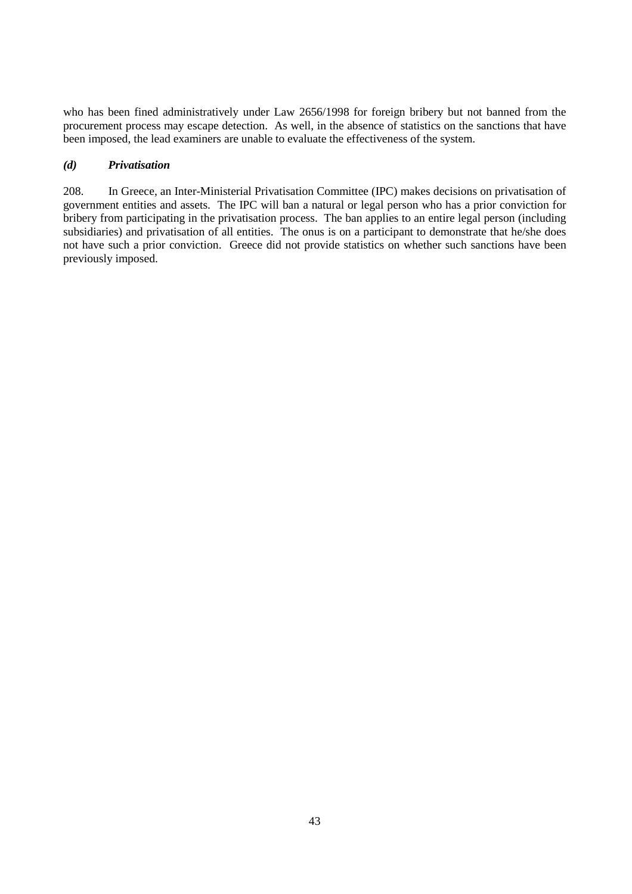who has been fined administratively under Law 2656/1998 for foreign bribery but not banned from the procurement process may escape detection. As well, in the absence of statistics on the sanctions that have been imposed, the lead examiners are unable to evaluate the effectiveness of the system.

### *(d) Privatisation*

208. In Greece, an Inter-Ministerial Privatisation Committee (IPC) makes decisions on privatisation of government entities and assets. The IPC will ban a natural or legal person who has a prior conviction for bribery from participating in the privatisation process. The ban applies to an entire legal person (including subsidiaries) and privatisation of all entities. The onus is on a participant to demonstrate that he/she does not have such a prior conviction. Greece did not provide statistics on whether such sanctions have been previously imposed.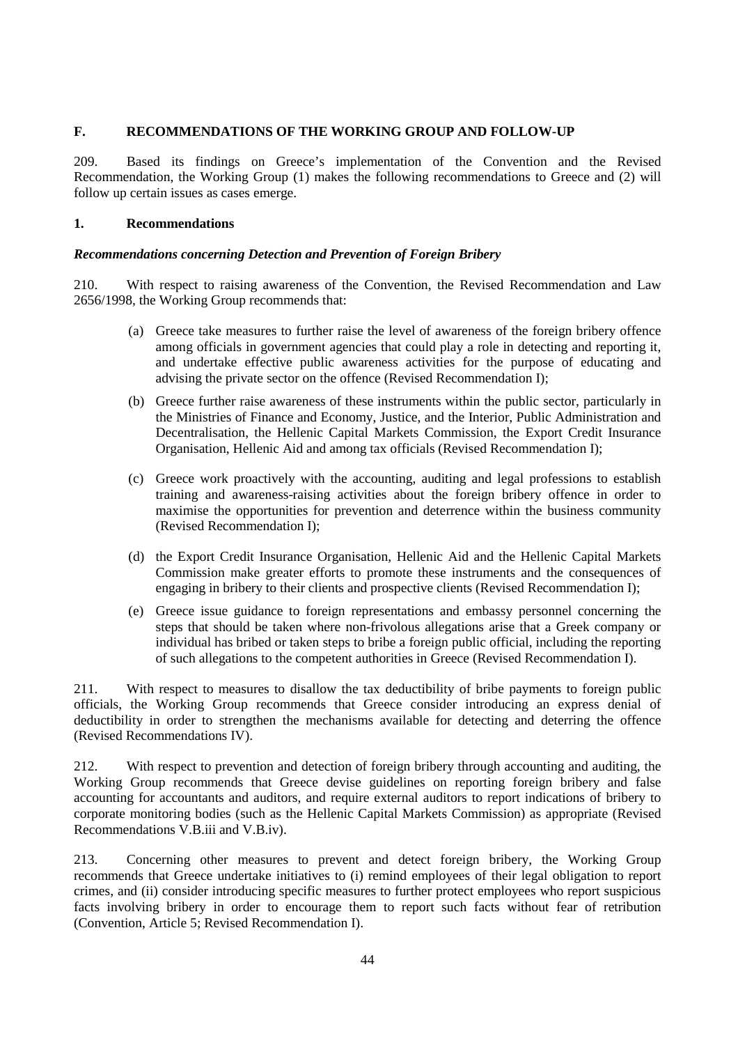## F. RECOMMENDATIONS OF THE WORKING GROUP AND FOLLOW-UP

209. Based its findings on Greece's implementation of the Convention and the Revised Recommendation, the Working Group (1) makes the following recommendations to Greece and (2) will follow up certain issues as cases emerge.

### 1. Recommendations

***Recommendations concerning Detection and Prevention of Foreign Bribery***

210. With respect to raising awareness of the Convention, the Revised Recommendation and Law 2656/1998, the Working Group recommends that:

(a) Greece take measures to further raise the level of awareness of the foreign bribery offence among officials in government agencies that could play a role in detecting and reporting it, and undertake effective public awareness activities for the purpose of educating and advising the private sector on the offence (Revised Recommendation I);

(b) Greece further raise awareness of these instruments within the public sector, particularly in the Ministries of Finance and Economy, Justice, and the Interior, Public Administration and Decentralisation, the Hellenic Capital Markets Commission, the Export Credit Insurance Organisation, Hellenic Aid and among tax officials (Revised Recommendation I);

(c) Greece work proactively with the accounting, auditing and legal professions to establish training and awareness-raising activities about the foreign bribery offence in order to maximise the opportunities for prevention and deterrence within the business community (Revised Recommendation I);

(d) the Export Credit Insurance Organisation, Hellenic Aid and the Hellenic Capital Markets Commission make greater efforts to promote these instruments and the consequences of engaging in bribery to their clients and prospective clients (Revised Recommendation I);

(e) Greece issue guidance to foreign representations and embassy personnel concerning the steps that should be taken where non-frivolous allegations arise that a Greek company or individual has bribed or taken steps to bribe a foreign public official, including the reporting of such allegations to the competent authorities in Greece (Revised Recommendation I).

211. With respect to measures to disallow the tax deductibility of bribe payments to foreign public officials, the Working Group recommends that Greece consider introducing an express denial of deductibility in order to strengthen the mechanisms available for detecting and deterring the offence (Revised Recommendations IV).

212. With respect to prevention and detection of foreign bribery through accounting and auditing, the Working Group recommends that Greece devise guidelines on reporting foreign bribery and false accounting for accountants and auditors, and require external auditors to report indications of bribery to corporate monitoring bodies (such as the Hellenic Capital Markets Commission) as appropriate (Revised Recommendations V.B.iii and V.B.iv).

213. Concerning other measures to prevent and detect foreign bribery, the Working Group recommends that Greece undertake initiatives to (i) remind employees of their legal obligation to report crimes, and (ii) consider introducing specific measures to further protect employees who report suspicious facts involving bribery in order to encourage them to report such facts without fear of retribution (Convention, Article 5; Revised Recommendation I).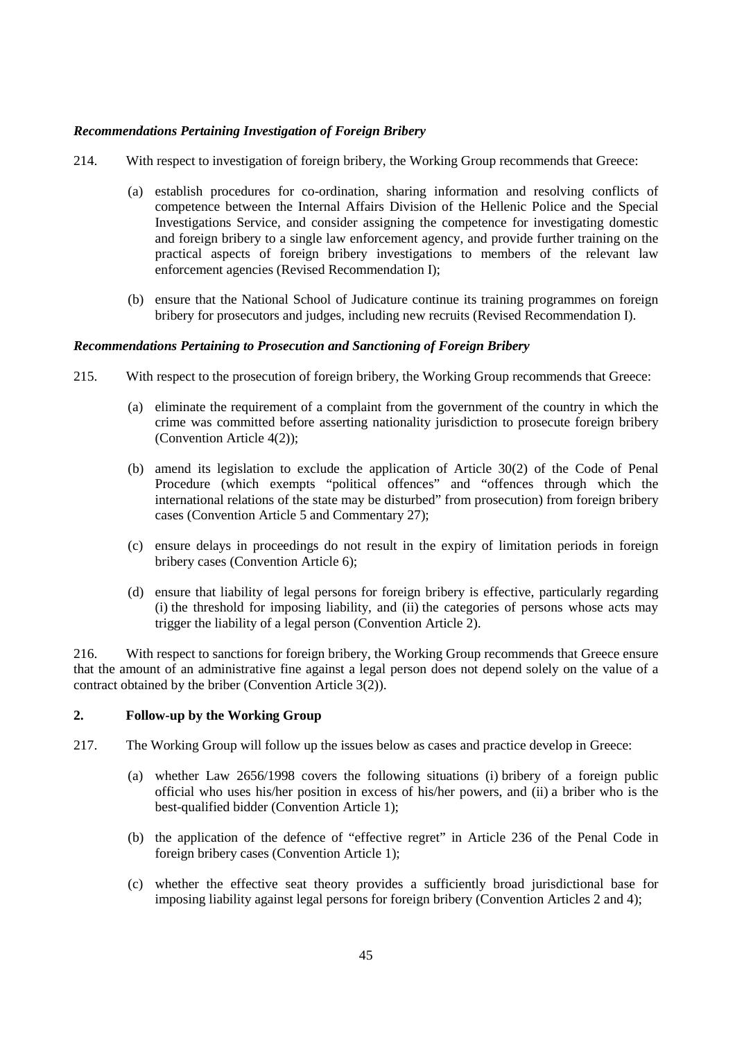***Recommendations Pertaining Investigation of Foreign Bribery***

214. With respect to investigation of foreign bribery, the Working Group recommends that Greece:

(a) establish procedures for co-ordination, sharing information and resolving conflicts of competence between the Internal Affairs Division of the Hellenic Police and the Special Investigations Service, and consider assigning the competence for investigating domestic and foreign bribery to a single law enforcement agency, and provide further training on the practical aspects of foreign bribery investigations to members of the relevant law enforcement agencies (Revised Recommendation I);

(b) ensure that the National School of Judicature continue its training programmes on foreign bribery for prosecutors and judges, including new recruits (Revised Recommendation I).

***Recommendations Pertaining to Prosecution and Sanctioning of Foreign Bribery***

215. With respect to the prosecution of foreign bribery, the Working Group recommends that Greece:

(a) eliminate the requirement of a complaint from the government of the country in which the crime was committed before asserting nationality jurisdiction to prosecute foreign bribery (Convention Article 4(2));

(b) amend its legislation to exclude the application of Article 30(2) of the Code of Penal Procedure (which exempts "political offences" and "offences through which the international relations of the state may be disturbed" from prosecution) from foreign bribery cases (Convention Article 5 and Commentary 27);

(c) ensure delays in proceedings do not result in the expiry of limitation periods in foreign bribery cases (Convention Article 6);

(d) ensure that liability of legal persons for foreign bribery is effective, particularly regarding (i) the threshold for imposing liability, and (ii) the categories of persons whose acts may trigger the liability of a legal person (Convention Article 2).

216. With respect to sanctions for foreign bribery, the Working Group recommends that Greece ensure that the amount of an administrative fine against a legal person does not depend solely on the value of a contract obtained by the briber (Convention Article 3(2)).

## 2. Follow-up by the Working Group

217. The Working Group will follow up the issues below as cases and practice develop in Greece:

(a) whether Law 2656/1998 covers the following situations (i) bribery of a foreign public official who uses his/her position in excess of his/her powers, and (ii) a briber who is the best-qualified bidder (Convention Article 1);

(b) the application of the defence of "effective regret" in Article 236 of the Penal Code in foreign bribery cases (Convention Article 1);

(c) whether the effective seat theory provides a sufficiently broad jurisdictional base for imposing liability against legal persons for foreign bribery (Convention Articles 2 and 4);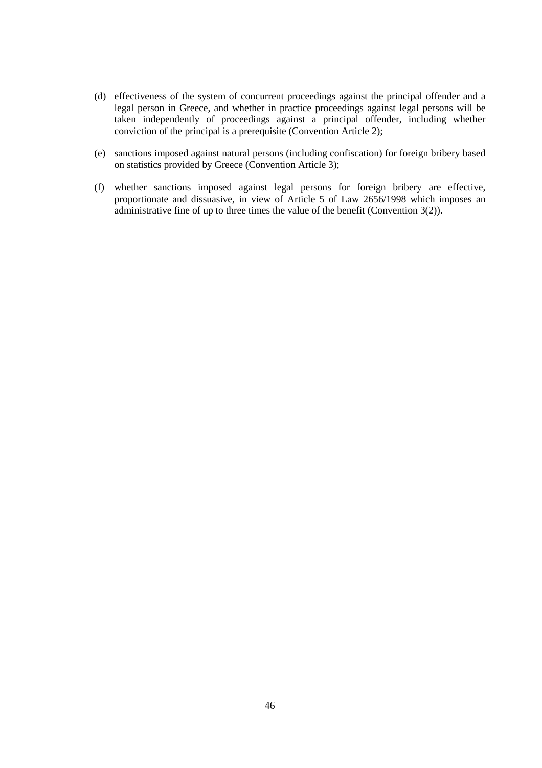(d) effectiveness of the system of concurrent proceedings against the principal offender and a legal person in Greece, and whether in practice proceedings against legal persons will be taken independently of proceedings against a principal offender, including whether conviction of the principal is a prerequisite (Convention Article 2);

(e) sanctions imposed against natural persons (including confiscation) for foreign bribery based on statistics provided by Greece (Convention Article 3);

(f) whether sanctions imposed against legal persons for foreign bribery are effective, proportionate and dissuasive, in view of Article 5 of Law 2656/1998 which imposes an administrative fine of up to three times the value of the benefit (Convention 3(2)).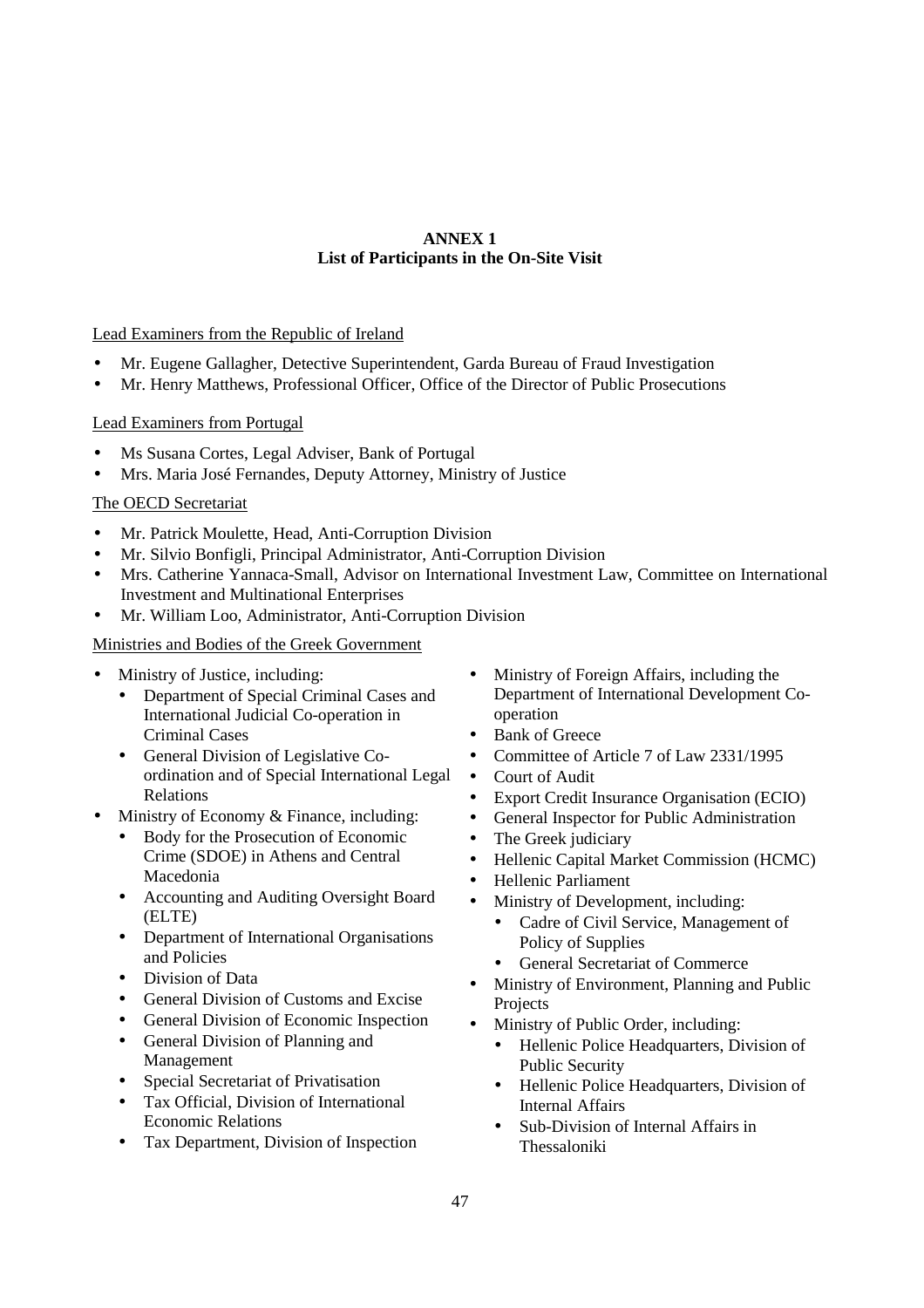# ANNEX 1
## List of Participants in the On-Site Visit

Lead Examiners from the Republic of Ireland

- Mr. Eugene Gallagher, Detective Superintendent, Garda Bureau of Fraud Investigation
- Mr. Henry Matthews, Professional Officer, Office of the Director of Public Prosecutions

Lead Examiners from Portugal

- Ms Susana Cortes, Legal Adviser, Bank of Portugal
- Mrs. Maria José Fernandes, Deputy Attorney, Ministry of Justice

The OECD Secretariat

- Mr. Patrick Moulette, Head, Anti-Corruption Division
- Mr. Silvio Bonfigli, Principal Administrator, Anti-Corruption Division
- Mrs. Catherine Yannaca-Small, Advisor on International Investment Law, Committee on International Investment and Multinational Enterprises
- Mr. William Loo, Administrator, Anti-Corruption Division

Ministries and Bodies of the Greek Government

- Ministry of Justice, including:
  - Department of Special Criminal Cases and International Judicial Co-operation in Criminal Cases
  - General Division of Legislative Co-ordination and of Special International Legal Relations
- Ministry of Economy & Finance, including:
  - Body for the Prosecution of Economic Crime (SDOE) in Athens and Central Macedonia
  - Accounting and Auditing Oversight Board (ELTE)
  - Department of International Organisations and Policies
  - Division of Data
  - General Division of Customs and Excise
  - General Division of Economic Inspection
  - General Division of Planning and Management
  - Special Secretariat of Privatisation
  - Tax Official, Division of International Economic Relations
  - Tax Department, Division of Inspection
- Ministry of Foreign Affairs, including the Department of International Development Co-operation
- Bank of Greece
- Committee of Article 7 of Law 2331/1995
- Court of Audit
- Export Credit Insurance Organisation (ECIO)
- General Inspector for Public Administration
- The Greek judiciary
- Hellenic Capital Market Commission (HCMC)
- Hellenic Parliament
- Ministry of Development, including:
  - Cadre of Civil Service, Management of Policy of Supplies
  - General Secretariat of Commerce
- Ministry of Environment, Planning and Public Projects
- Ministry of Public Order, including:
  - Hellenic Police Headquarters, Division of Public Security
  - Hellenic Police Headquarters, Division of Internal Affairs
  - Sub-Division of Internal Affairs in Thessaloniki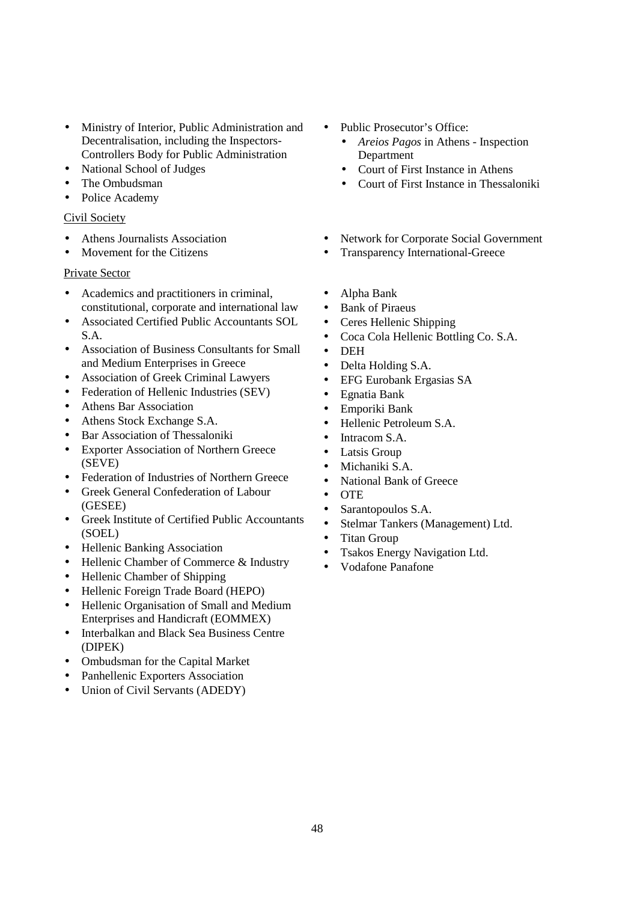- Ministry of Interior, Public Administration and Decentralisation, including the Inspectors-Controllers Body for Public Administration
- National School of Judges
- The Ombudsman
- Police Academy
- Public Prosecutor's Office:
  - *Areios Pagos* in Athens - Inspection Department
  - Court of First Instance in Athens
  - Court of First Instance in Thessaloniki

<u>Civil Society</u>

- Athens Journalists Association
- Movement for the Citizens
- Network for Corporate Social Government
- Transparency International-Greece

<u>Private Sector</u>

- Academics and practitioners in criminal, constitutional, corporate and international law
- Associated Certified Public Accountants SOL S.A.
- Association of Business Consultants for Small and Medium Enterprises in Greece
- Association of Greek Criminal Lawyers
- Federation of Hellenic Industries (SEV)
- Athens Bar Association
- Athens Stock Exchange S.A.
- Bar Association of Thessaloniki
- Exporter Association of Northern Greece (SEVE)
- Federation of Industries of Northern Greece
- Greek General Confederation of Labour (GESEE)
- Greek Institute of Certified Public Accountants (SOEL)
- Hellenic Banking Association
- Hellenic Chamber of Commerce & Industry
- Hellenic Chamber of Shipping
- Hellenic Foreign Trade Board (HEPO)
- Hellenic Organisation of Small and Medium Enterprises and Handicraft (EOMMEX)
- Interbalkan and Black Sea Business Centre (DIPEK)
- Ombudsman for the Capital Market
- Panhellenic Exporters Association
- Union of Civil Servants (ADEDY)
- Alpha Bank
- Bank of Piraeus
- Ceres Hellenic Shipping
- Coca Cola Hellenic Bottling Co. S.A.
- DEH
- Delta Holding S.A.
- EFG Eurobank Ergasias SA
- Egnatia Bank
- Emporiki Bank
- Hellenic Petroleum S.A.
- Intracom S.A.
- Latsis Group
- Michaniki S.A.
- National Bank of Greece
- OTE
- Sarantopoulos S.A.
- Stelmar Tankers (Management) Ltd.
- Titan Group
- Tsakos Energy Navigation Ltd.
- Vodafone Panafone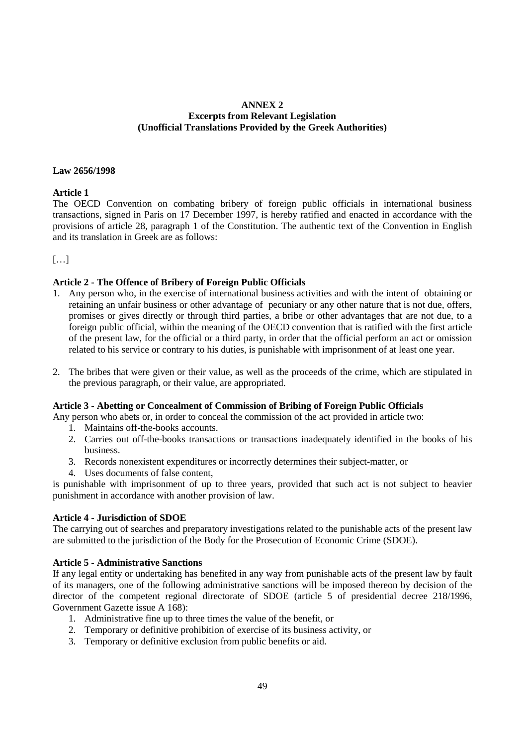# ANNEX 2
## Excerpts from Relevant Legislation
## (Unofficial Translations Provided by the Greek Authorities)

**Law 2656/1998**

**Article 1**

The OECD Convention on combating bribery of foreign public officials in international business transactions, signed in Paris on 17 December 1997, is hereby ratified and enacted in accordance with the provisions of article 28, paragraph 1 of the Constitution. The authentic text of the Convention in English and its translation in Greek are as follows:

[…]

**Article 2 - The Offence of Bribery of Foreign Public Officials**

1. Any person who, in the exercise of international business activities and with the intent of obtaining or retaining an unfair business or other advantage of pecuniary or any other nature that is not due, offers, promises or gives directly or through third parties, a bribe or other advantages that are not due, to a foreign public official, within the meaning of the OECD convention that is ratified with the first article of the present law, for the official or a third party, in order that the official perform an act or omission related to his service or contrary to his duties, is punishable with imprisonment of at least one year.

2. The bribes that were given or their value, as well as the proceeds of the crime, which are stipulated in the previous paragraph, or their value, are appropriated.

**Article 3 - Abetting or Concealment of Commission of Bribing of Foreign Public Officials**

Any person who abets or, in order to conceal the commission of the act provided in article two:

1. Maintains off-the-books accounts.
2. Carries out off-the-books transactions or transactions inadequately identified in the books of his business.
3. Records nonexistent expenditures or incorrectly determines their subject-matter, or
4. Uses documents of false content,

is punishable with imprisonment of up to three years, provided that such act is not subject to heavier punishment in accordance with another provision of law.

**Article 4 - Jurisdiction of SDOE**

The carrying out of searches and preparatory investigations related to the punishable acts of the present law are submitted to the jurisdiction of the Body for the Prosecution of Economic Crime (SDOE).

**Article 5 - Administrative Sanctions**

If any legal entity or undertaking has benefited in any way from punishable acts of the present law by fault of its managers, one of the following administrative sanctions will be imposed thereon by decision of the director of the competent regional directorate of SDOE (article 5 of presidential decree 218/1996, Government Gazette issue A 168):

1. Administrative fine up to three times the value of the benefit, or
2. Temporary or definitive prohibition of exercise of its business activity, or
3. Temporary or definitive exclusion from public benefits or aid.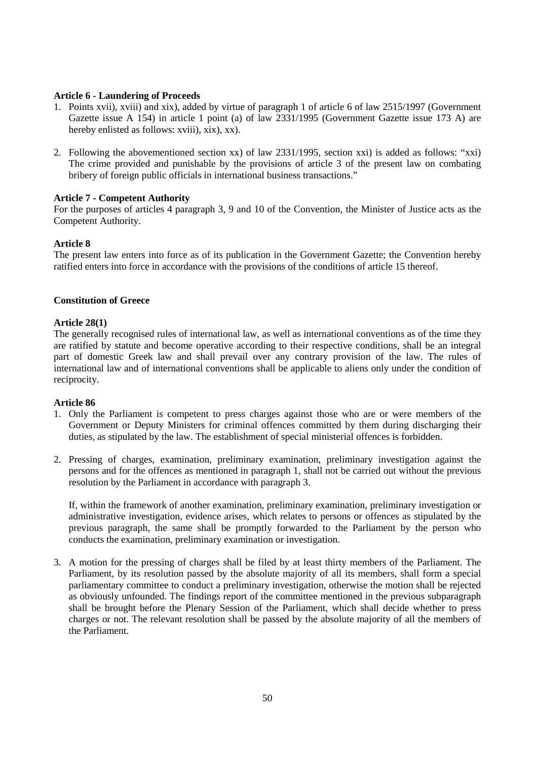**Article 6 - Laundering of Proceeds**

1. Points xvii), xviii) and xix), added by virtue of paragraph 1 of article 6 of law 2515/1997 (Government Gazette issue A 154) in article 1 point (a) of law 2331/1995 (Government Gazette issue 173 A) are hereby enlisted as follows: xviii), xix), xx).

2. Following the abovementioned section xx) of law 2331/1995, section xxi) is added as follows: "xxi) The crime provided and punishable by the provisions of article 3 of the present law on combating bribery of foreign public officials in international business transactions."

**Article 7 - Competent Authority**

For the purposes of articles 4 paragraph 3, 9 and 10 of the Convention, the Minister of Justice acts as the Competent Authority.

**Article 8**

The present law enters into force as of its publication in the Government Gazette; the Convention hereby ratified enters into force in accordance with the provisions of the conditions of article 15 thereof.

**Constitution of Greece**

**Article 28(1)**

The generally recognised rules of international law, as well as international conventions as of the time they are ratified by statute and become operative according to their respective conditions, shall be an integral part of domestic Greek law and shall prevail over any contrary provision of the law. The rules of international law and of international conventions shall be applicable to aliens only under the condition of reciprocity.

**Article 86**

1. Only the Parliament is competent to press charges against those who are or were members of the Government or Deputy Ministers for criminal offences committed by them during discharging their duties, as stipulated by the law. The establishment of special ministerial offences is forbidden.

2. Pressing of charges, examination, preliminary examination, preliminary investigation against the persons and for the offences as mentioned in paragraph 1, shall not be carried out without the previous resolution by the Parliament in accordance with paragraph 3.

   If, within the framework of another examination, preliminary examination, preliminary investigation or administrative investigation, evidence arises, which relates to persons or offences as stipulated by the previous paragraph, the same shall be promptly forwarded to the Parliament by the person who conducts the examination, preliminary examination or investigation.

3. A motion for the pressing of charges shall be filed by at least thirty members of the Parliament. The Parliament, by its resolution passed by the absolute majority of all its members, shall form a special parliamentary committee to conduct a preliminary investigation, otherwise the motion shall be rejected as obviously unfounded. The findings report of the committee mentioned in the previous subparagraph shall be brought before the Plenary Session of the Parliament, which shall decide whether to press charges or not. The relevant resolution shall be passed by the absolute majority of all the members of the Parliament.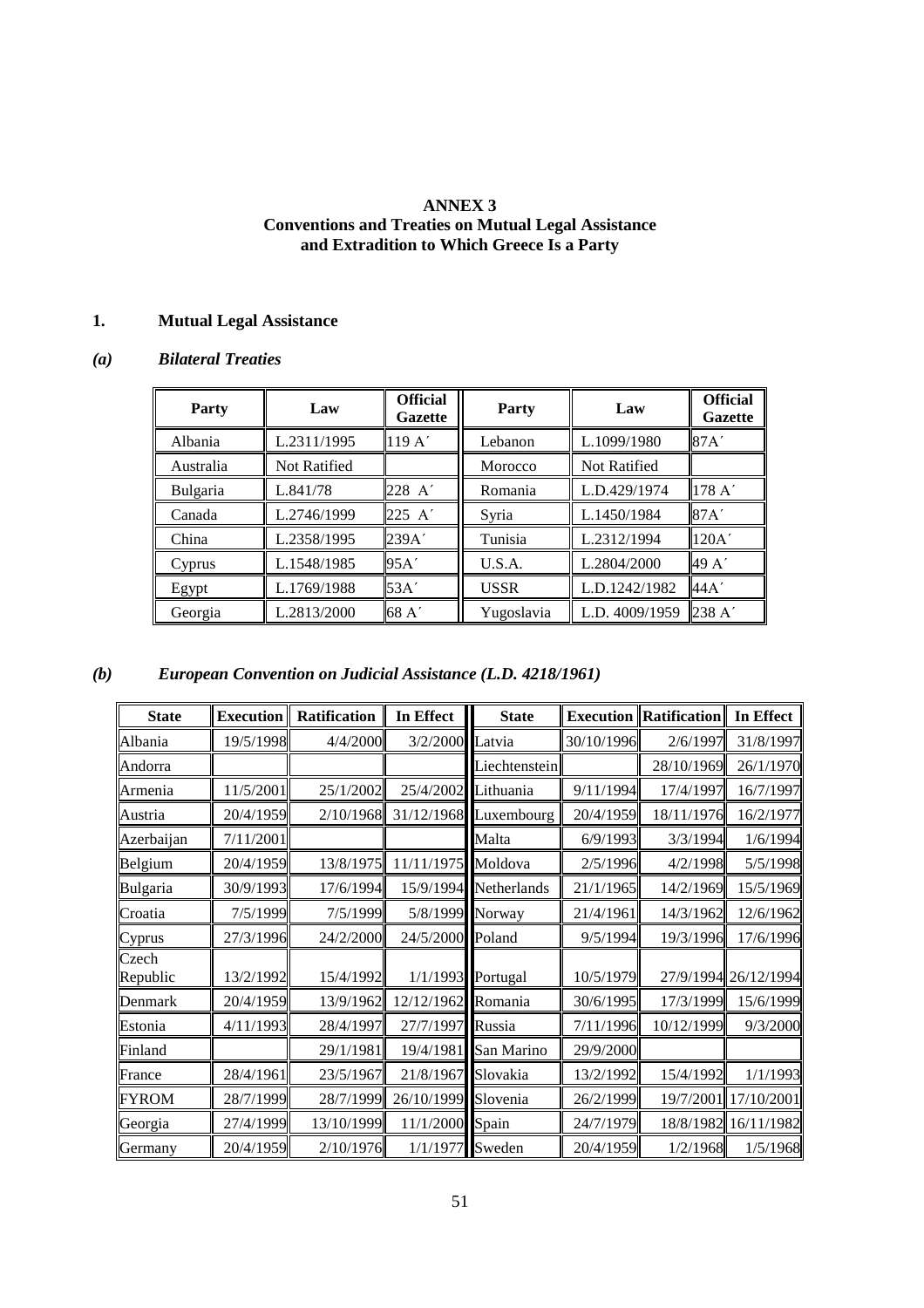# ANNEX 3
## Conventions and Treaties on Mutual Legal Assistance and Extradition to Which Greece Is a Party

### 1. Mutual Legal Assistance

#### *(a) Bilateral Treaties*

| Party | Law | Official Gazette | Party | Law | Official Gazette |
|---|---|---|---|---|---|
| Albania | L.2311/1995 | 119 A΄ | Lebanon | L.1099/1980 | 87A΄ |
| Australia | Not Ratified | | Morocco | Not Ratified | |
| Bulgaria | L.841/78 | 228 A΄ | Romania | L.D.429/1974 | 178 A΄ |
| Canada | L.2746/1999 | 225 A΄ | Syria | L.1450/1984 | 87A΄ |
| China | L.2358/1995 | 239A΄ | Tunisia | L.2312/1994 | 120A΄ |
| Cyprus | L.1548/1985 | 95A΄ | U.S.A. | L.2804/2000 | 49 A΄ |
| Egypt | L.1769/1988 | 53A΄ | USSR | L.D.1242/1982 | 44A΄ |
| Georgia | L.2813/2000 | 68 A΄ | Yugoslavia | L.D. 4009/1959 | 238 A΄ |

#### *(b) European Convention on Judicial Assistance (L.D. 4218/1961)*

| State | Execution | Ratification | In Effect | State | Execution | Ratification | In Effect |
|---|---|---|---|---|---|---|---|
| Albania | 19/5/1998 | 4/4/2000 | 3/2/2000 | Latvia | 30/10/1996 | 2/6/1997 | 31/8/1997 |
| Andorra | | | | Liechtenstein | | 28/10/1969 | 26/1/1970 |
| Armenia | 11/5/2001 | 25/1/2002 | 25/4/2002 | Lithuania | 9/11/1994 | 17/4/1997 | 16/7/1997 |
| Austria | 20/4/1959 | 2/10/1968 | 31/12/1968 | Luxembourg | 20/4/1959 | 18/11/1976 | 16/2/1977 |
| Azerbaijan | 7/11/2001 | | | Malta | 6/9/1993 | 3/3/1994 | 1/6/1994 |
| Belgium | 20/4/1959 | 13/8/1975 | 11/11/1975 | Moldova | 2/5/1996 | 4/2/1998 | 5/5/1998 |
| Bulgaria | 30/9/1993 | 17/6/1994 | 15/9/1994 | Netherlands | 21/1/1965 | 14/2/1969 | 15/5/1969 |
| Croatia | 7/5/1999 | 7/5/1999 | 5/8/1999 | Norway | 21/4/1961 | 14/3/1962 | 12/6/1962 |
| Cyprus | 27/3/1996 | 24/2/2000 | 24/5/2000 | Poland | 9/5/1994 | 19/3/1996 | 17/6/1996 |
| Czech Republic | 13/2/1992 | 15/4/1992 | 1/1/1993 | Portugal | 10/5/1979 | 27/9/1994 | 26/12/1994 |
| Denmark | 20/4/1959 | 13/9/1962 | 12/12/1962 | Romania | 30/6/1995 | 17/3/1999 | 15/6/1999 |
| Estonia | 4/11/1993 | 28/4/1997 | 27/7/1997 | Russia | 7/11/1996 | 10/12/1999 | 9/3/2000 |
| Finland | | 29/1/1981 | 19/4/1981 | San Marino | 29/9/2000 | | |
| France | 28/4/1961 | 23/5/1967 | 21/8/1967 | Slovakia | 13/2/1992 | 15/4/1992 | 1/1/1993 |
| FYROM | 28/7/1999 | 28/7/1999 | 26/10/1999 | Slovenia | 26/2/1999 | 19/7/2001 | 17/10/2001 |
| Georgia | 27/4/1999 | 13/10/1999 | 11/1/2000 | Spain | 24/7/1979 | 18/8/1982 | 16/11/1982 |
| Germany | 20/4/1959 | 2/10/1976 | 1/1/1977 | Sweden | 20/4/1959 | 1/2/1968 | 1/5/1968 |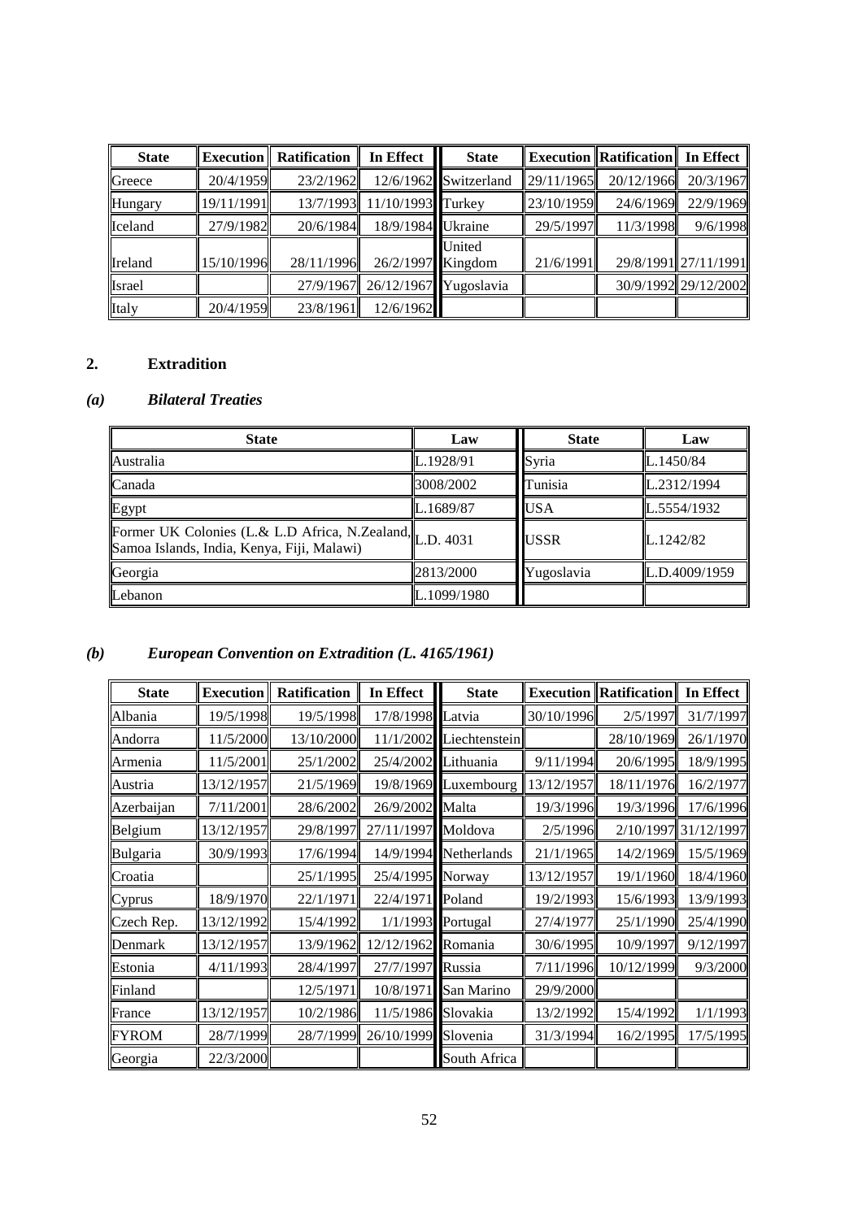| State | Execution | Ratification | In Effect | State | Execution | Ratification | In Effect |
|---|---|---|---|---|---|---|---|
| Greece | 20/4/1959 | 23/2/1962 | 12/6/1962 | Switzerland | 29/11/1965 | 20/12/1966 | 20/3/1967 |
| Hungary | 19/11/1991 | 13/7/1993 | 11/10/1993 | Turkey | 23/10/1959 | 24/6/1969 | 22/9/1969 |
| Iceland | 27/9/1982 | 20/6/1984 | 18/9/1984 | Ukraine | 29/5/1997 | 11/3/1998 | 9/6/1998 |
| Ireland | 15/10/1996 | 28/11/1996 | 26/2/1997 | United Kingdom | 21/6/1991 | 29/8/1991 | 27/11/1991 |
| Israel | | 27/9/1967 | 26/12/1967 | Yugoslavia | | 30/9/1992 | 29/12/2002 |
| Italy | 20/4/1959 | 23/8/1961 | 12/6/1962 | | | | |

## 2. Extradition

### *(a) Bilateral Treaties*

| State | Law | State | Law |
|---|---|---|---|
| Australia | L.1928/91 | Syria | L.1450/84 |
| Canada | 3008/2002 | Tunisia | L.2312/1994 |
| Egypt | L.1689/87 | USA | L.5554/1932 |
| Former UK Colonies (L.& L.D Africa, N.Zealand, Samoa Islands, India, Kenya, Fiji, Malawi) | L.D. 4031 | USSR | L.1242/82 |
| Georgia | 2813/2000 | Yugoslavia | L.D.4009/1959 |
| Lebanon | L.1099/1980 | | |

### *(b) European Convention on Extradition (L. 4165/1961)*

| State | Execution | Ratification | In Effect | State | Execution | Ratification | In Effect |
|---|---|---|---|---|---|---|---|
| Albania | 19/5/1998 | 19/5/1998 | 17/8/1998 | Latvia | 30/10/1996 | 2/5/1997 | 31/7/1997 |
| Andorra | 11/5/2000 | 13/10/2000 | 11/1/2002 | Liechtenstein | | 28/10/1969 | 26/1/1970 |
| Armenia | 11/5/2001 | 25/1/2002 | 25/4/2002 | Lithuania | 9/11/1994 | 20/6/1995 | 18/9/1995 |
| Austria | 13/12/1957 | 21/5/1969 | 19/8/1969 | Luxembourg | 13/12/1957 | 18/11/1976 | 16/2/1977 |
| Azerbaijan | 7/11/2001 | 28/6/2002 | 26/9/2002 | Malta | 19/3/1996 | 19/3/1996 | 17/6/1996 |
| Belgium | 13/12/1957 | 29/8/1997 | 27/11/1997 | Moldova | 2/5/1996 | 2/10/1997 | 31/12/1997 |
| Bulgaria | 30/9/1993 | 17/6/1994 | 14/9/1994 | Netherlands | 21/1/1965 | 14/2/1969 | 15/5/1969 |
| Croatia | | 25/1/1995 | 25/4/1995 | Norway | 13/12/1957 | 19/1/1960 | 18/4/1960 |
| Cyprus | 18/9/1970 | 22/1/1971 | 22/4/1971 | Poland | 19/2/1993 | 15/6/1993 | 13/9/1993 |
| Czech Rep. | 13/12/1992 | 15/4/1992 | 1/1/1993 | Portugal | 27/4/1977 | 25/1/1990 | 25/4/1990 |
| Denmark | 13/12/1957 | 13/9/1962 | 12/12/1962 | Romania | 30/6/1995 | 10/9/1997 | 9/12/1997 |
| Estonia | 4/11/1993 | 28/4/1997 | 27/7/1997 | Russia | 7/11/1996 | 10/12/1999 | 9/3/2000 |
| Finland | | 12/5/1971 | 10/8/1971 | San Marino | 29/9/2000 | | |
| France | 13/12/1957 | 10/2/1986 | 11/5/1986 | Slovakia | 13/2/1992 | 15/4/1992 | 1/1/1993 |
| FYROM | 28/7/1999 | 28/7/1999 | 26/10/1999 | Slovenia | 31/3/1994 | 16/2/1995 | 17/5/1995 |
| Georgia | 22/3/2000 | | | South Africa | | | |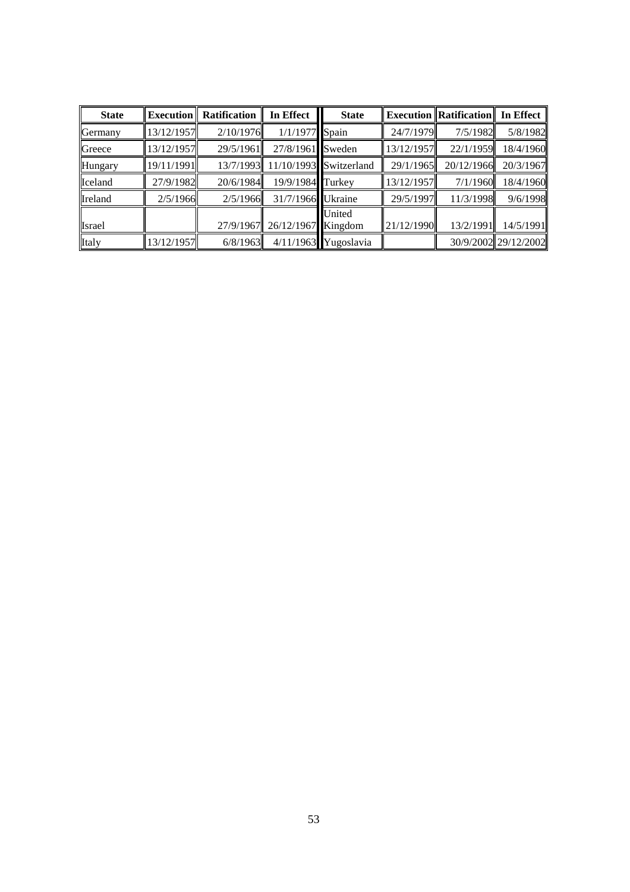| State | Execution | Ratification | In Effect | State | Execution | Ratification | In Effect |
|---|---|---|---|---|---|---|---|
| Germany | 13/12/1957 | 2/10/1976 | 1/1/1977 | Spain | 24/7/1979 | 7/5/1982 | 5/8/1982 |
| Greece | 13/12/1957 | 29/5/1961 | 27/8/1961 | Sweden | 13/12/1957 | 22/1/1959 | 18/4/1960 |
| Hungary | 19/11/1991 | 13/7/1993 | 11/10/1993 | Switzerland | 29/1/1965 | 20/12/1966 | 20/3/1967 |
| Iceland | 27/9/1982 | 20/6/1984 | 19/9/1984 | Turkey | 13/12/1957 | 7/1/1960 | 18/4/1960 |
| Ireland | 2/5/1966 | 2/5/1966 | 31/7/1966 | Ukraine | 29/5/1997 | 11/3/1998 | 9/6/1998 |
| Israel | | 27/9/1967 | 26/12/1967 | United Kingdom | 21/12/1990 | 13/2/1991 | 14/5/1991 |
| Italy | 13/12/1957 | 6/8/1963 | 4/11/1963 | Yugoslavia | | 30/9/2002 | 29/12/2002 |